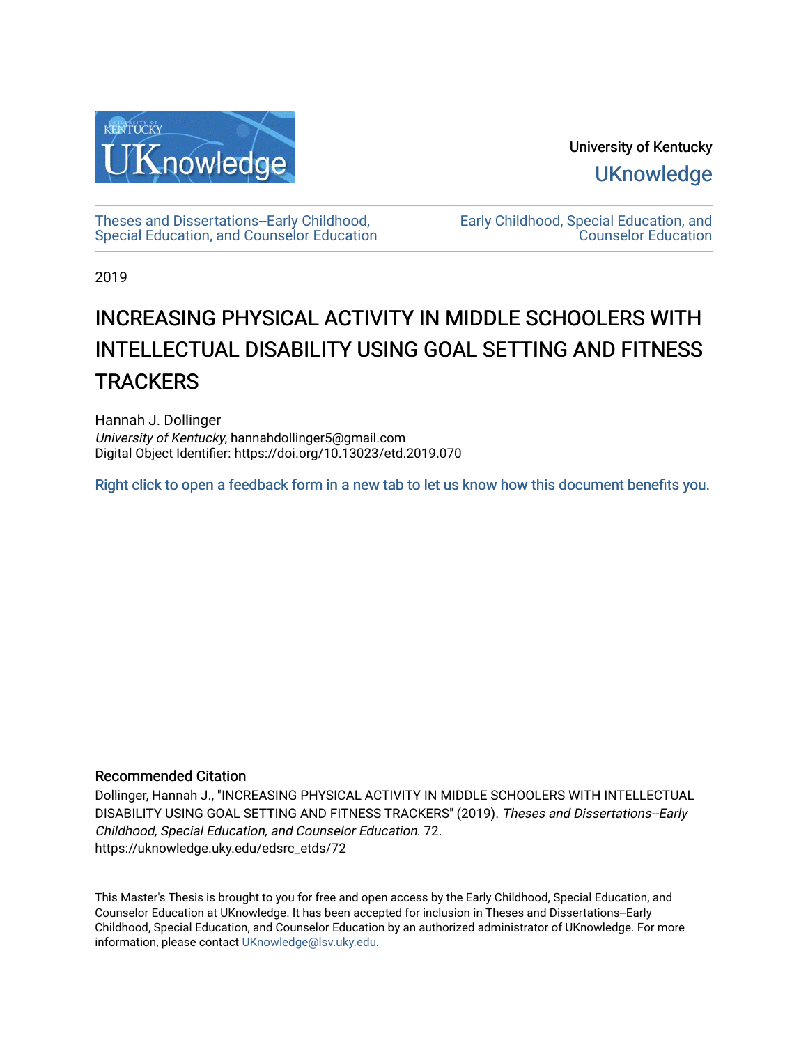University of Kentucky

UKnowledge

Theses and Dissertations--Early Childhood, Special Education, and Counselor Education

Early Childhood, Special Education, and Counselor Education

2019

# INCREASING PHYSICAL ACTIVITY IN MIDDLE SCHOOLERS WITH INTELLECTUAL DISABILITY USING GOAL SETTING AND FITNESS TRACKERS

Hannah J. Dollinger
*University of Kentucky*, hannahdollinger5@gmail.com
Digital Object Identifier: https://doi.org/10.13023/etd.2019.070

Right click to open a feedback form in a new tab to let us know how this document benefits you.

## Recommended Citation

Dollinger, Hannah J., "INCREASING PHYSICAL ACTIVITY IN MIDDLE SCHOOLERS WITH INTELLECTUAL DISABILITY USING GOAL SETTING AND FITNESS TRACKERS" (2019). *Theses and Dissertations--Early Childhood, Special Education, and Counselor Education*. 72.
https://uknowledge.uky.edu/edsrc_etds/72

This Master's Thesis is brought to you for free and open access by the Early Childhood, Special Education, and Counselor Education at UKnowledge. It has been accepted for inclusion in Theses and Dissertations--Early Childhood, Special Education, and Counselor Education by an authorized administrator of UKnowledge. For more information, please contact UKnowledge@lsv.uky.edu.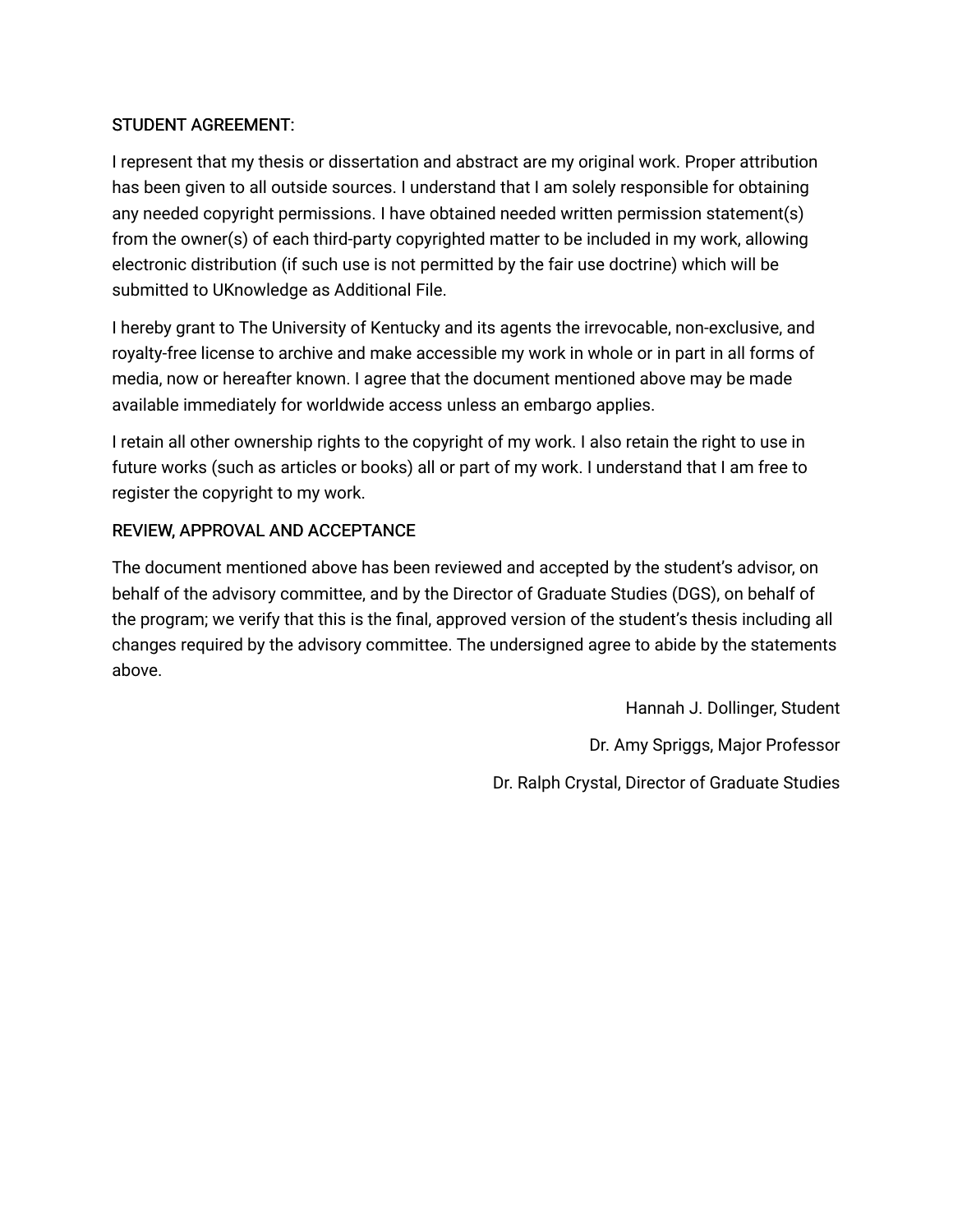STUDENT AGREEMENT:

I represent that my thesis or dissertation and abstract are my original work. Proper attribution has been given to all outside sources. I understand that I am solely responsible for obtaining any needed copyright permissions. I have obtained needed written permission statement(s) from the owner(s) of each third-party copyrighted matter to be included in my work, allowing electronic distribution (if such use is not permitted by the fair use doctrine) which will be submitted to UKnowledge as Additional File.

I hereby grant to The University of Kentucky and its agents the irrevocable, non-exclusive, and royalty-free license to archive and make accessible my work in whole or in part in all forms of media, now or hereafter known. I agree that the document mentioned above may be made available immediately for worldwide access unless an embargo applies.

I retain all other ownership rights to the copyright of my work. I also retain the right to use in future works (such as articles or books) all or part of my work. I understand that I am free to register the copyright to my work.

REVIEW, APPROVAL AND ACCEPTANCE

The document mentioned above has been reviewed and accepted by the student's advisor, on behalf of the advisory committee, and by the Director of Graduate Studies (DGS), on behalf of the program; we verify that this is the final, approved version of the student's thesis including all changes required by the advisory committee. The undersigned agree to abide by the statements above.

Hannah J. Dollinger, Student

Dr. Amy Spriggs, Major Professor

Dr. Ralph Crystal, Director of Graduate Studies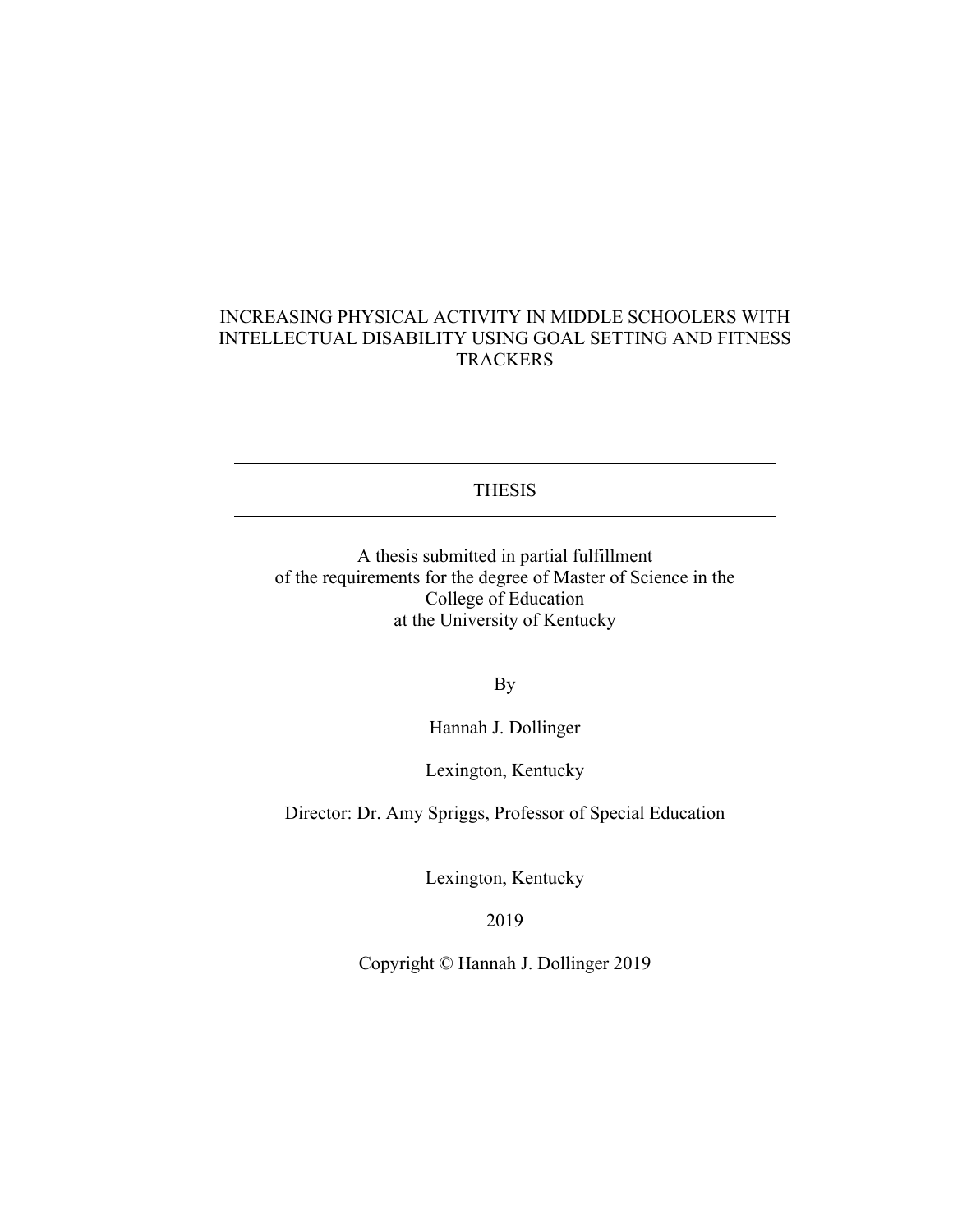INCREASING PHYSICAL ACTIVITY IN MIDDLE SCHOOLERS WITH INTELLECTUAL DISABILITY USING GOAL SETTING AND FITNESS TRACKERS

---

THESIS

---

A thesis submitted in partial fulfillment
of the requirements for the degree of Master of Science in the
College of Education
at the University of Kentucky

By

Hannah J. Dollinger

Lexington, Kentucky

Director: Dr. Amy Spriggs, Professor of Special Education

Lexington, Kentucky

2019

Copyright © Hannah J. Dollinger 2019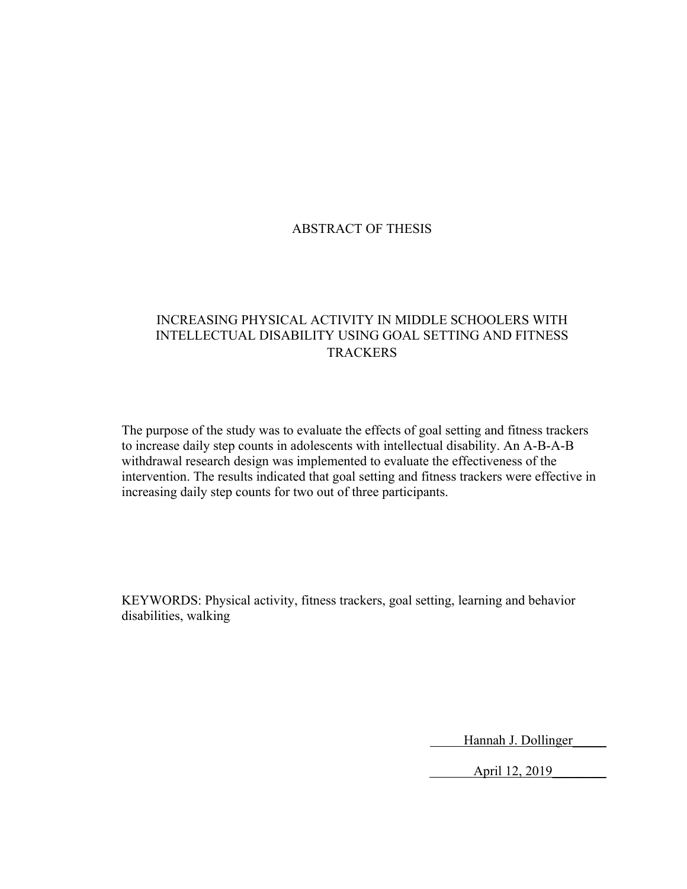# ABSTRACT OF THESIS

## INCREASING PHYSICAL ACTIVITY IN MIDDLE SCHOOLERS WITH INTELLECTUAL DISABILITY USING GOAL SETTING AND FITNESS TRACKERS

The purpose of the study was to evaluate the effects of goal setting and fitness trackers to increase daily step counts in adolescents with intellectual disability. An A-B-A-B withdrawal research design was implemented to evaluate the effectiveness of the intervention. The results indicated that goal setting and fitness trackers were effective in increasing daily step counts for two out of three participants.

KEYWORDS: Physical activity, fitness trackers, goal setting, learning and behavior disabilities, walking

Hannah J. Dollinger

April 12, 2019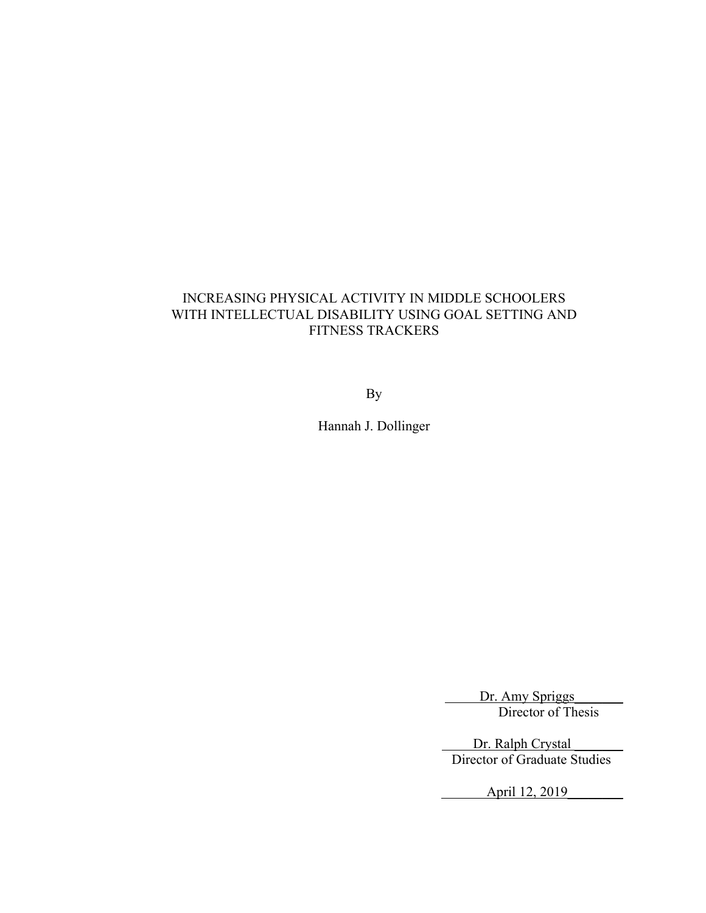INCREASING PHYSICAL ACTIVITY IN MIDDLE SCHOOLERS WITH INTELLECTUAL DISABILITY USING GOAL SETTING AND FITNESS TRACKERS

By

Hannah J. Dollinger

Dr. Amy Spriggs
Director of Thesis

Dr. Ralph Crystal
Director of Graduate Studies

April 12, 2019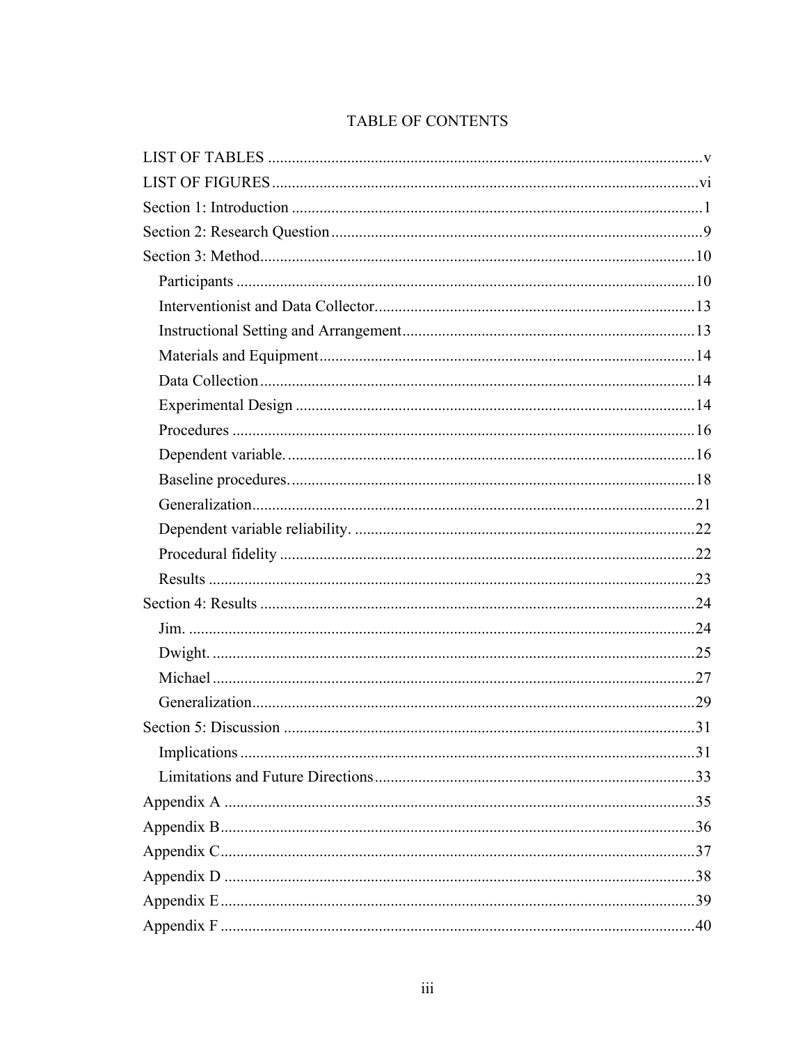# TABLE OF CONTENTS

LIST OF TABLES ........................................................................................................... v

LIST OF FIGURES ......................................................................................................... vi

Section 1: Introduction ..................................................................................................... 1

Section 2: Research Question ........................................................................................... 9

Section 3: Method ........................................................................................................... 10

- Participants ................................................................................................................. 10
- Interventionist and Data Collector ............................................................................... 13
- Instructional Setting and Arrangement ........................................................................ 13
- Materials and Equipment ............................................................................................. 14
- Data Collection ............................................................................................................ 14
- Experimental Design ................................................................................................... 14
- Procedures ................................................................................................................... 16
- Dependent variable. ..................................................................................................... 16
- Baseline procedures. .................................................................................................... 18
- Generalization .............................................................................................................. 21
- Dependent variable reliability. .................................................................................... 22
- Procedural fidelity ....................................................................................................... 22
- Results ......................................................................................................................... 23

Section 4: Results ............................................................................................................ 24

- Jim. .............................................................................................................................. 24
- Dwight. ........................................................................................................................ 25
- Michael ........................................................................................................................ 27
- Generalization .............................................................................................................. 29

Section 5: Discussion ...................................................................................................... 31

- Implications ................................................................................................................. 31
- Limitations and Future Directions ............................................................................... 33

Appendix A ..................................................................................................................... 35

Appendix B ..................................................................................................................... 36

Appendix C ..................................................................................................................... 37

Appendix D ..................................................................................................................... 38

Appendix E ..................................................................................................................... 39

Appendix F ..................................................................................................................... 40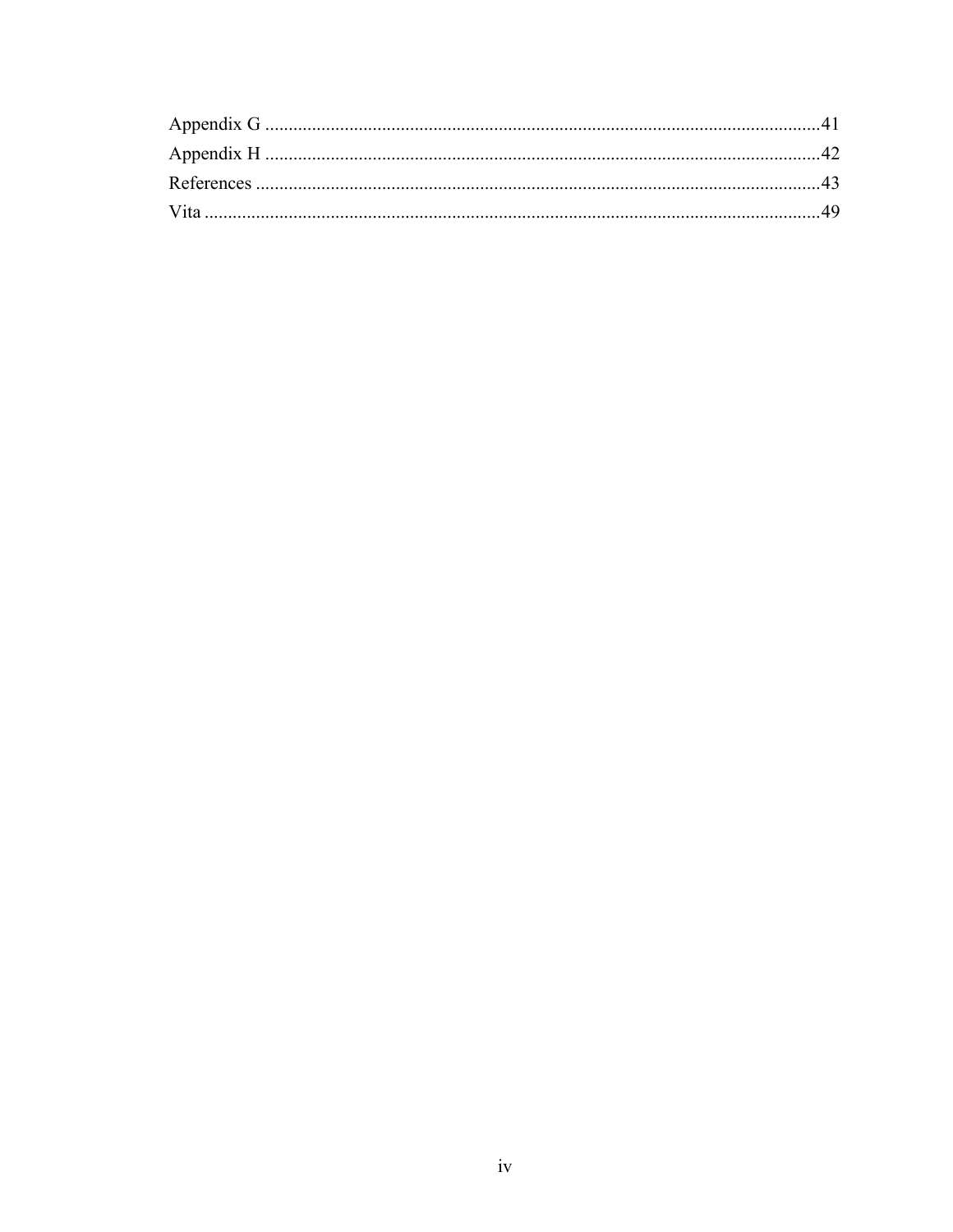Appendix G ......................................................................................................................41
Appendix H ......................................................................................................................42
References ........................................................................................................................43
Vita ...................................................................................................................................49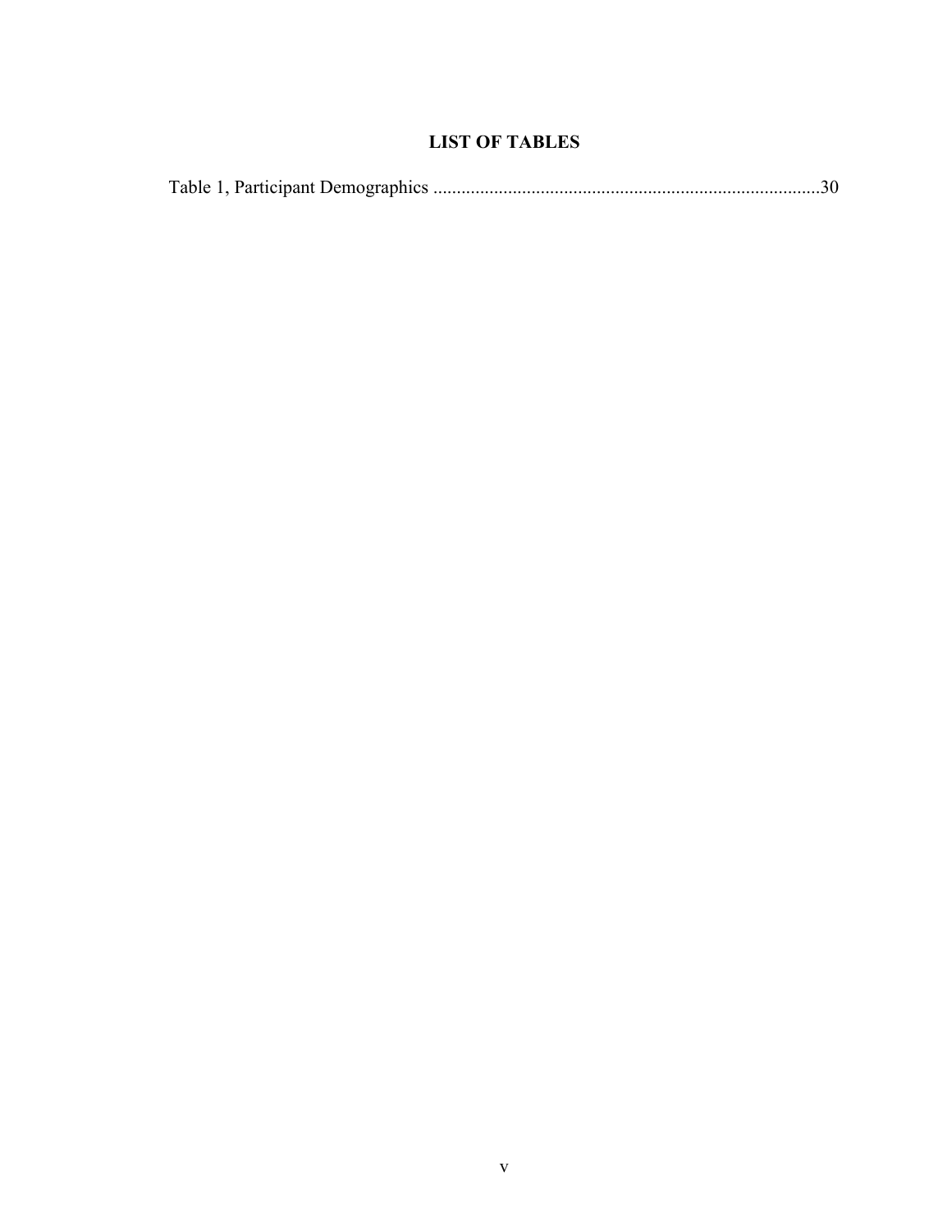# LIST OF TABLES

Table 1, Participant Demographics ..................................................................................30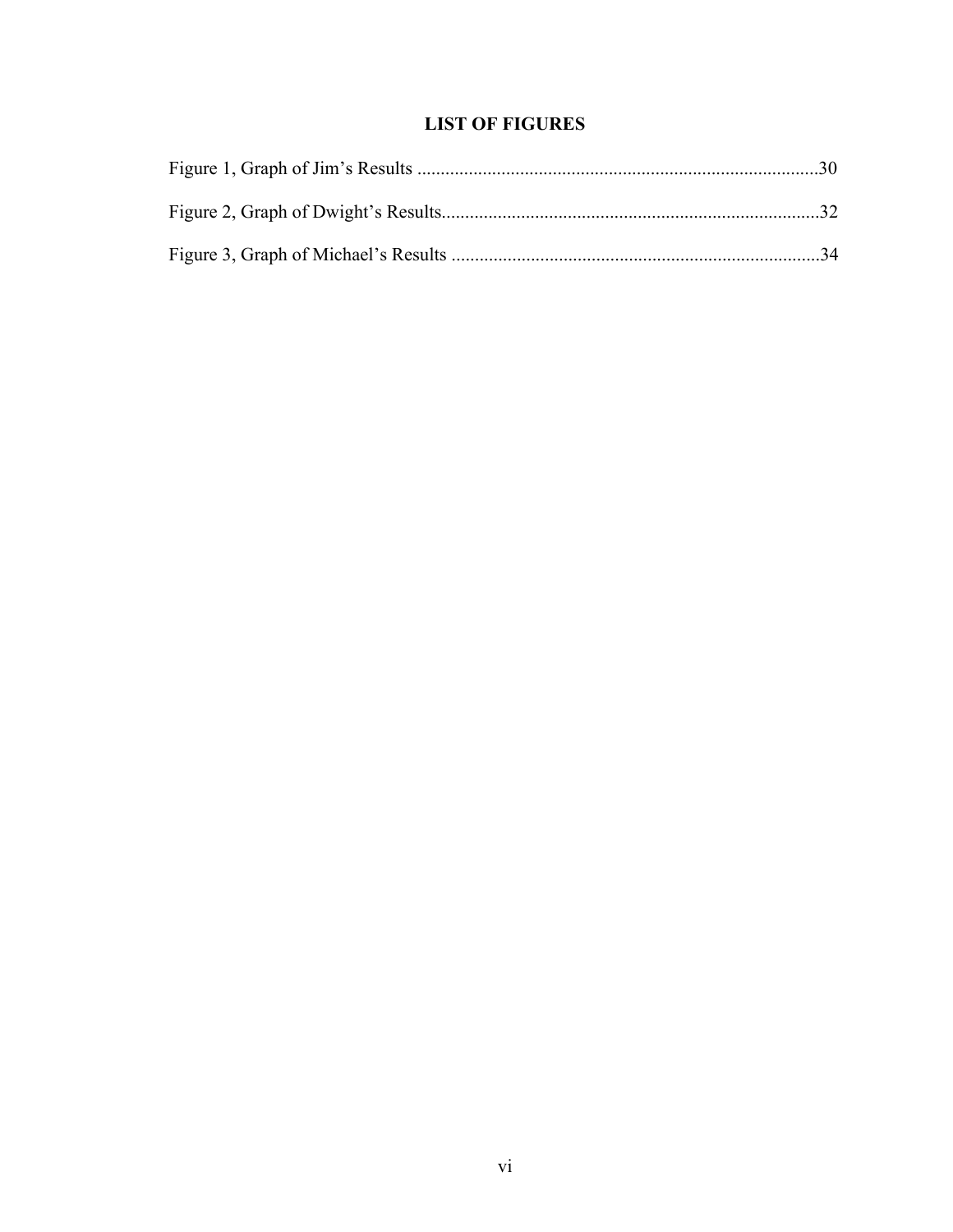# LIST OF FIGURES

Figure 1, Graph of Jim's Results ........................................................................................30

Figure 2, Graph of Dwight's Results....................................................................................32

Figure 3, Graph of Michael's Results ..................................................................................34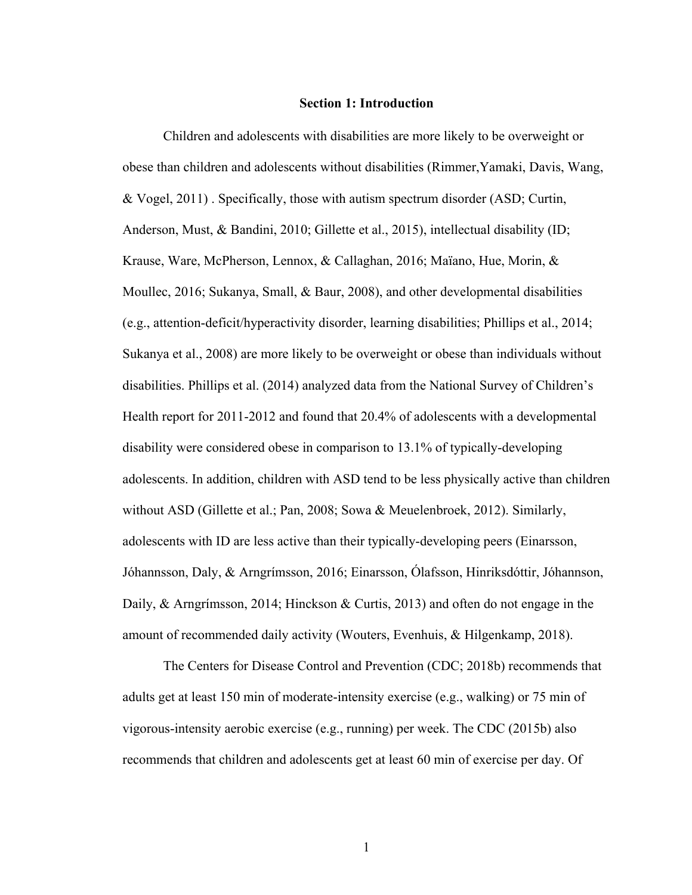# Section 1: Introduction

Children and adolescents with disabilities are more likely to be overweight or obese than children and adolescents without disabilities (Rimmer,Yamaki, Davis, Wang, & Vogel, 2011) . Specifically, those with autism spectrum disorder (ASD; Curtin, Anderson, Must, & Bandini, 2010; Gillette et al., 2015), intellectual disability (ID; Krause, Ware, McPherson, Lennox, & Callaghan, 2016; Maïano, Hue, Morin, & Moullec, 2016; Sukanya, Small, & Baur, 2008), and other developmental disabilities (e.g., attention-deficit/hyperactivity disorder, learning disabilities; Phillips et al., 2014; Sukanya et al., 2008) are more likely to be overweight or obese than individuals without disabilities. Phillips et al. (2014) analyzed data from the National Survey of Children's Health report for 2011-2012 and found that 20.4% of adolescents with a developmental disability were considered obese in comparison to 13.1% of typically-developing adolescents. In addition, children with ASD tend to be less physically active than children without ASD (Gillette et al.; Pan, 2008; Sowa & Meuelenbroek, 2012). Similarly, adolescents with ID are less active than their typically-developing peers (Einarsson, Jóhannsson, Daly, & Arngrímsson, 2016; Einarsson, Ólafsson, Hinriksdóttir, Jóhannson, Daily, & Arngrímsson, 2014; Hinckson & Curtis, 2013) and often do not engage in the amount of recommended daily activity (Wouters, Evenhuis, & Hilgenkamp, 2018).

The Centers for Disease Control and Prevention (CDC; 2018b) recommends that adults get at least 150 min of moderate-intensity exercise (e.g., walking) or 75 min of vigorous-intensity aerobic exercise (e.g., running) per week. The CDC (2015b) also recommends that children and adolescents get at least 60 min of exercise per day. Of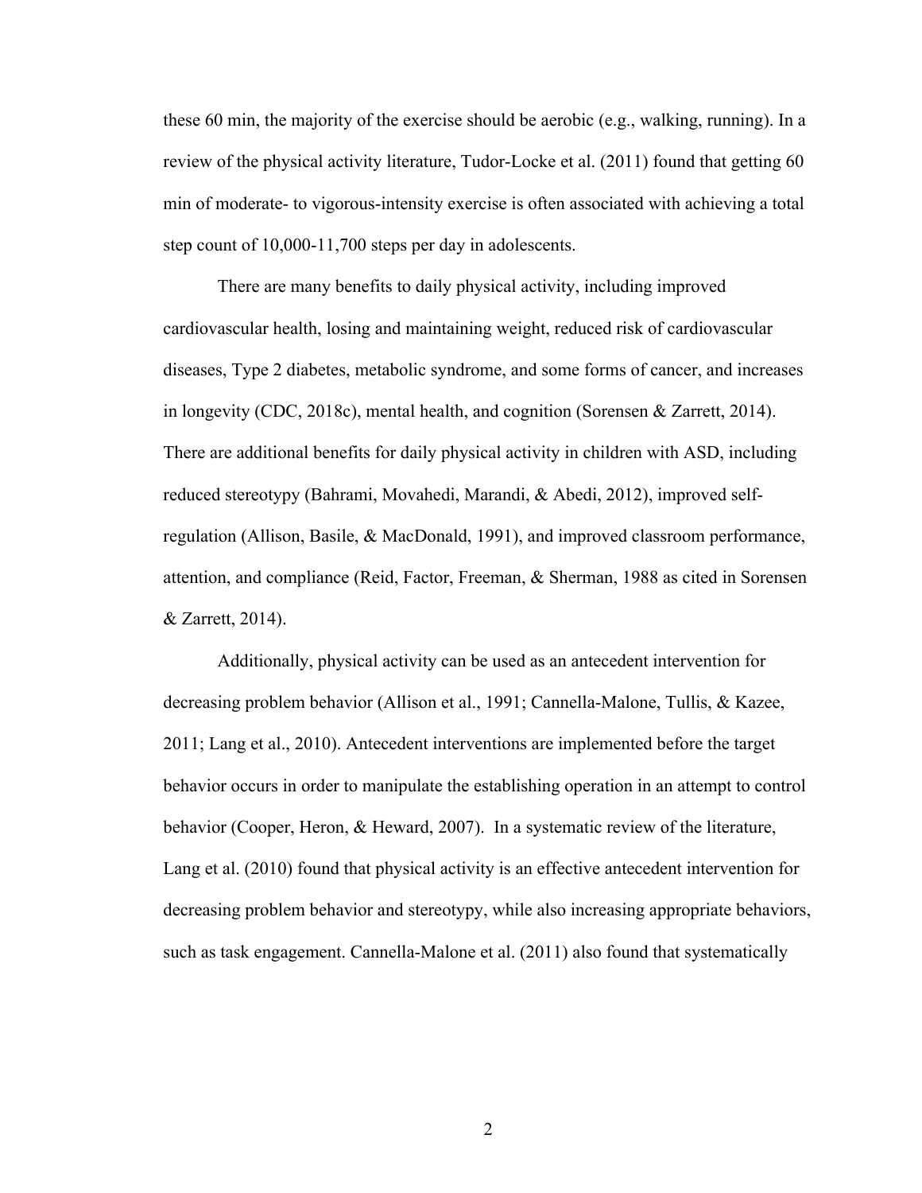these 60 min, the majority of the exercise should be aerobic (e.g., walking, running). In a review of the physical activity literature, Tudor-Locke et al. (2011) found that getting 60 min of moderate- to vigorous-intensity exercise is often associated with achieving a total step count of 10,000-11,700 steps per day in adolescents.

There are many benefits to daily physical activity, including improved cardiovascular health, losing and maintaining weight, reduced risk of cardiovascular diseases, Type 2 diabetes, metabolic syndrome, and some forms of cancer, and increases in longevity (CDC, 2018c), mental health, and cognition (Sorensen & Zarrett, 2014). There are additional benefits for daily physical activity in children with ASD, including reduced stereotypy (Bahrami, Movahedi, Marandi, & Abedi, 2012), improved self-regulation (Allison, Basile, & MacDonald, 1991), and improved classroom performance, attention, and compliance (Reid, Factor, Freeman, & Sherman, 1988 as cited in Sorensen & Zarrett, 2014).

Additionally, physical activity can be used as an antecedent intervention for decreasing problem behavior (Allison et al., 1991; Cannella-Malone, Tullis, & Kazee, 2011; Lang et al., 2010). Antecedent interventions are implemented before the target behavior occurs in order to manipulate the establishing operation in an attempt to control behavior (Cooper, Heron, & Heward, 2007). In a systematic review of the literature, Lang et al. (2010) found that physical activity is an effective antecedent intervention for decreasing problem behavior and stereotypy, while also increasing appropriate behaviors, such as task engagement. Cannella-Malone et al. (2011) also found that systematically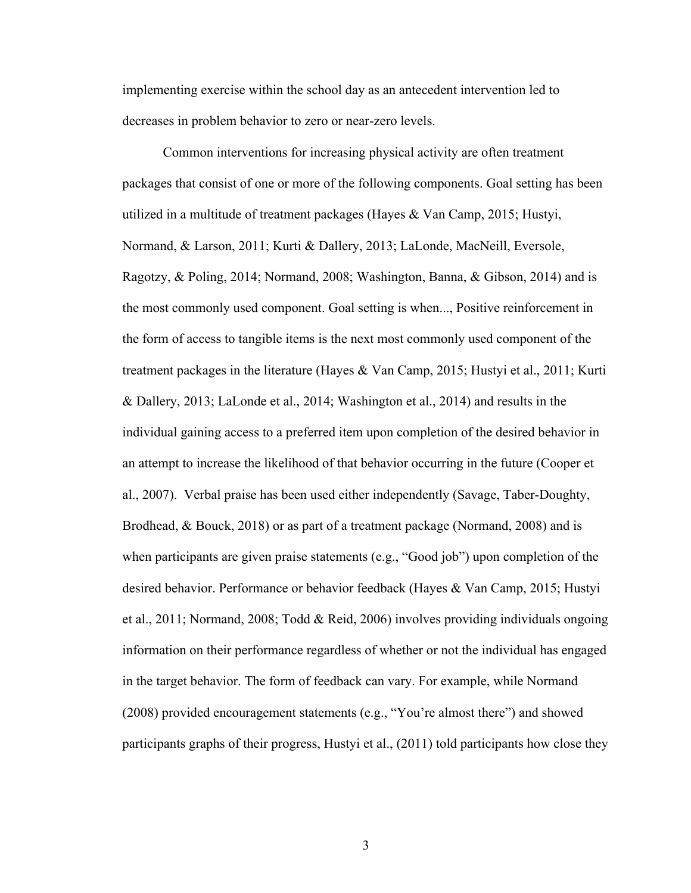implementing exercise within the school day as an antecedent intervention led to decreases in problem behavior to zero or near-zero levels.

Common interventions for increasing physical activity are often treatment packages that consist of one or more of the following components. Goal setting has been utilized in a multitude of treatment packages (Hayes & Van Camp, 2015; Hustyi, Normand, & Larson, 2011; Kurti & Dallery, 2013; LaLonde, MacNeill, Eversole, Ragotzy, & Poling, 2014; Normand, 2008; Washington, Banna, & Gibson, 2014) and is the most commonly used component. Goal setting is when..., Positive reinforcement in the form of access to tangible items is the next most commonly used component of the treatment packages in the literature (Hayes & Van Camp, 2015; Hustyi et al., 2011; Kurti & Dallery, 2013; LaLonde et al., 2014; Washington et al., 2014) and results in the individual gaining access to a preferred item upon completion of the desired behavior in an attempt to increase the likelihood of that behavior occurring in the future (Cooper et al., 2007). Verbal praise has been used either independently (Savage, Taber-Doughty, Brodhead, & Bouck, 2018) or as part of a treatment package (Normand, 2008) and is when participants are given praise statements (e.g., "Good job") upon completion of the desired behavior. Performance or behavior feedback (Hayes & Van Camp, 2015; Hustyi et al., 2011; Normand, 2008; Todd & Reid, 2006) involves providing individuals ongoing information on their performance regardless of whether or not the individual has engaged in the target behavior. The form of feedback can vary. For example, while Normand (2008) provided encouragement statements (e.g., "You're almost there") and showed participants graphs of their progress, Hustyi et al., (2011) told participants how close they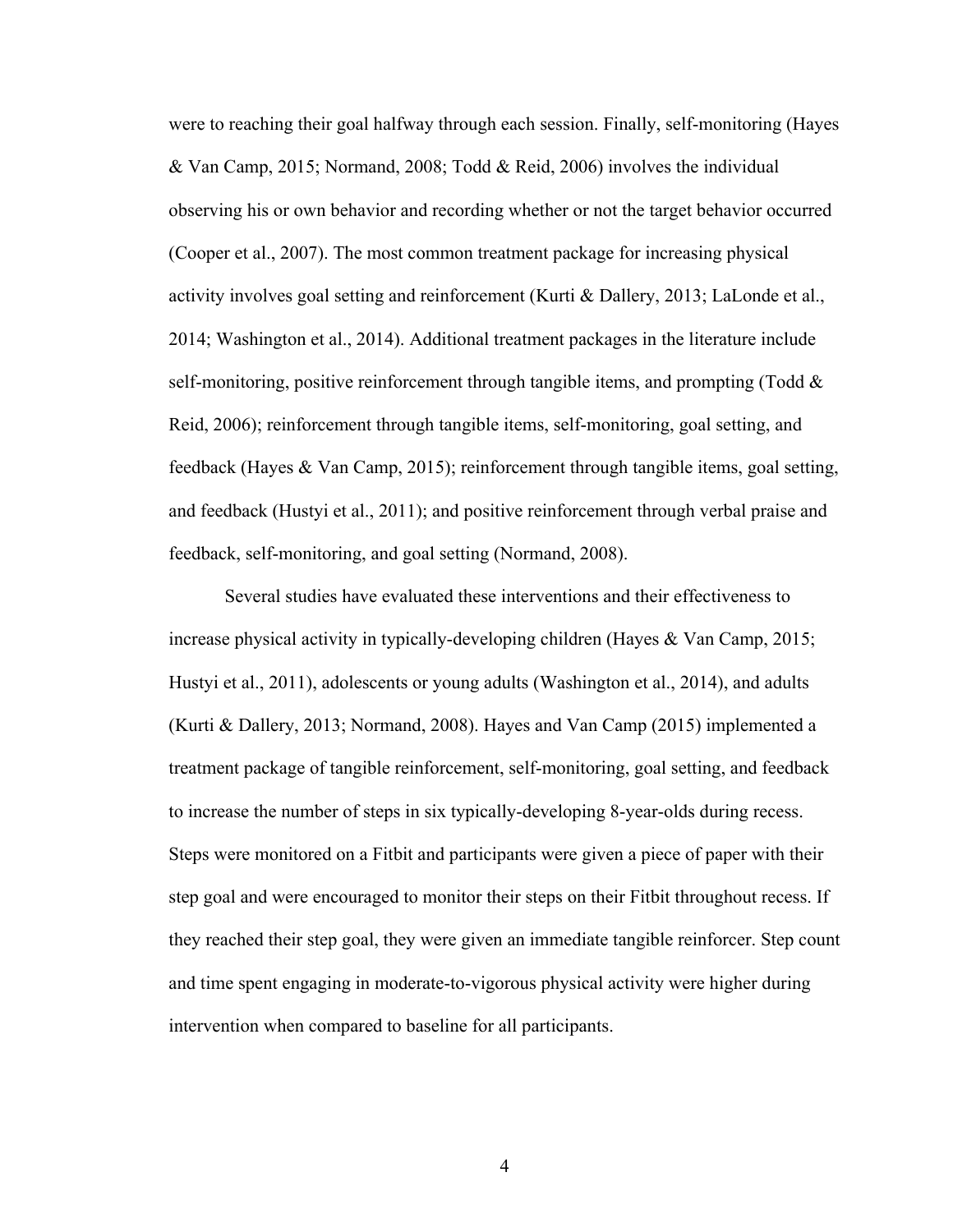were to reaching their goal halfway through each session. Finally, self-monitoring (Hayes & Van Camp, 2015; Normand, 2008; Todd & Reid, 2006) involves the individual observing his or own behavior and recording whether or not the target behavior occurred (Cooper et al., 2007). The most common treatment package for increasing physical activity involves goal setting and reinforcement (Kurti & Dallery, 2013; LaLonde et al., 2014; Washington et al., 2014). Additional treatment packages in the literature include self-monitoring, positive reinforcement through tangible items, and prompting (Todd & Reid, 2006); reinforcement through tangible items, self-monitoring, goal setting, and feedback (Hayes & Van Camp, 2015); reinforcement through tangible items, goal setting, and feedback (Hustyi et al., 2011); and positive reinforcement through verbal praise and feedback, self-monitoring, and goal setting (Normand, 2008).

Several studies have evaluated these interventions and their effectiveness to increase physical activity in typically-developing children (Hayes & Van Camp, 2015; Hustyi et al., 2011), adolescents or young adults (Washington et al., 2014), and adults (Kurti & Dallery, 2013; Normand, 2008). Hayes and Van Camp (2015) implemented a treatment package of tangible reinforcement, self-monitoring, goal setting, and feedback to increase the number of steps in six typically-developing 8-year-olds during recess. Steps were monitored on a Fitbit and participants were given a piece of paper with their step goal and were encouraged to monitor their steps on their Fitbit throughout recess. If they reached their step goal, they were given an immediate tangible reinforcer. Step count and time spent engaging in moderate-to-vigorous physical activity were higher during intervention when compared to baseline for all participants.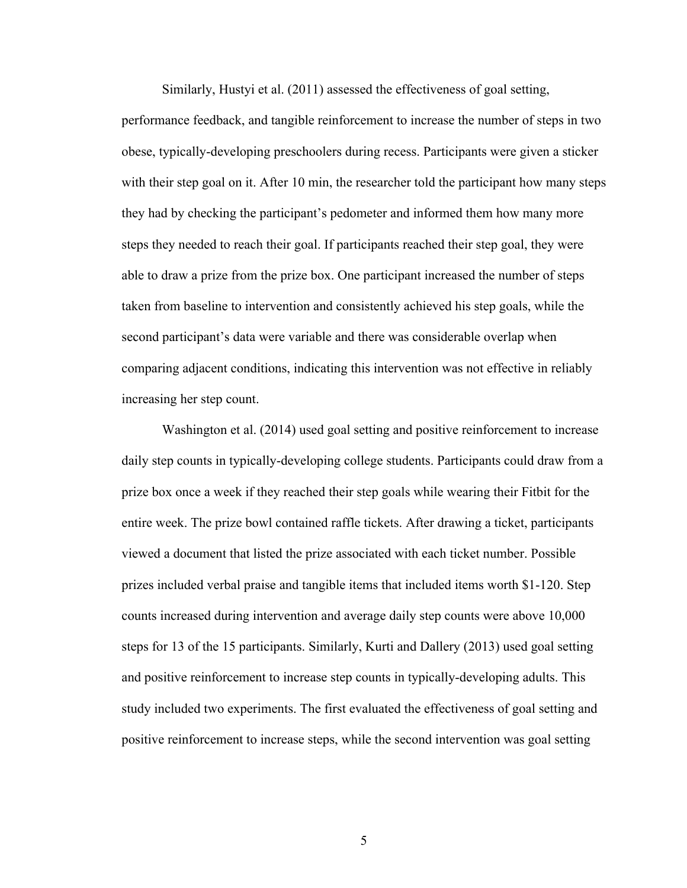Similarly, Hustyi et al. (2011) assessed the effectiveness of goal setting, performance feedback, and tangible reinforcement to increase the number of steps in two obese, typically-developing preschoolers during recess. Participants were given a sticker with their step goal on it. After 10 min, the researcher told the participant how many steps they had by checking the participant's pedometer and informed them how many more steps they needed to reach their goal. If participants reached their step goal, they were able to draw a prize from the prize box. One participant increased the number of steps taken from baseline to intervention and consistently achieved his step goals, while the second participant's data were variable and there was considerable overlap when comparing adjacent conditions, indicating this intervention was not effective in reliably increasing her step count.

Washington et al. (2014) used goal setting and positive reinforcement to increase daily step counts in typically-developing college students. Participants could draw from a prize box once a week if they reached their step goals while wearing their Fitbit for the entire week. The prize bowl contained raffle tickets. After drawing a ticket, participants viewed a document that listed the prize associated with each ticket number. Possible prizes included verbal praise and tangible items that included items worth $1-120. Step counts increased during intervention and average daily step counts were above 10,000 steps for 13 of the 15 participants. Similarly, Kurti and Dallery (2013) used goal setting and positive reinforcement to increase step counts in typically-developing adults. This study included two experiments. The first evaluated the effectiveness of goal setting and positive reinforcement to increase steps, while the second intervention was goal setting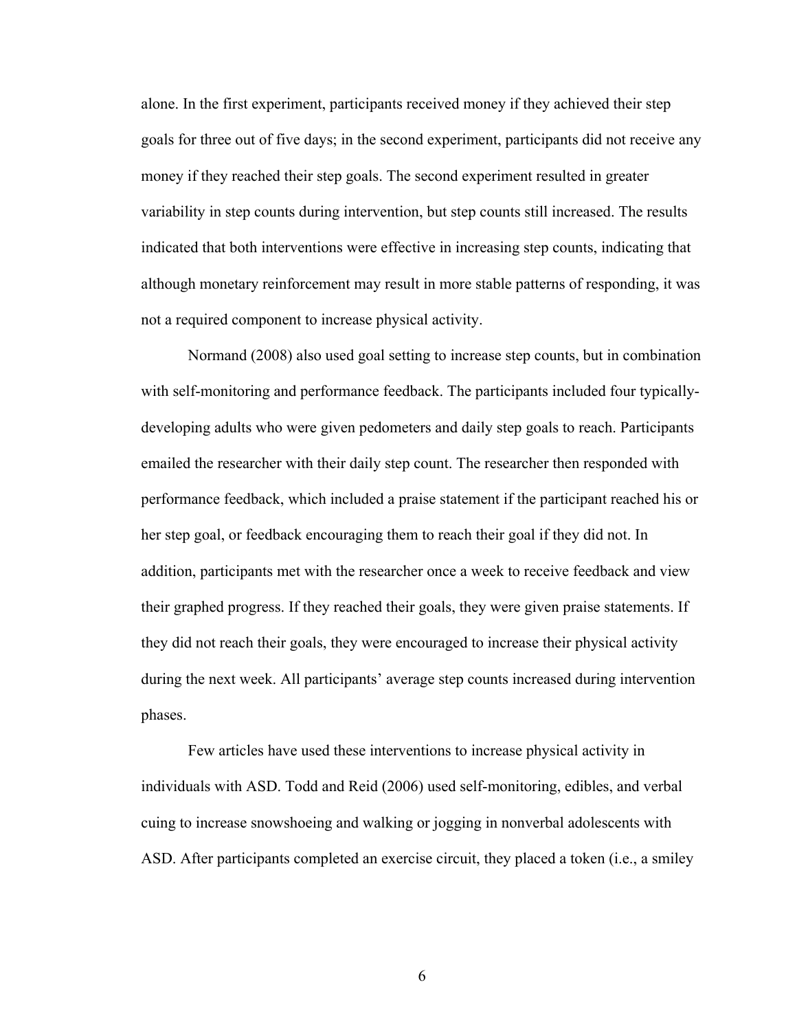alone. In the first experiment, participants received money if they achieved their step goals for three out of five days; in the second experiment, participants did not receive any money if they reached their step goals. The second experiment resulted in greater variability in step counts during intervention, but step counts still increased. The results indicated that both interventions were effective in increasing step counts, indicating that although monetary reinforcement may result in more stable patterns of responding, it was not a required component to increase physical activity.

Normand (2008) also used goal setting to increase step counts, but in combination with self-monitoring and performance feedback. The participants included four typically-developing adults who were given pedometers and daily step goals to reach. Participants emailed the researcher with their daily step count. The researcher then responded with performance feedback, which included a praise statement if the participant reached his or her step goal, or feedback encouraging them to reach their goal if they did not. In addition, participants met with the researcher once a week to receive feedback and view their graphed progress. If they reached their goals, they were given praise statements. If they did not reach their goals, they were encouraged to increase their physical activity during the next week. All participants' average step counts increased during intervention phases.

Few articles have used these interventions to increase physical activity in individuals with ASD. Todd and Reid (2006) used self-monitoring, edibles, and verbal cuing to increase snowshoeing and walking or jogging in nonverbal adolescents with ASD. After participants completed an exercise circuit, they placed a token (i.e., a smiley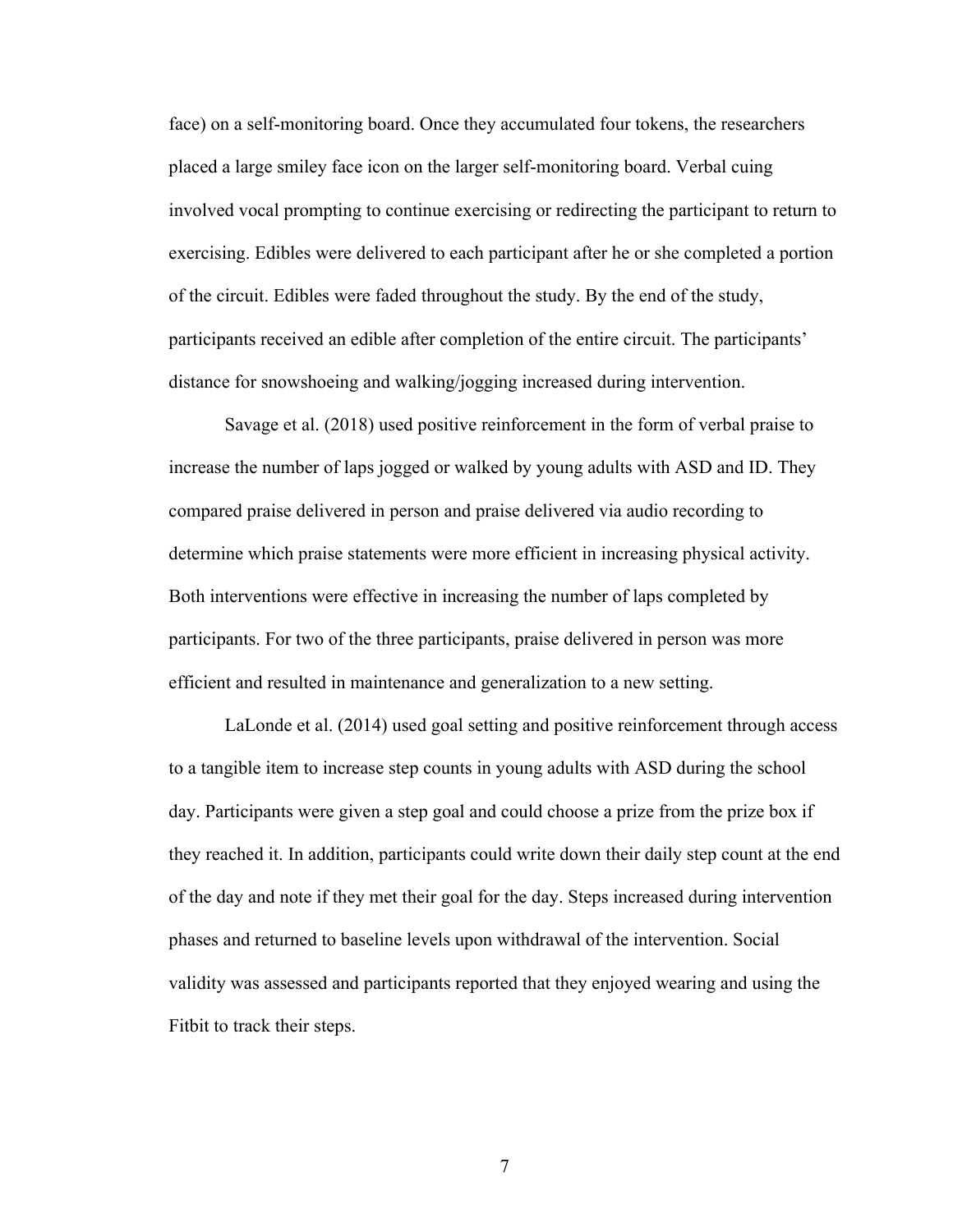face) on a self-monitoring board. Once they accumulated four tokens, the researchers placed a large smiley face icon on the larger self-monitoring board. Verbal cuing involved vocal prompting to continue exercising or redirecting the participant to return to exercising. Edibles were delivered to each participant after he or she completed a portion of the circuit. Edibles were faded throughout the study. By the end of the study, participants received an edible after completion of the entire circuit. The participants' distance for snowshoeing and walking/jogging increased during intervention.

Savage et al. (2018) used positive reinforcement in the form of verbal praise to increase the number of laps jogged or walked by young adults with ASD and ID. They compared praise delivered in person and praise delivered via audio recording to determine which praise statements were more efficient in increasing physical activity. Both interventions were effective in increasing the number of laps completed by participants. For two of the three participants, praise delivered in person was more efficient and resulted in maintenance and generalization to a new setting.

LaLonde et al. (2014) used goal setting and positive reinforcement through access to a tangible item to increase step counts in young adults with ASD during the school day. Participants were given a step goal and could choose a prize from the prize box if they reached it. In addition, participants could write down their daily step count at the end of the day and note if they met their goal for the day. Steps increased during intervention phases and returned to baseline levels upon withdrawal of the intervention. Social validity was assessed and participants reported that they enjoyed wearing and using the Fitbit to track their steps.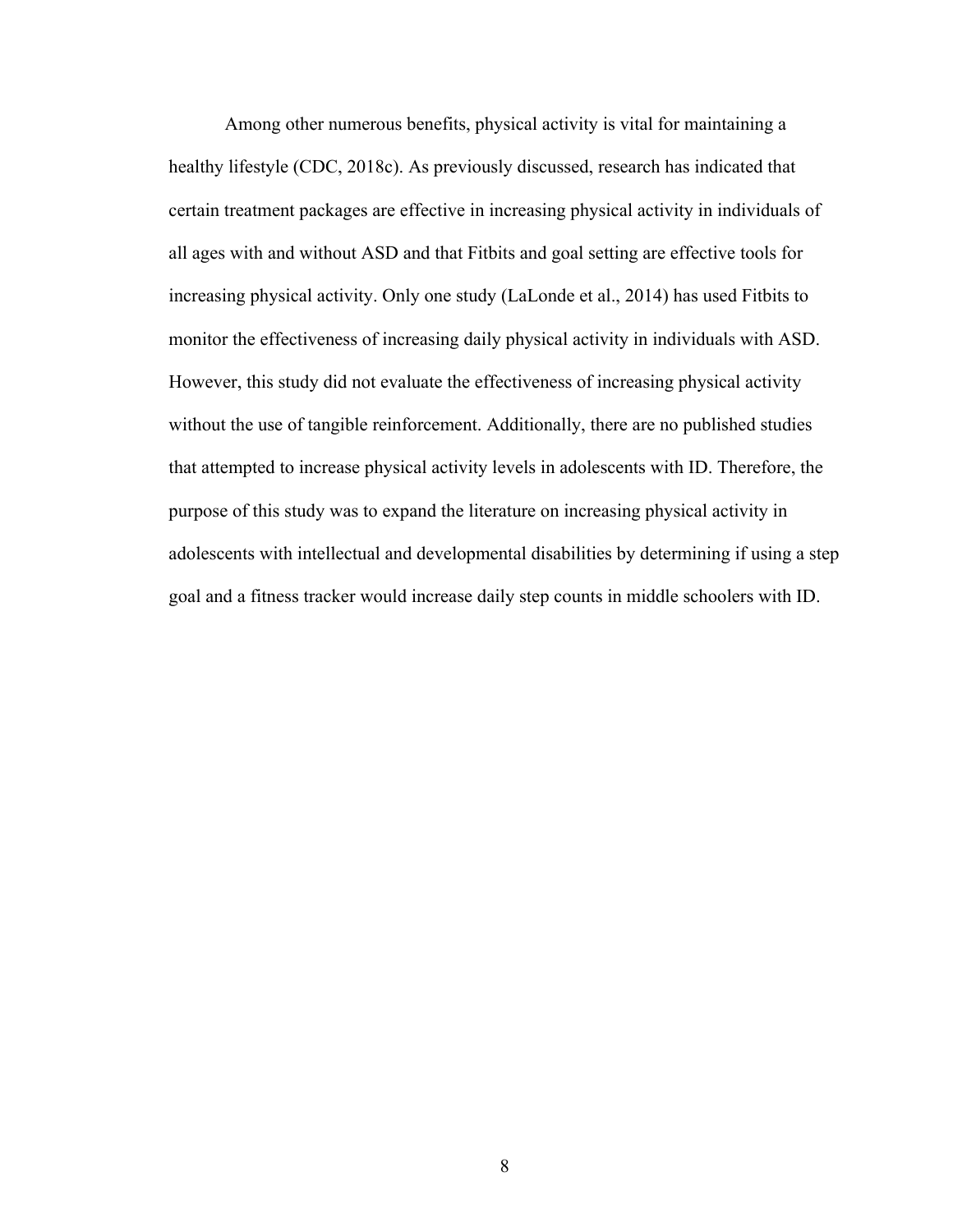Among other numerous benefits, physical activity is vital for maintaining a healthy lifestyle (CDC, 2018c). As previously discussed, research has indicated that certain treatment packages are effective in increasing physical activity in individuals of all ages with and without ASD and that Fitbits and goal setting are effective tools for increasing physical activity. Only one study (LaLonde et al., 2014) has used Fitbits to monitor the effectiveness of increasing daily physical activity in individuals with ASD. However, this study did not evaluate the effectiveness of increasing physical activity without the use of tangible reinforcement. Additionally, there are no published studies that attempted to increase physical activity levels in adolescents with ID. Therefore, the purpose of this study was to expand the literature on increasing physical activity in adolescents with intellectual and developmental disabilities by determining if using a step goal and a fitness tracker would increase daily step counts in middle schoolers with ID.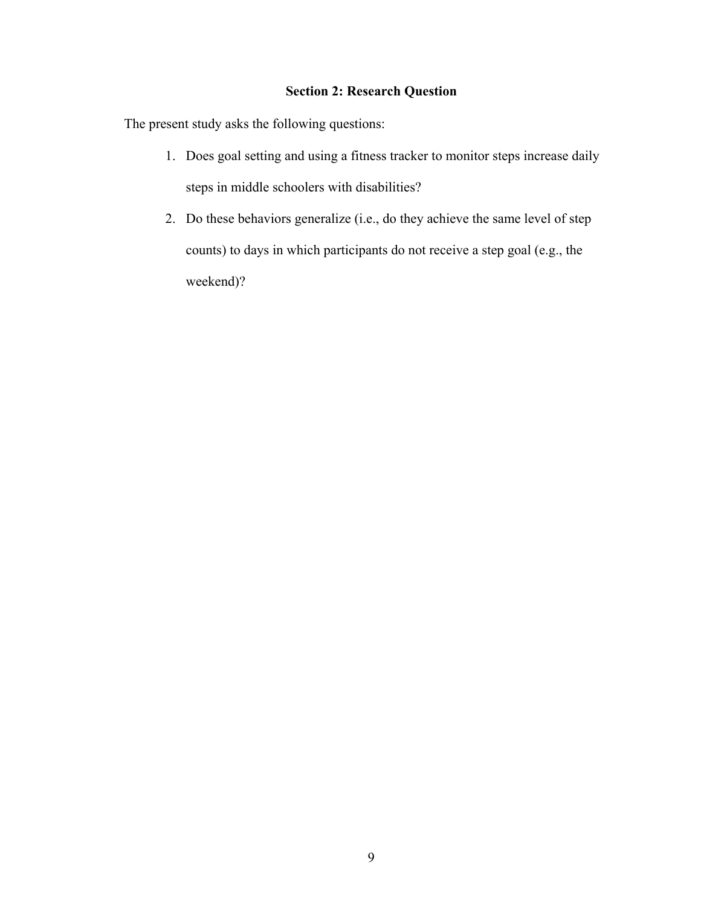## Section 2: Research Question

The present study asks the following questions:

1. Does goal setting and using a fitness tracker to monitor steps increase daily steps in middle schoolers with disabilities?
2. Do these behaviors generalize (i.e., do they achieve the same level of step counts) to days in which participants do not receive a step goal (e.g., the weekend)?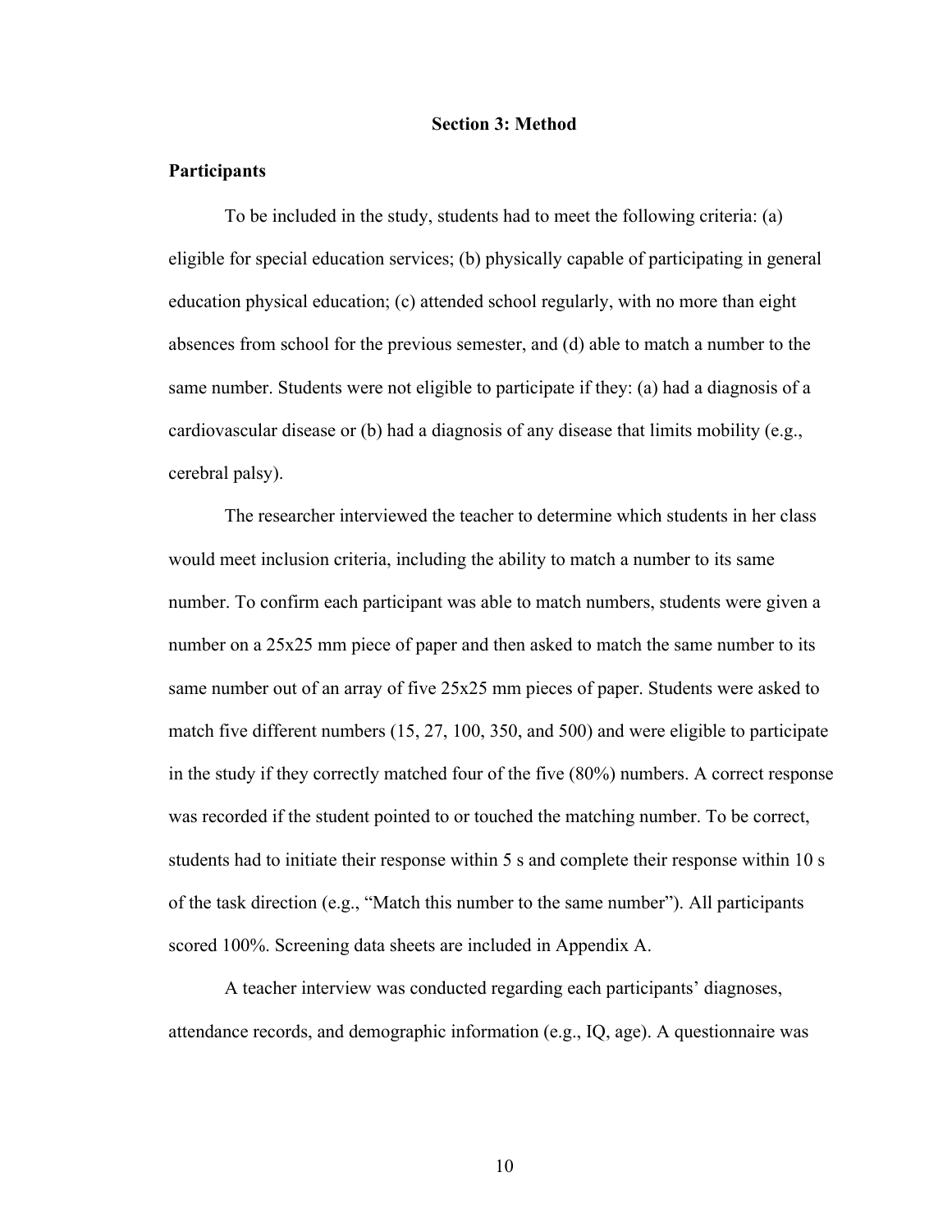## Section 3: Method

### Participants

To be included in the study, students had to meet the following criteria: (a) eligible for special education services; (b) physically capable of participating in general education physical education; (c) attended school regularly, with no more than eight absences from school for the previous semester, and (d) able to match a number to the same number. Students were not eligible to participate if they: (a) had a diagnosis of a cardiovascular disease or (b) had a diagnosis of any disease that limits mobility (e.g., cerebral palsy).

The researcher interviewed the teacher to determine which students in her class would meet inclusion criteria, including the ability to match a number to its same number. To confirm each participant was able to match numbers, students were given a number on a 25x25 mm piece of paper and then asked to match the same number to its same number out of an array of five 25x25 mm pieces of paper. Students were asked to match five different numbers (15, 27, 100, 350, and 500) and were eligible to participate in the study if they correctly matched four of the five (80%) numbers. A correct response was recorded if the student pointed to or touched the matching number. To be correct, students had to initiate their response within 5 s and complete their response within 10 s of the task direction (e.g., "Match this number to the same number"). All participants scored 100%. Screening data sheets are included in Appendix A.

A teacher interview was conducted regarding each participants' diagnoses, attendance records, and demographic information (e.g., IQ, age). A questionnaire was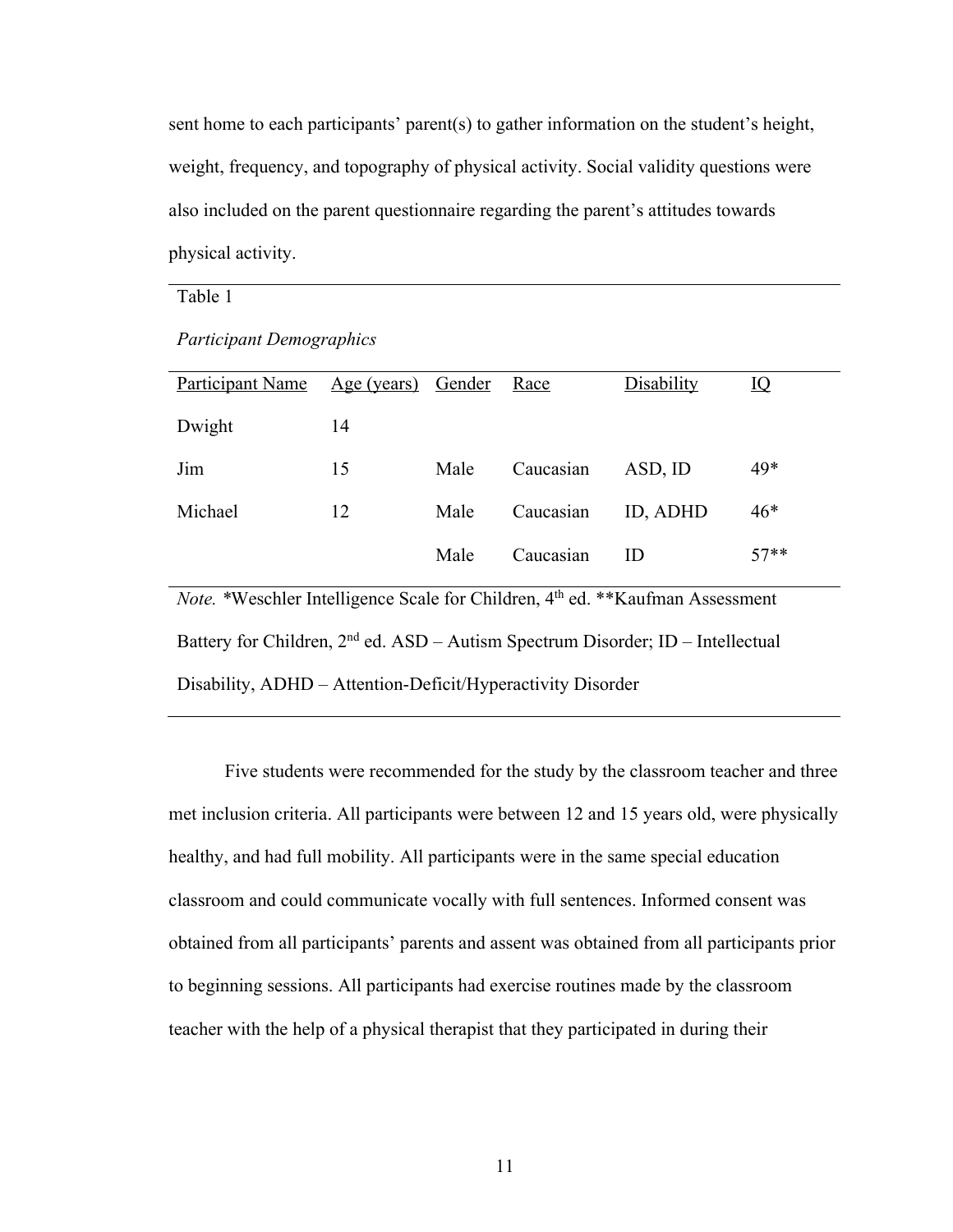sent home to each participants' parent(s) to gather information on the student's height, weight, frequency, and topography of physical activity. Social validity questions were also included on the parent questionnaire regarding the parent's attitudes towards physical activity.

Table 1

*Participant Demographics*

| Participant Name | Age (years) | Gender | Race | Disability | IQ |
|---|---|---|---|---|---|
| Dwight | 14 | | | | |
| Jim | 15 | Male | Caucasian | ASD, ID | 49* |
| Michael | 12 | Male | Caucasian | ID, ADHD | 46* |
| | | Male | Caucasian | ID | 57** |

*Note.* *Weschler Intelligence Scale for Children, 4th ed. **Kaufman Assessment Battery for Children, 2nd ed. ASD – Autism Spectrum Disorder; ID – Intellectual Disability, ADHD – Attention-Deficit/Hyperactivity Disorder

Five students were recommended for the study by the classroom teacher and three met inclusion criteria. All participants were between 12 and 15 years old, were physically healthy, and had full mobility. All participants were in the same special education classroom and could communicate vocally with full sentences. Informed consent was obtained from all participants' parents and assent was obtained from all participants prior to beginning sessions. All participants had exercise routines made by the classroom teacher with the help of a physical therapist that they participated in during their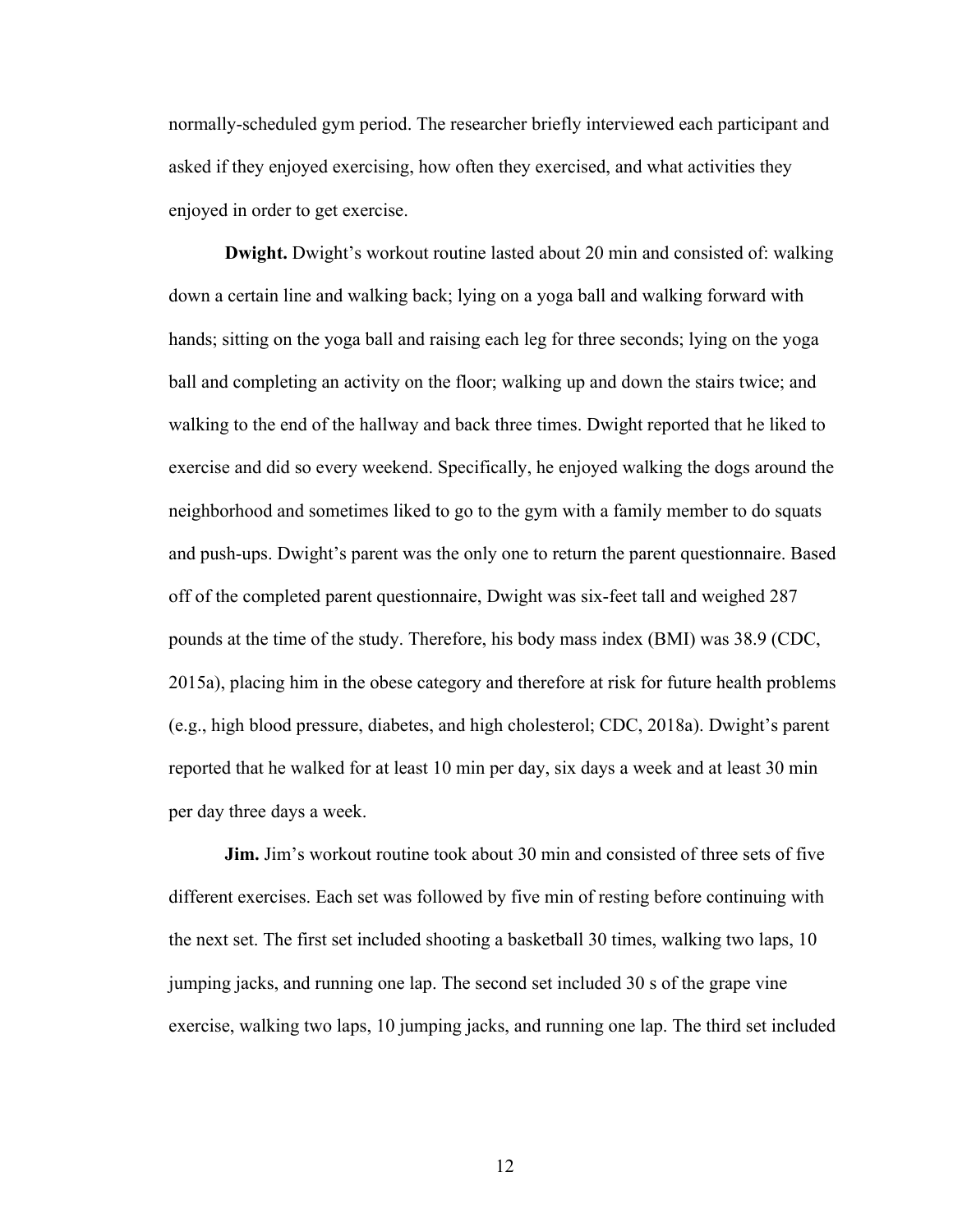normally-scheduled gym period. The researcher briefly interviewed each participant and asked if they enjoyed exercising, how often they exercised, and what activities they enjoyed in order to get exercise.

**Dwight.** Dwight's workout routine lasted about 20 min and consisted of: walking down a certain line and walking back; lying on a yoga ball and walking forward with hands; sitting on the yoga ball and raising each leg for three seconds; lying on the yoga ball and completing an activity on the floor; walking up and down the stairs twice; and walking to the end of the hallway and back three times. Dwight reported that he liked to exercise and did so every weekend. Specifically, he enjoyed walking the dogs around the neighborhood and sometimes liked to go to the gym with a family member to do squats and push-ups. Dwight's parent was the only one to return the parent questionnaire. Based off of the completed parent questionnaire, Dwight was six-feet tall and weighed 287 pounds at the time of the study. Therefore, his body mass index (BMI) was 38.9 (CDC, 2015a), placing him in the obese category and therefore at risk for future health problems (e.g., high blood pressure, diabetes, and high cholesterol; CDC, 2018a). Dwight's parent reported that he walked for at least 10 min per day, six days a week and at least 30 min per day three days a week.

**Jim.** Jim's workout routine took about 30 min and consisted of three sets of five different exercises. Each set was followed by five min of resting before continuing with the next set. The first set included shooting a basketball 30 times, walking two laps, 10 jumping jacks, and running one lap. The second set included 30 s of the grape vine exercise, walking two laps, 10 jumping jacks, and running one lap. The third set included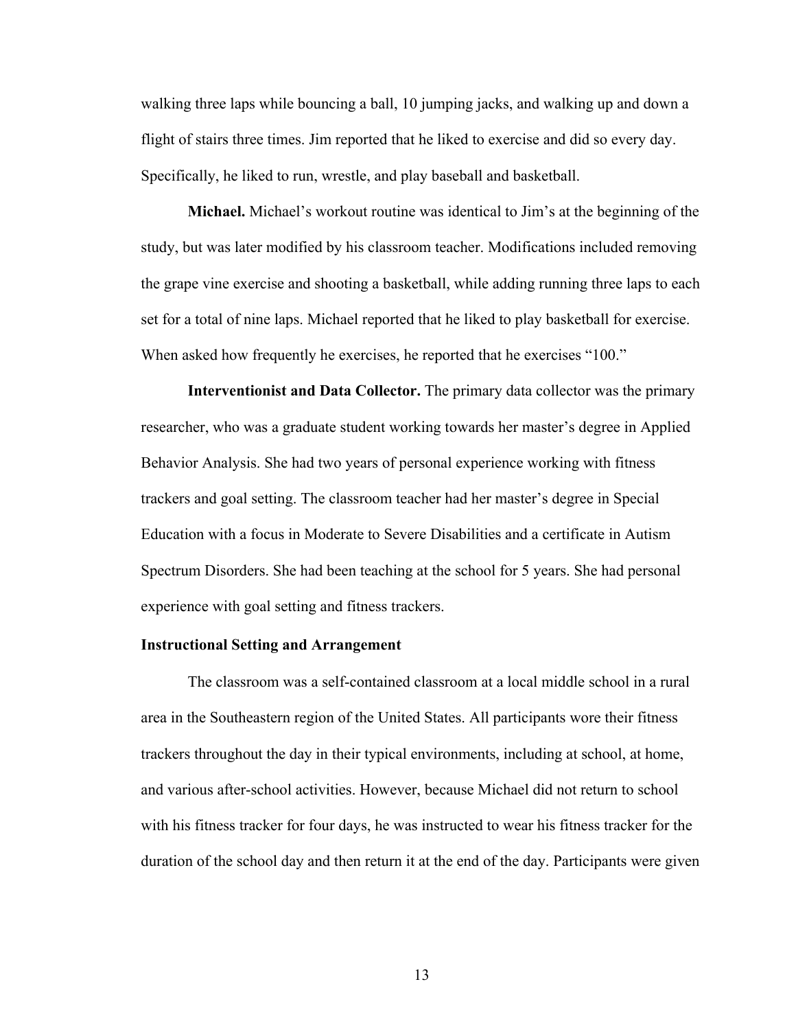walking three laps while bouncing a ball, 10 jumping jacks, and walking up and down a flight of stairs three times. Jim reported that he liked to exercise and did so every day. Specifically, he liked to run, wrestle, and play baseball and basketball.

**Michael.** Michael's workout routine was identical to Jim's at the beginning of the study, but was later modified by his classroom teacher. Modifications included removing the grape vine exercise and shooting a basketball, while adding running three laps to each set for a total of nine laps. Michael reported that he liked to play basketball for exercise. When asked how frequently he exercises, he reported that he exercises "100."

**Interventionist and Data Collector.** The primary data collector was the primary researcher, who was a graduate student working towards her master's degree in Applied Behavior Analysis. She had two years of personal experience working with fitness trackers and goal setting. The classroom teacher had her master's degree in Special Education with a focus in Moderate to Severe Disabilities and a certificate in Autism Spectrum Disorders. She had been teaching at the school for 5 years. She had personal experience with goal setting and fitness trackers.

## Instructional Setting and Arrangement

The classroom was a self-contained classroom at a local middle school in a rural area in the Southeastern region of the United States. All participants wore their fitness trackers throughout the day in their typical environments, including at school, at home, and various after-school activities. However, because Michael did not return to school with his fitness tracker for four days, he was instructed to wear his fitness tracker for the duration of the school day and then return it at the end of the day. Participants were given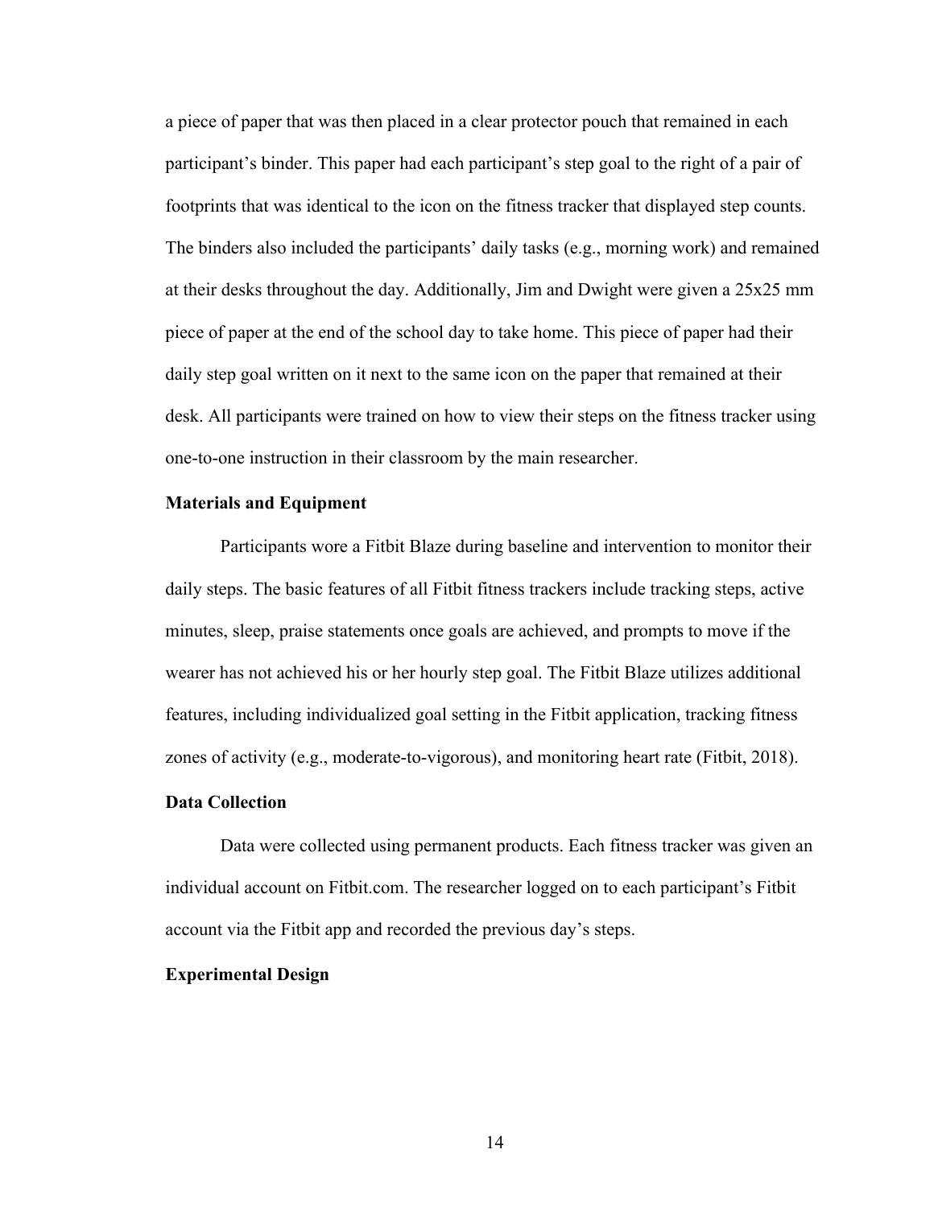a piece of paper that was then placed in a clear protector pouch that remained in each participant's binder. This paper had each participant's step goal to the right of a pair of footprints that was identical to the icon on the fitness tracker that displayed step counts. The binders also included the participants' daily tasks (e.g., morning work) and remained at their desks throughout the day. Additionally, Jim and Dwight were given a 25x25 mm piece of paper at the end of the school day to take home. This piece of paper had their daily step goal written on it next to the same icon on the paper that remained at their desk. All participants were trained on how to view their steps on the fitness tracker using one-to-one instruction in their classroom by the main researcher.

### Materials and Equipment

Participants wore a Fitbit Blaze during baseline and intervention to monitor their daily steps. The basic features of all Fitbit fitness trackers include tracking steps, active minutes, sleep, praise statements once goals are achieved, and prompts to move if the wearer has not achieved his or her hourly step goal. The Fitbit Blaze utilizes additional features, including individualized goal setting in the Fitbit application, tracking fitness zones of activity (e.g., moderate-to-vigorous), and monitoring heart rate (Fitbit, 2018).

### Data Collection

Data were collected using permanent products. Each fitness tracker was given an individual account on Fitbit.com. The researcher logged on to each participant's Fitbit account via the Fitbit app and recorded the previous day's steps.

### Experimental Design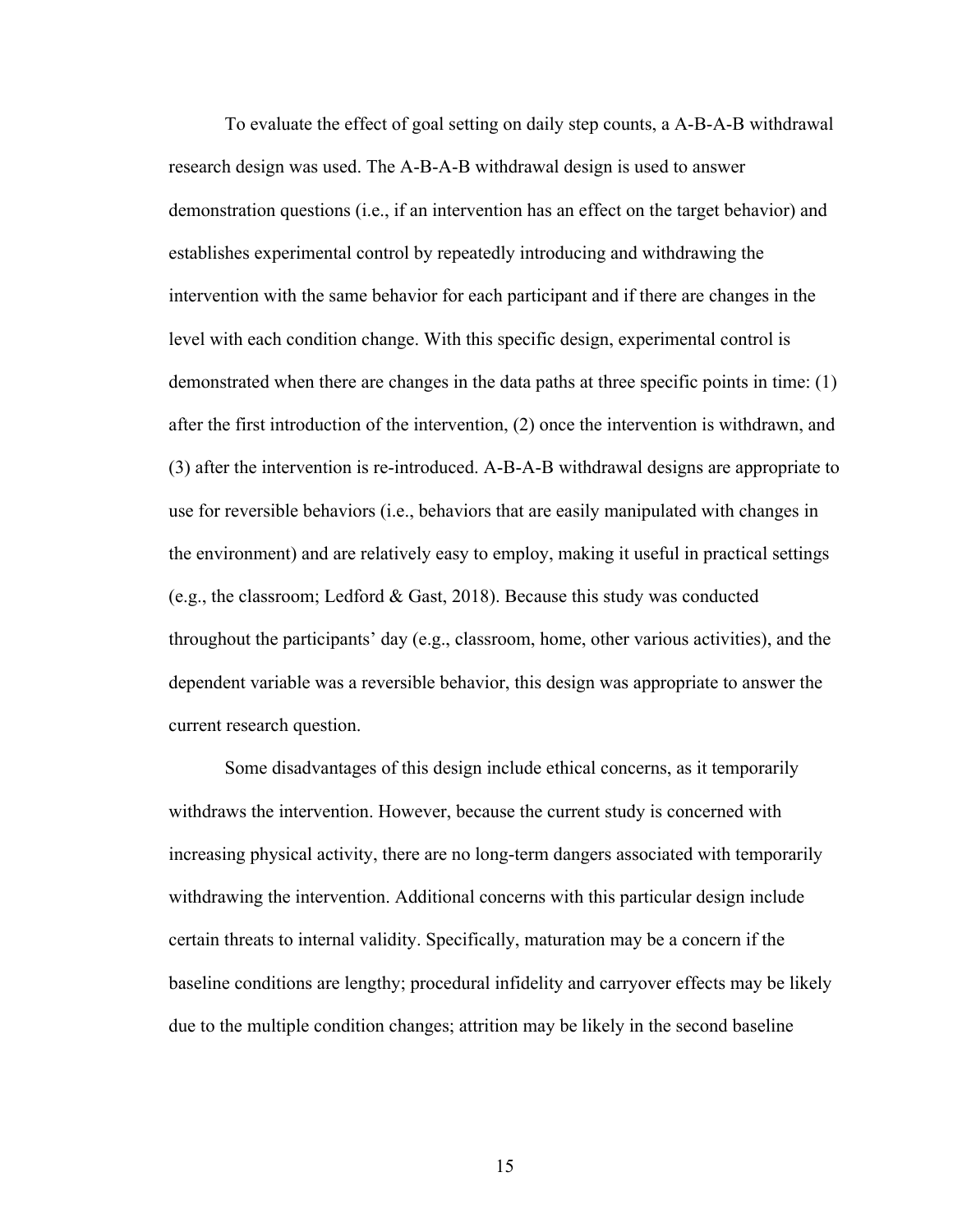To evaluate the effect of goal setting on daily step counts, a A-B-A-B withdrawal research design was used. The A-B-A-B withdrawal design is used to answer demonstration questions (i.e., if an intervention has an effect on the target behavior) and establishes experimental control by repeatedly introducing and withdrawing the intervention with the same behavior for each participant and if there are changes in the level with each condition change. With this specific design, experimental control is demonstrated when there are changes in the data paths at three specific points in time: (1) after the first introduction of the intervention, (2) once the intervention is withdrawn, and (3) after the intervention is re-introduced. A-B-A-B withdrawal designs are appropriate to use for reversible behaviors (i.e., behaviors that are easily manipulated with changes in the environment) and are relatively easy to employ, making it useful in practical settings (e.g., the classroom; Ledford & Gast, 2018). Because this study was conducted throughout the participants' day (e.g., classroom, home, other various activities), and the dependent variable was a reversible behavior, this design was appropriate to answer the current research question.

Some disadvantages of this design include ethical concerns, as it temporarily withdraws the intervention. However, because the current study is concerned with increasing physical activity, there are no long-term dangers associated with temporarily withdrawing the intervention. Additional concerns with this particular design include certain threats to internal validity. Specifically, maturation may be a concern if the baseline conditions are lengthy; procedural infidelity and carryover effects may be likely due to the multiple condition changes; attrition may be likely in the second baseline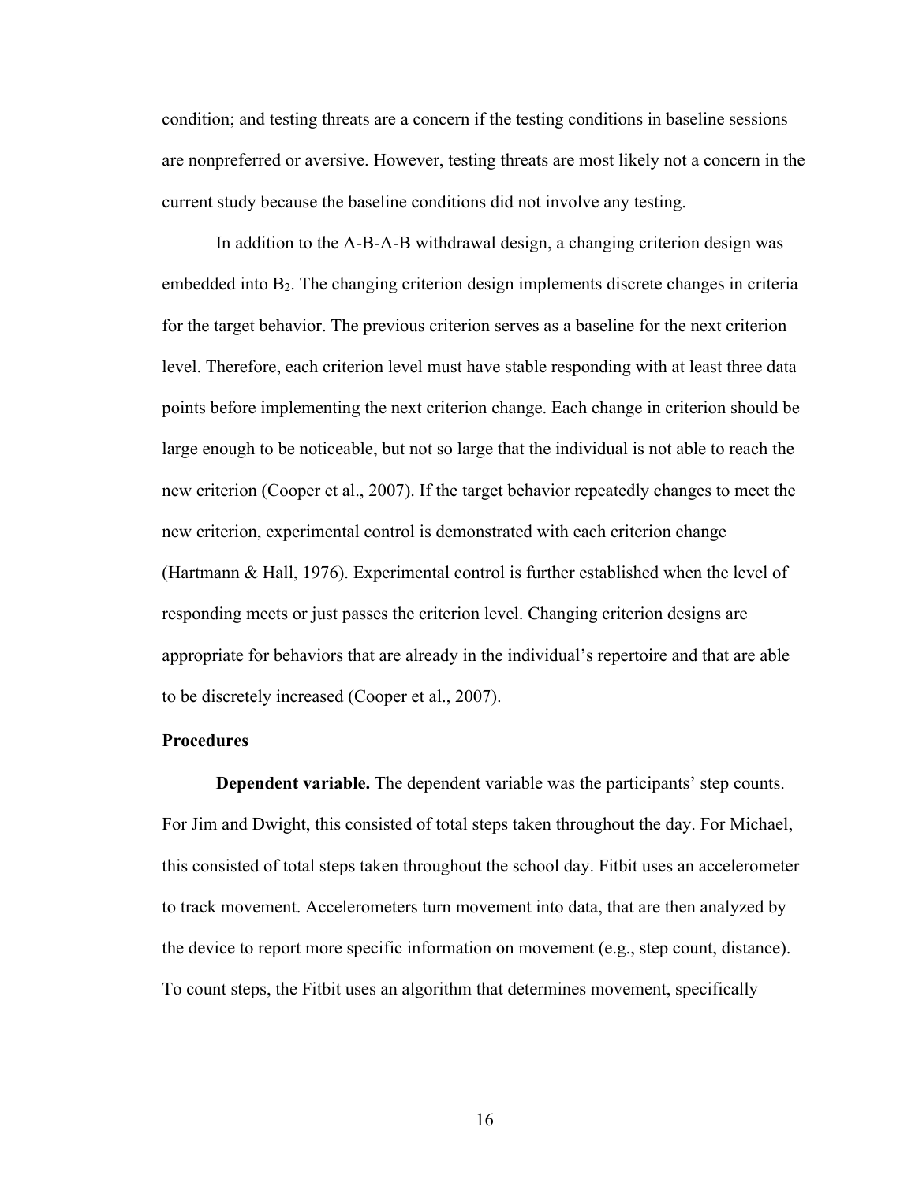condition; and testing threats are a concern if the testing conditions in baseline sessions are nonpreferred or aversive. However, testing threats are most likely not a concern in the current study because the baseline conditions did not involve any testing.

In addition to the A-B-A-B withdrawal design, a changing criterion design was embedded into $B_2$. The changing criterion design implements discrete changes in criteria for the target behavior. The previous criterion serves as a baseline for the next criterion level. Therefore, each criterion level must have stable responding with at least three data points before implementing the next criterion change. Each change in criterion should be large enough to be noticeable, but not so large that the individual is not able to reach the new criterion (Cooper et al., 2007). If the target behavior repeatedly changes to meet the new criterion, experimental control is demonstrated with each criterion change (Hartmann & Hall, 1976). Experimental control is further established when the level of responding meets or just passes the criterion level. Changing criterion designs are appropriate for behaviors that are already in the individual's repertoire and that are able to be discretely increased (Cooper et al., 2007).

### Procedures

**Dependent variable.** The dependent variable was the participants' step counts. For Jim and Dwight, this consisted of total steps taken throughout the day. For Michael, this consisted of total steps taken throughout the school day. Fitbit uses an accelerometer to track movement. Accelerometers turn movement into data, that are then analyzed by the device to report more specific information on movement (e.g., step count, distance). To count steps, the Fitbit uses an algorithm that determines movement, specifically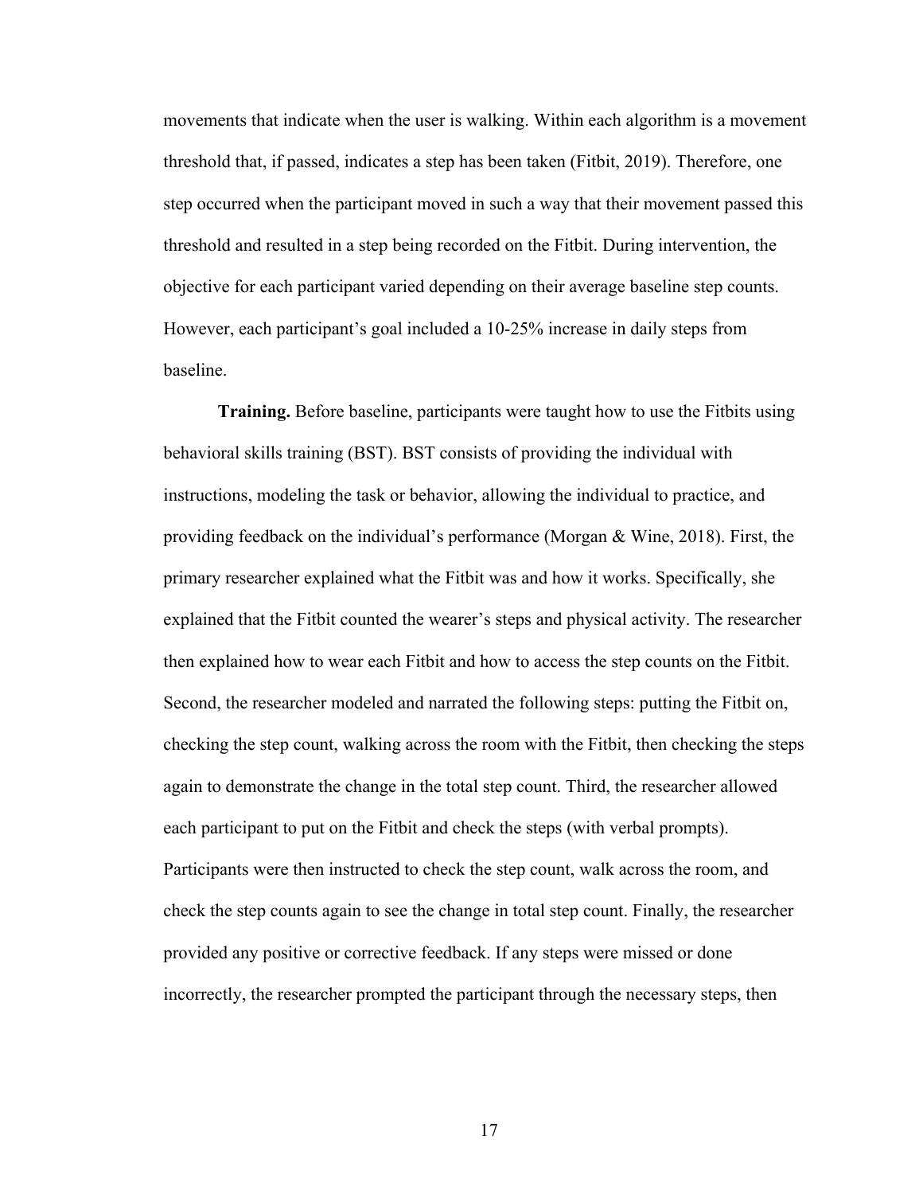movements that indicate when the user is walking. Within each algorithm is a movement threshold that, if passed, indicates a step has been taken (Fitbit, 2019). Therefore, one step occurred when the participant moved in such a way that their movement passed this threshold and resulted in a step being recorded on the Fitbit. During intervention, the objective for each participant varied depending on their average baseline step counts. However, each participant's goal included a 10-25% increase in daily steps from baseline.

**Training.** Before baseline, participants were taught how to use the Fitbits using behavioral skills training (BST). BST consists of providing the individual with instructions, modeling the task or behavior, allowing the individual to practice, and providing feedback on the individual's performance (Morgan & Wine, 2018). First, the primary researcher explained what the Fitbit was and how it works. Specifically, she explained that the Fitbit counted the wearer's steps and physical activity. The researcher then explained how to wear each Fitbit and how to access the step counts on the Fitbit. Second, the researcher modeled and narrated the following steps: putting the Fitbit on, checking the step count, walking across the room with the Fitbit, then checking the steps again to demonstrate the change in the total step count. Third, the researcher allowed each participant to put on the Fitbit and check the steps (with verbal prompts). Participants were then instructed to check the step count, walk across the room, and check the step counts again to see the change in total step count. Finally, the researcher provided any positive or corrective feedback. If any steps were missed or done incorrectly, the researcher prompted the participant through the necessary steps, then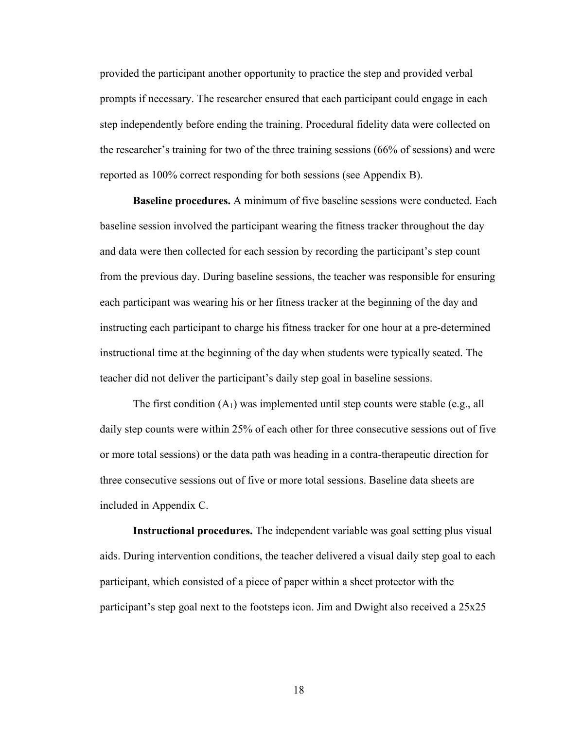provided the participant another opportunity to practice the step and provided verbal prompts if necessary. The researcher ensured that each participant could engage in each step independently before ending the training. Procedural fidelity data were collected on the researcher's training for two of the three training sessions (66% of sessions) and were reported as 100% correct responding for both sessions (see Appendix B).

**Baseline procedures.** A minimum of five baseline sessions were conducted. Each baseline session involved the participant wearing the fitness tracker throughout the day and data were then collected for each session by recording the participant's step count from the previous day. During baseline sessions, the teacher was responsible for ensuring each participant was wearing his or her fitness tracker at the beginning of the day and instructing each participant to charge his fitness tracker for one hour at a pre-determined instructional time at the beginning of the day when students were typically seated. The teacher did not deliver the participant's daily step goal in baseline sessions.

The first condition ($A_1$) was implemented until step counts were stable (e.g., all daily step counts were within 25% of each other for three consecutive sessions out of five or more total sessions) or the data path was heading in a contra-therapeutic direction for three consecutive sessions out of five or more total sessions. Baseline data sheets are included in Appendix C.

**Instructional procedures.** The independent variable was goal setting plus visual aids. During intervention conditions, the teacher delivered a visual daily step goal to each participant, which consisted of a piece of paper within a sheet protector with the participant's step goal next to the footsteps icon. Jim and Dwight also received a 25x25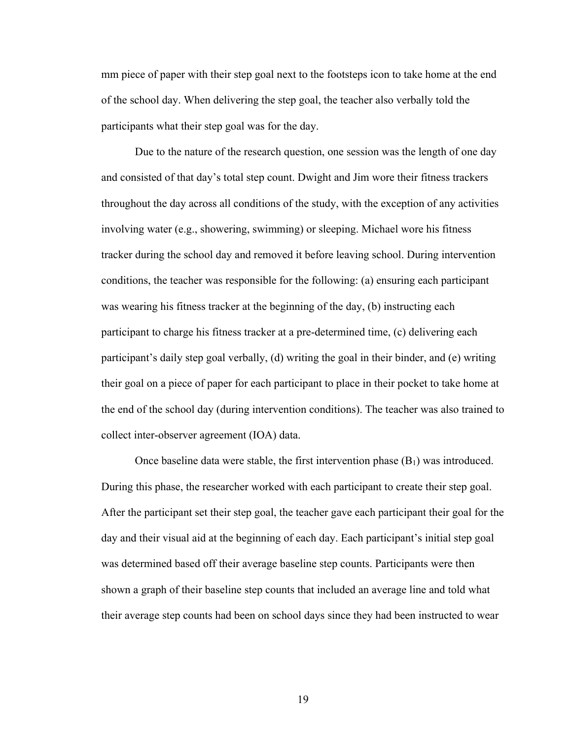mm piece of paper with their step goal next to the footsteps icon to take home at the end of the school day. When delivering the step goal, the teacher also verbally told the participants what their step goal was for the day.

Due to the nature of the research question, one session was the length of one day and consisted of that day's total step count. Dwight and Jim wore their fitness trackers throughout the day across all conditions of the study, with the exception of any activities involving water (e.g., showering, swimming) or sleeping. Michael wore his fitness tracker during the school day and removed it before leaving school. During intervention conditions, the teacher was responsible for the following: (a) ensuring each participant was wearing his fitness tracker at the beginning of the day, (b) instructing each participant to charge his fitness tracker at a pre-determined time, (c) delivering each participant's daily step goal verbally, (d) writing the goal in their binder, and (e) writing their goal on a piece of paper for each participant to place in their pocket to take home at the end of the school day (during intervention conditions). The teacher was also trained to collect inter-observer agreement (IOA) data.

Once baseline data were stable, the first intervention phase ($B_1$) was introduced. During this phase, the researcher worked with each participant to create their step goal. After the participant set their step goal, the teacher gave each participant their goal for the day and their visual aid at the beginning of each day. Each participant's initial step goal was determined based off their average baseline step counts. Participants were then shown a graph of their baseline step counts that included an average line and told what their average step counts had been on school days since they had been instructed to wear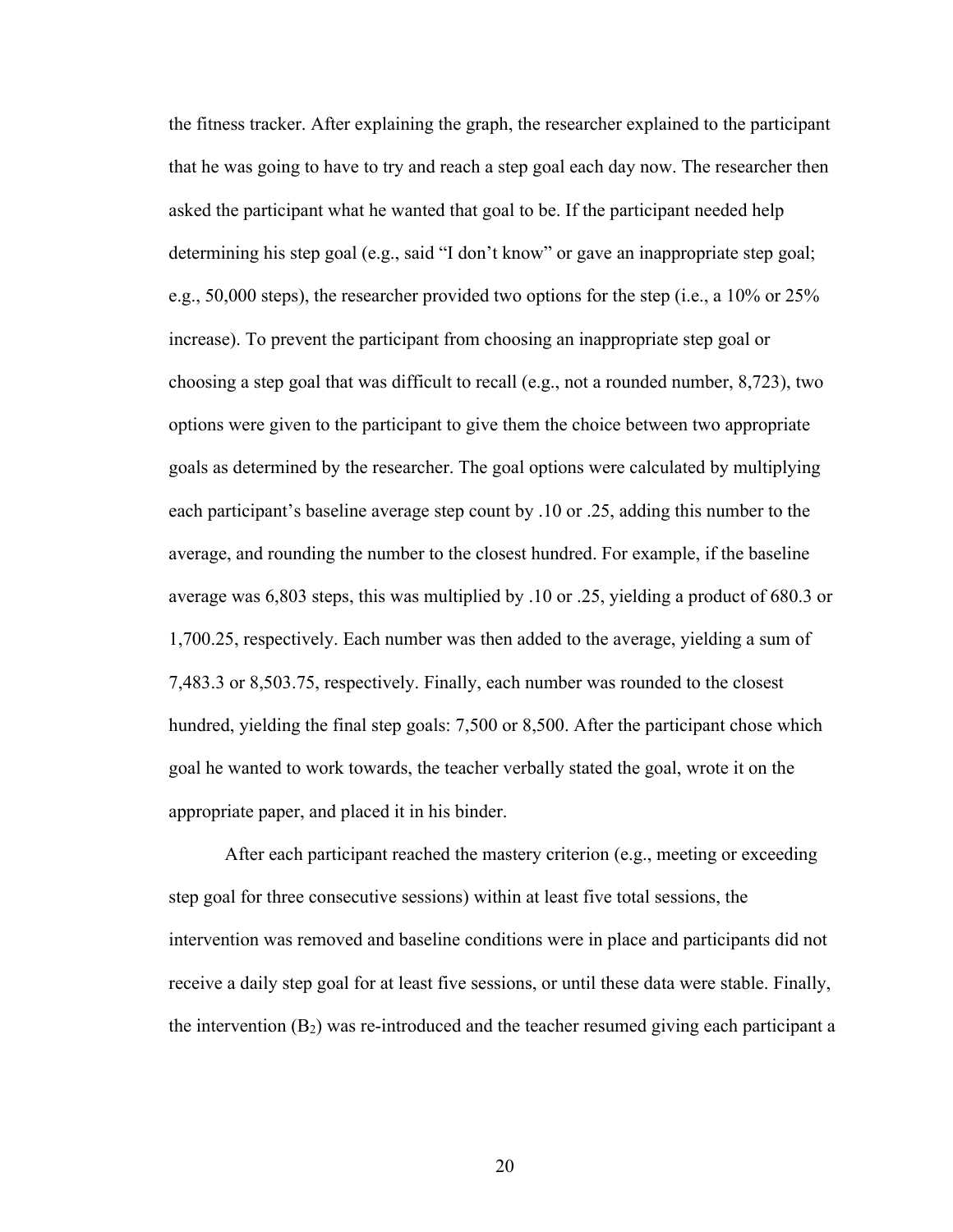the fitness tracker. After explaining the graph, the researcher explained to the participant that he was going to have to try and reach a step goal each day now. The researcher then asked the participant what he wanted that goal to be. If the participant needed help determining his step goal (e.g., said “I don’t know” or gave an inappropriate step goal; e.g., 50,000 steps), the researcher provided two options for the step (i.e., a 10% or 25% increase). To prevent the participant from choosing an inappropriate step goal or choosing a step goal that was difficult to recall (e.g., not a rounded number, 8,723), two options were given to the participant to give them the choice between two appropriate goals as determined by the researcher. The goal options were calculated by multiplying each participant’s baseline average step count by .10 or .25, adding this number to the average, and rounding the number to the closest hundred. For example, if the baseline average was 6,803 steps, this was multiplied by .10 or .25, yielding a product of 680.3 or 1,700.25, respectively. Each number was then added to the average, yielding a sum of 7,483.3 or 8,503.75, respectively. Finally, each number was rounded to the closest hundred, yielding the final step goals: 7,500 or 8,500. After the participant chose which goal he wanted to work towards, the teacher verbally stated the goal, wrote it on the appropriate paper, and placed it in his binder.

After each participant reached the mastery criterion (e.g., meeting or exceeding step goal for three consecutive sessions) within at least five total sessions, the intervention was removed and baseline conditions were in place and participants did not receive a daily step goal for at least five sessions, or until these data were stable. Finally, the intervention ($B_2$) was re-introduced and the teacher resumed giving each participant a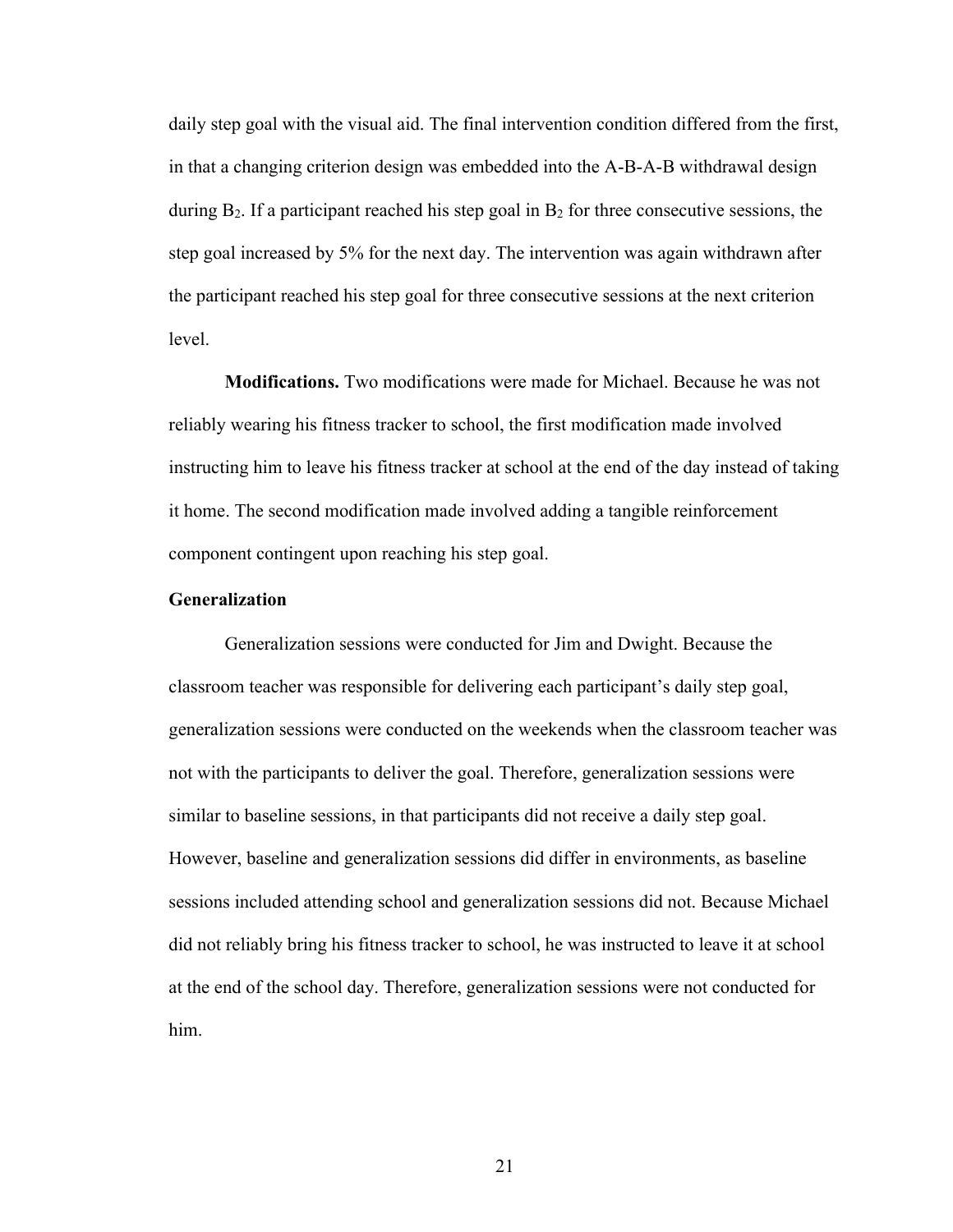daily step goal with the visual aid. The final intervention condition differed from the first, in that a changing criterion design was embedded into the A-B-A-B withdrawal design during $B_2$. If a participant reached his step goal in $B_2$ for three consecutive sessions, the step goal increased by 5% for the next day. The intervention was again withdrawn after the participant reached his step goal for three consecutive sessions at the next criterion level.

**Modifications.** Two modifications were made for Michael. Because he was not reliably wearing his fitness tracker to school, the first modification made involved instructing him to leave his fitness tracker at school at the end of the day instead of taking it home. The second modification made involved adding a tangible reinforcement component contingent upon reaching his step goal.

### Generalization

Generalization sessions were conducted for Jim and Dwight. Because the classroom teacher was responsible for delivering each participant's daily step goal, generalization sessions were conducted on the weekends when the classroom teacher was not with the participants to deliver the goal. Therefore, generalization sessions were similar to baseline sessions, in that participants did not receive a daily step goal. However, baseline and generalization sessions did differ in environments, as baseline sessions included attending school and generalization sessions did not. Because Michael did not reliably bring his fitness tracker to school, he was instructed to leave it at school at the end of the school day. Therefore, generalization sessions were not conducted for him.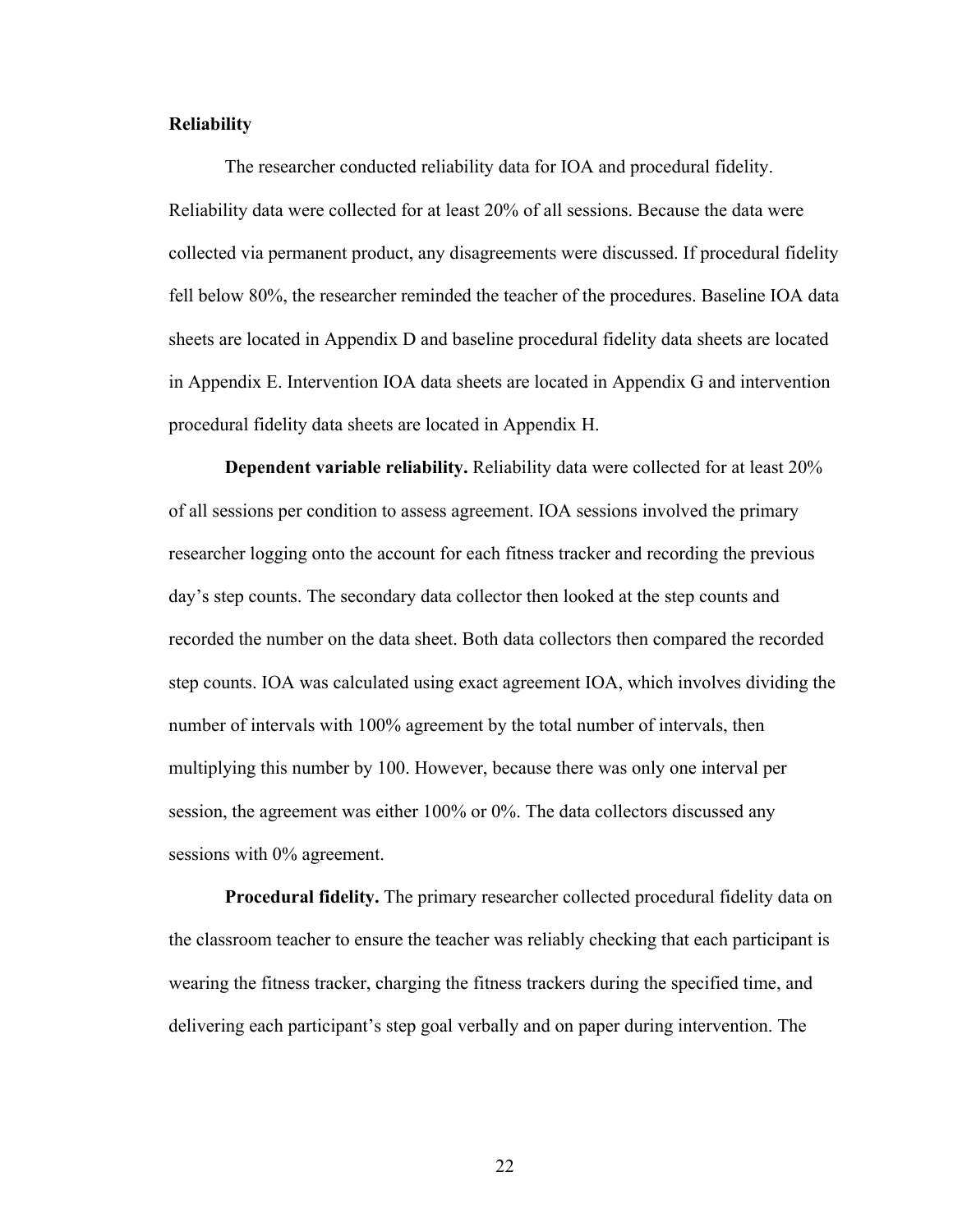**Reliability**

The researcher conducted reliability data for IOA and procedural fidelity. Reliability data were collected for at least 20% of all sessions. Because the data were collected via permanent product, any disagreements were discussed. If procedural fidelity fell below 80%, the researcher reminded the teacher of the procedures. Baseline IOA data sheets are located in Appendix D and baseline procedural fidelity data sheets are located in Appendix E. Intervention IOA data sheets are located in Appendix G and intervention procedural fidelity data sheets are located in Appendix H.

**Dependent variable reliability.** Reliability data were collected for at least 20% of all sessions per condition to assess agreement. IOA sessions involved the primary researcher logging onto the account for each fitness tracker and recording the previous day's step counts. The secondary data collector then looked at the step counts and recorded the number on the data sheet. Both data collectors then compared the recorded step counts. IOA was calculated using exact agreement IOA, which involves dividing the number of intervals with 100% agreement by the total number of intervals, then multiplying this number by 100. However, because there was only one interval per session, the agreement was either 100% or 0%. The data collectors discussed any sessions with 0% agreement.

**Procedural fidelity.** The primary researcher collected procedural fidelity data on the classroom teacher to ensure the teacher was reliably checking that each participant is wearing the fitness tracker, charging the fitness trackers during the specified time, and delivering each participant's step goal verbally and on paper during intervention. The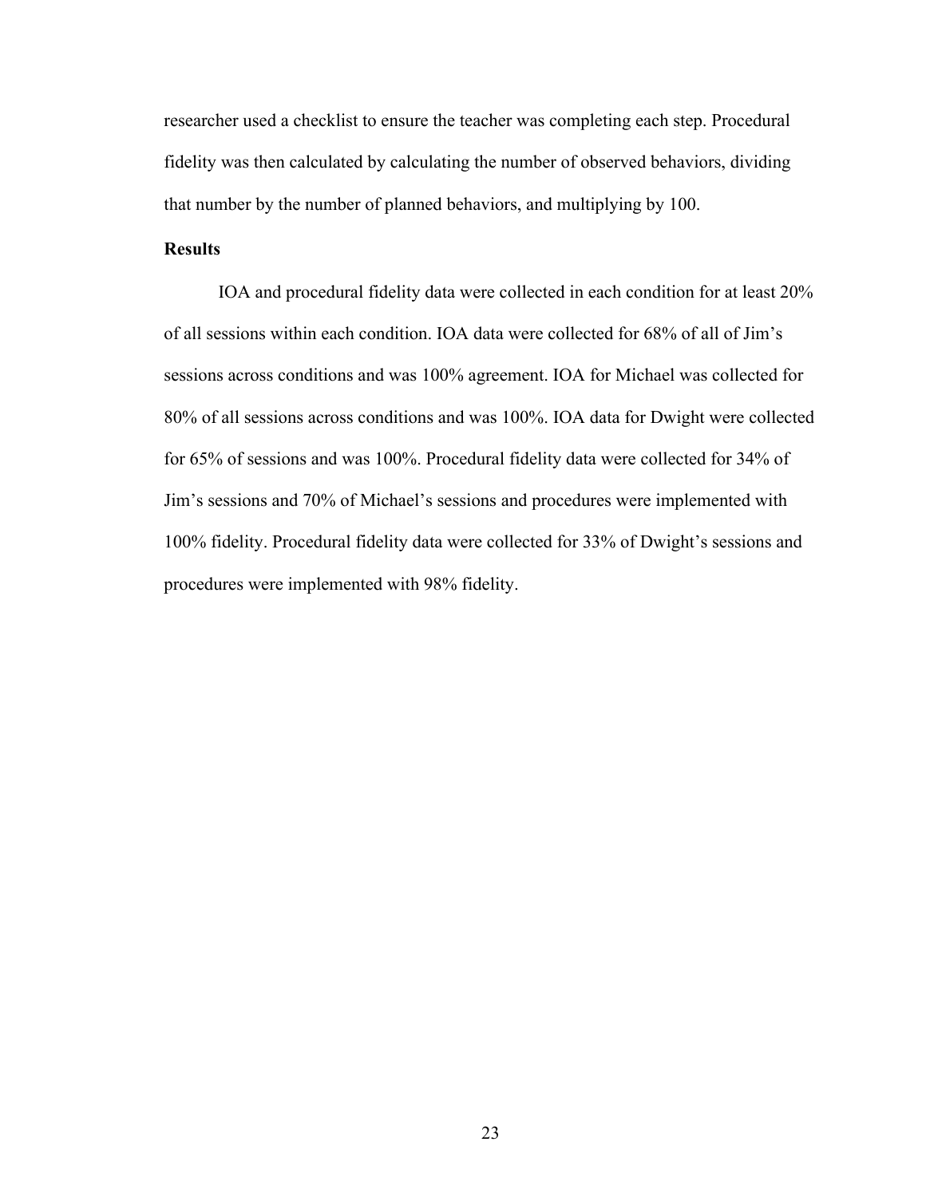researcher used a checklist to ensure the teacher was completing each step. Procedural fidelity was then calculated by calculating the number of observed behaviors, dividing that number by the number of planned behaviors, and multiplying by 100.

## Results

IOA and procedural fidelity data were collected in each condition for at least 20% of all sessions within each condition. IOA data were collected for 68% of all of Jim's sessions across conditions and was 100% agreement. IOA for Michael was collected for 80% of all sessions across conditions and was 100%. IOA data for Dwight were collected for 65% of sessions and was 100%. Procedural fidelity data were collected for 34% of Jim's sessions and 70% of Michael's sessions and procedures were implemented with 100% fidelity. Procedural fidelity data were collected for 33% of Dwight's sessions and procedures were implemented with 98% fidelity.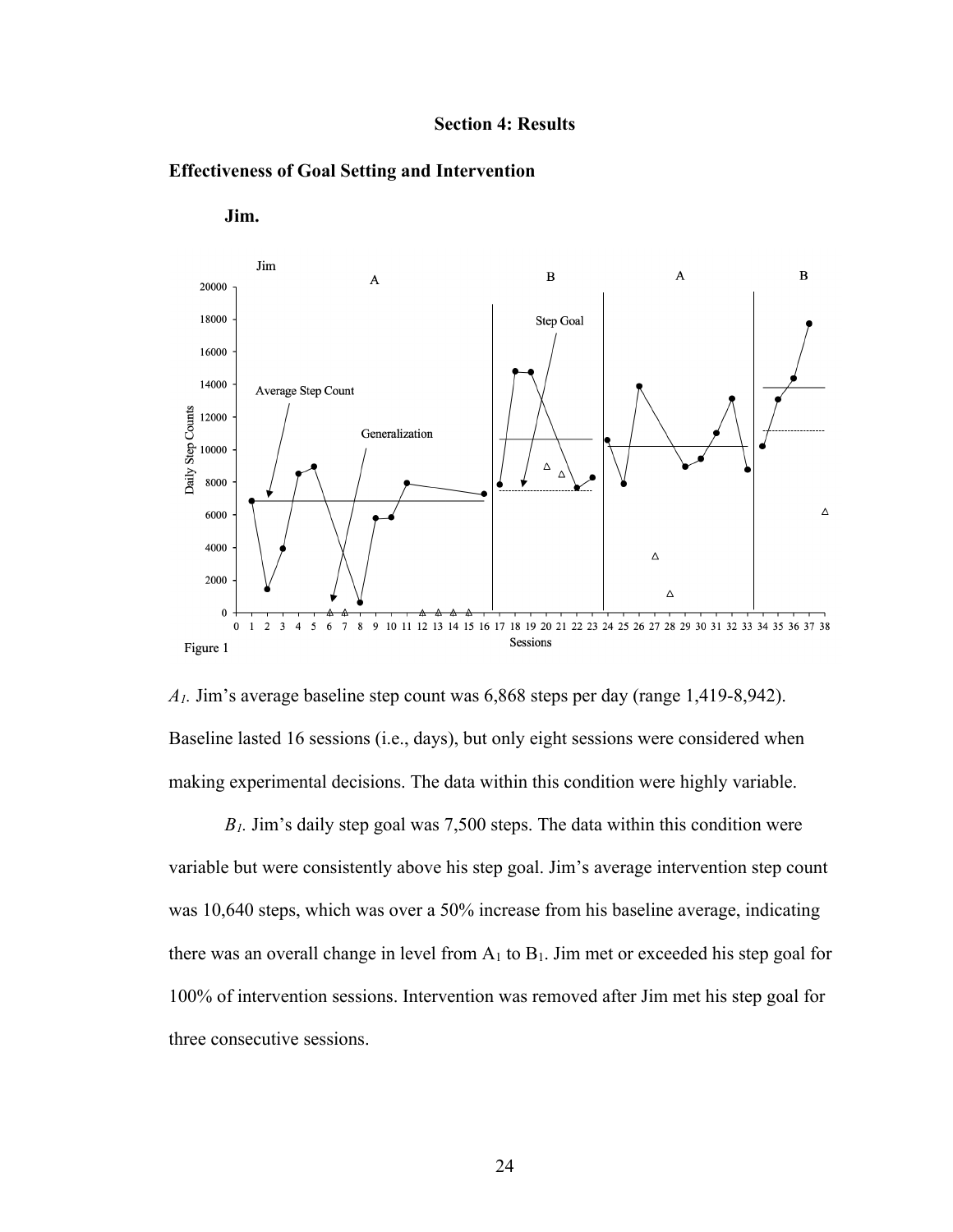## Section 4: Results

### Effectiveness of Goal Setting and Intervention

**Jim.**

Figure 1

*$A_1$.* Jim's average baseline step count was 6,868 steps per day (range 1,419-8,942). Baseline lasted 16 sessions (i.e., days), but only eight sessions were considered when making experimental decisions. The data within this condition were highly variable.

*$B_1$.* Jim's daily step goal was 7,500 steps. The data within this condition were variable but were consistently above his step goal. Jim's average intervention step count was 10,640 steps, which was over a 50% increase from his baseline average, indicating there was an overall change in level from $A_1$ to $B_1$. Jim met or exceeded his step goal for 100% of intervention sessions. Intervention was removed after Jim met his step goal for three consecutive sessions.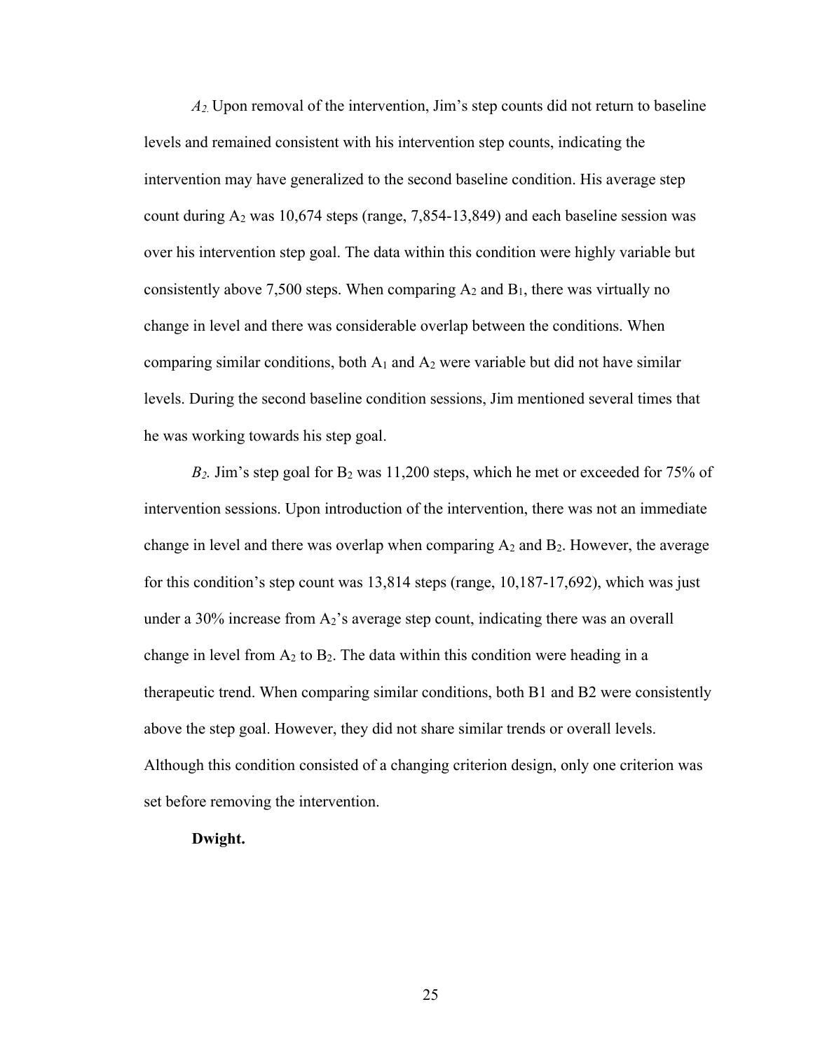*$A_2$.* Upon removal of the intervention, Jim's step counts did not return to baseline levels and remained consistent with his intervention step counts, indicating the intervention may have generalized to the second baseline condition. His average step count during $A_2$ was 10,674 steps (range, 7,854-13,849) and each baseline session was over his intervention step goal. The data within this condition were highly variable but consistently above 7,500 steps. When comparing $A_2$ and $B_1$, there was virtually no change in level and there was considerable overlap between the conditions. When comparing similar conditions, both $A_1$ and $A_2$ were variable but did not have similar levels. During the second baseline condition sessions, Jim mentioned several times that he was working towards his step goal.

*$B_2$.* Jim's step goal for $B_2$ was 11,200 steps, which he met or exceeded for 75% of intervention sessions. Upon introduction of the intervention, there was not an immediate change in level and there was overlap when comparing $A_2$ and $B_2$. However, the average for this condition's step count was 13,814 steps (range, 10,187-17,692), which was just under a 30% increase from $A_2$'s average step count, indicating there was an overall change in level from $A_2$ to $B_2$. The data within this condition were heading in a therapeutic trend. When comparing similar conditions, both B1 and B2 were consistently above the step goal. However, they did not share similar trends or overall levels. Although this condition consisted of a changing criterion design, only one criterion was set before removing the intervention.

**Dwight.**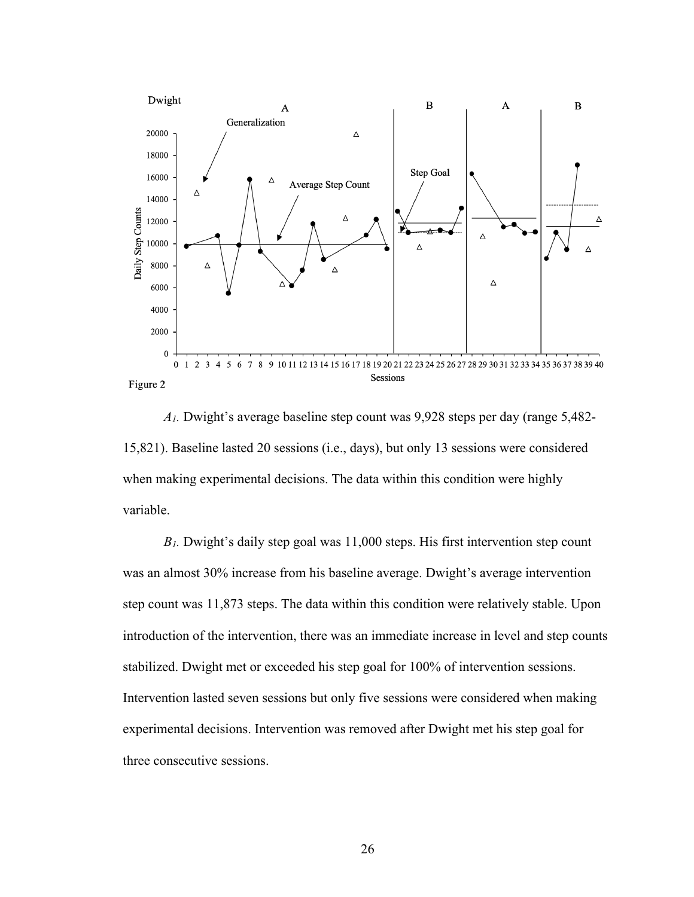Figure 2

*$A_1$.* Dwight's average baseline step count was 9,928 steps per day (range 5,482-15,821). Baseline lasted 20 sessions (i.e., days), but only 13 sessions were considered when making experimental decisions. The data within this condition were highly variable.

*$B_1$.* Dwight's daily step goal was 11,000 steps. His first intervention step count was an almost 30% increase from his baseline average. Dwight's average intervention step count was 11,873 steps. The data within this condition were relatively stable. Upon introduction of the intervention, there was an immediate increase in level and step counts stabilized. Dwight met or exceeded his step goal for 100% of intervention sessions. Intervention lasted seven sessions but only five sessions were considered when making experimental decisions. Intervention was removed after Dwight met his step goal for three consecutive sessions.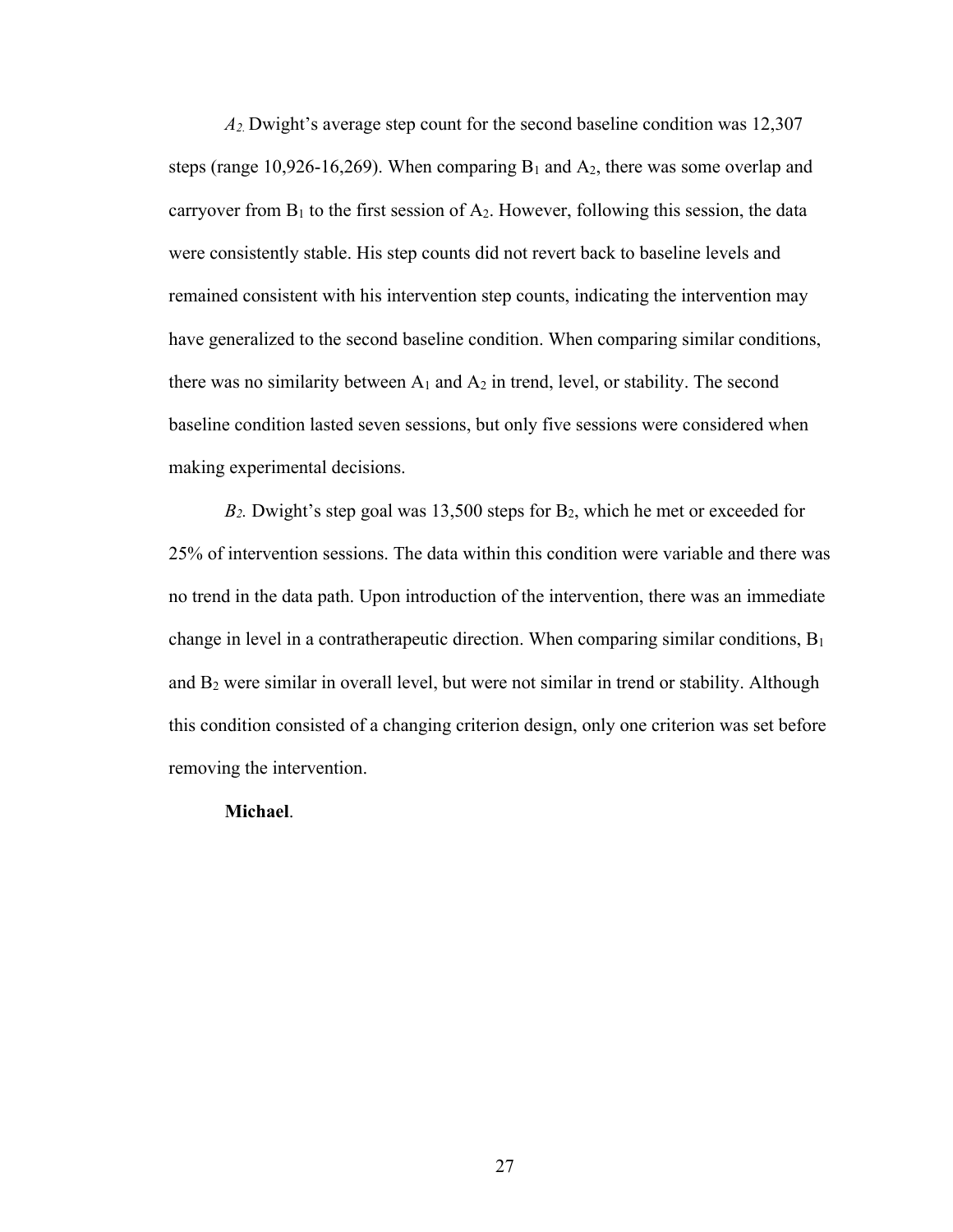*$A_2$.* Dwight's average step count for the second baseline condition was 12,307 steps (range 10,926-16,269). When comparing $B_1$ and $A_2$, there was some overlap and carryover from $B_1$ to the first session of $A_2$. However, following this session, the data were consistently stable. His step counts did not revert back to baseline levels and remained consistent with his intervention step counts, indicating the intervention may have generalized to the second baseline condition. When comparing similar conditions, there was no similarity between $A_1$ and $A_2$ in trend, level, or stability. The second baseline condition lasted seven sessions, but only five sessions were considered when making experimental decisions.

*$B_2$.* Dwight's step goal was 13,500 steps for $B_2$, which he met or exceeded for 25% of intervention sessions. The data within this condition were variable and there was no trend in the data path. Upon introduction of the intervention, there was an immediate change in level in a contratherapeutic direction. When comparing similar conditions, $B_1$ and $B_2$ were similar in overall level, but were not similar in trend or stability. Although this condition consisted of a changing criterion design, only one criterion was set before removing the intervention.

**Michael**.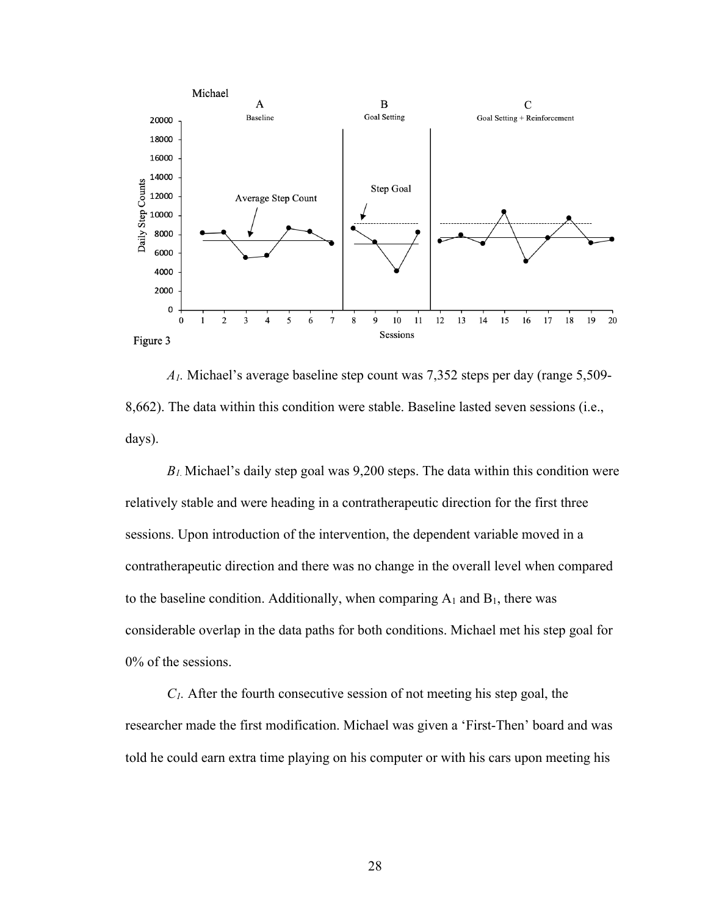Figure 3

*$A_1$.* Michael's average baseline step count was 7,352 steps per day (range 5,509-8,662). The data within this condition were stable. Baseline lasted seven sessions (i.e., days).

*$B_1$.* Michael's daily step goal was 9,200 steps. The data within this condition were relatively stable and were heading in a contratherapeutic direction for the first three sessions. Upon introduction of the intervention, the dependent variable moved in a contratherapeutic direction and there was no change in the overall level when compared to the baseline condition. Additionally, when comparing $A_1$ and $B_1$, there was considerable overlap in the data paths for both conditions. Michael met his step goal for 0% of the sessions.

*$C_1$.* After the fourth consecutive session of not meeting his step goal, the researcher made the first modification. Michael was given a 'First-Then' board and was told he could earn extra time playing on his computer or with his cars upon meeting his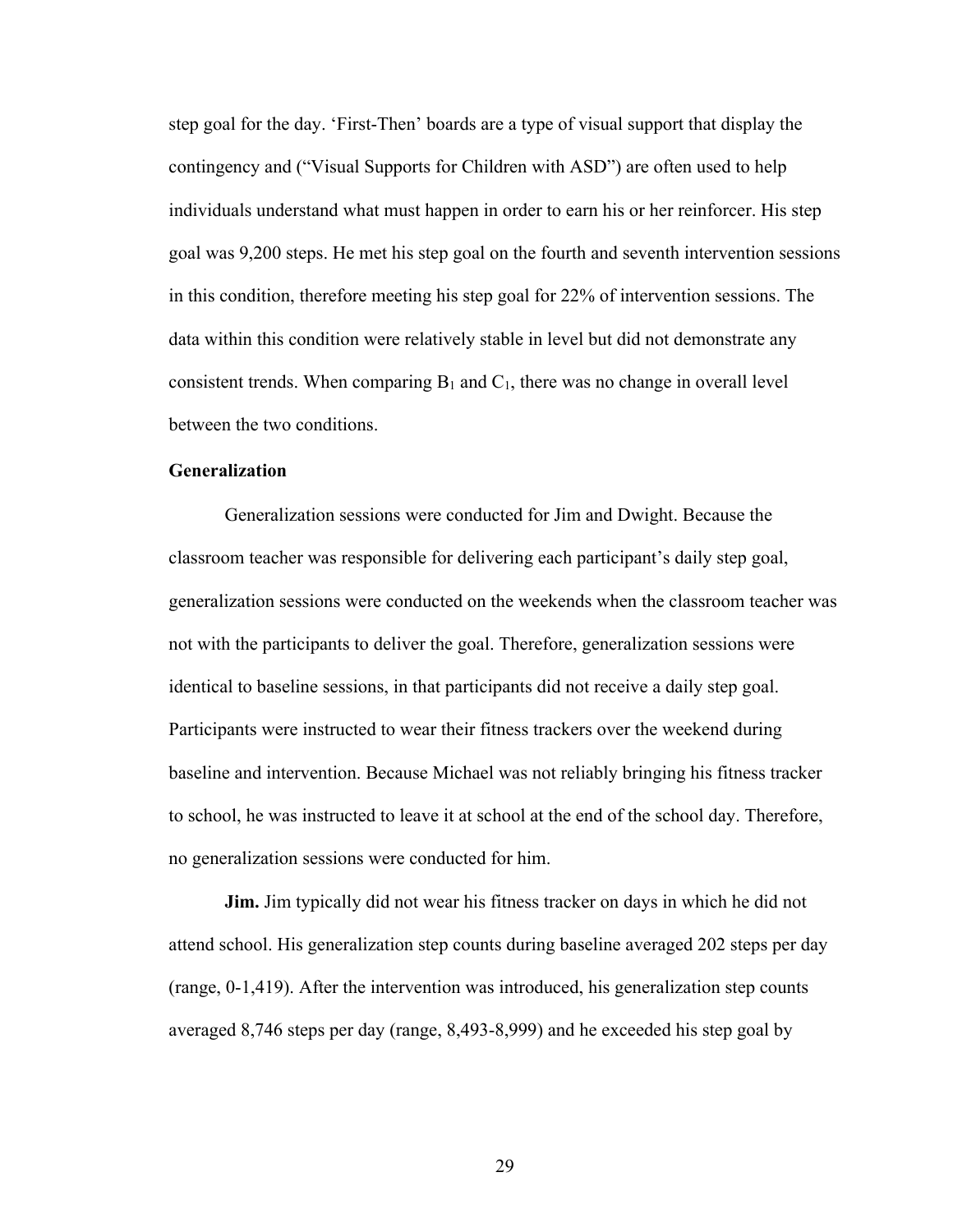step goal for the day. 'First-Then' boards are a type of visual support that display the contingency and ("Visual Supports for Children with ASD") are often used to help individuals understand what must happen in order to earn his or her reinforcer. His step goal was 9,200 steps. He met his step goal on the fourth and seventh intervention sessions in this condition, therefore meeting his step goal for 22% of intervention sessions. The data within this condition were relatively stable in level but did not demonstrate any consistent trends. When comparing $B_1$ and $C_1$, there was no change in overall level between the two conditions.

### Generalization

Generalization sessions were conducted for Jim and Dwight. Because the classroom teacher was responsible for delivering each participant's daily step goal, generalization sessions were conducted on the weekends when the classroom teacher was not with the participants to deliver the goal. Therefore, generalization sessions were identical to baseline sessions, in that participants did not receive a daily step goal. Participants were instructed to wear their fitness trackers over the weekend during baseline and intervention. Because Michael was not reliably bringing his fitness tracker to school, he was instructed to leave it at school at the end of the school day. Therefore, no generalization sessions were conducted for him.

**Jim.** Jim typically did not wear his fitness tracker on days in which he did not attend school. His generalization step counts during baseline averaged 202 steps per day (range, 0-1,419). After the intervention was introduced, his generalization step counts averaged 8,746 steps per day (range, 8,493-8,999) and he exceeded his step goal by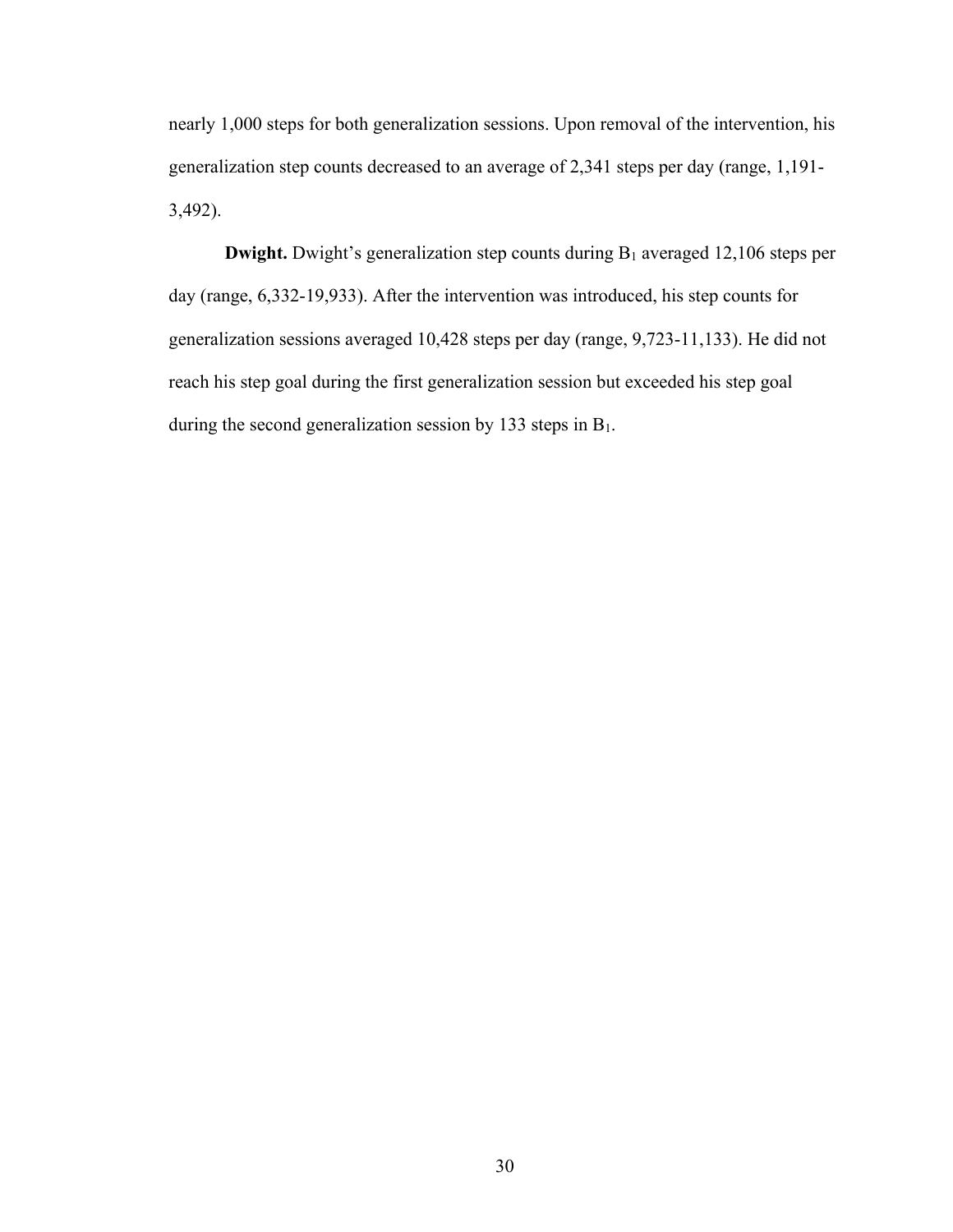nearly 1,000 steps for both generalization sessions. Upon removal of the intervention, his generalization step counts decreased to an average of 2,341 steps per day (range, 1,191-3,492).

**Dwight.** Dwight's generalization step counts during $B_1$ averaged 12,106 steps per day (range, 6,332-19,933). After the intervention was introduced, his step counts for generalization sessions averaged 10,428 steps per day (range, 9,723-11,133). He did not reach his step goal during the first generalization session but exceeded his step goal during the second generalization session by 133 steps in $B_1$.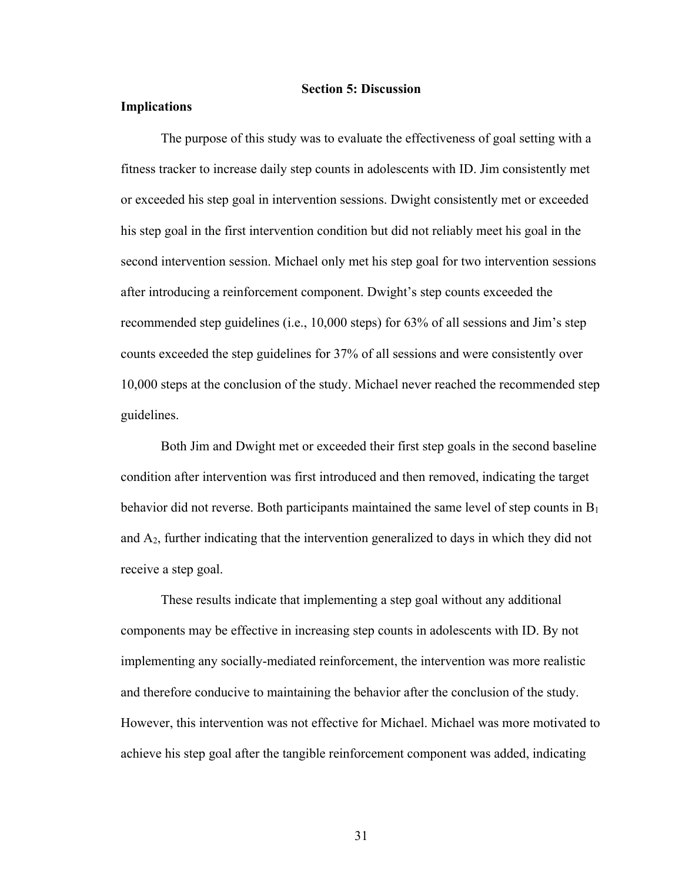## Section 5: Discussion

### Implications

The purpose of this study was to evaluate the effectiveness of goal setting with a fitness tracker to increase daily step counts in adolescents with ID. Jim consistently met or exceeded his step goal in intervention sessions. Dwight consistently met or exceeded his step goal in the first intervention condition but did not reliably meet his goal in the second intervention session. Michael only met his step goal for two intervention sessions after introducing a reinforcement component. Dwight's step counts exceeded the recommended step guidelines (i.e., 10,000 steps) for 63% of all sessions and Jim's step counts exceeded the step guidelines for 37% of all sessions and were consistently over 10,000 steps at the conclusion of the study. Michael never reached the recommended step guidelines.

Both Jim and Dwight met or exceeded their first step goals in the second baseline condition after intervention was first introduced and then removed, indicating the target behavior did not reverse. Both participants maintained the same level of step counts in $B_1$ and $A_2$, further indicating that the intervention generalized to days in which they did not receive a step goal.

These results indicate that implementing a step goal without any additional components may be effective in increasing step counts in adolescents with ID. By not implementing any socially-mediated reinforcement, the intervention was more realistic and therefore conducive to maintaining the behavior after the conclusion of the study. However, this intervention was not effective for Michael. Michael was more motivated to achieve his step goal after the tangible reinforcement component was added, indicating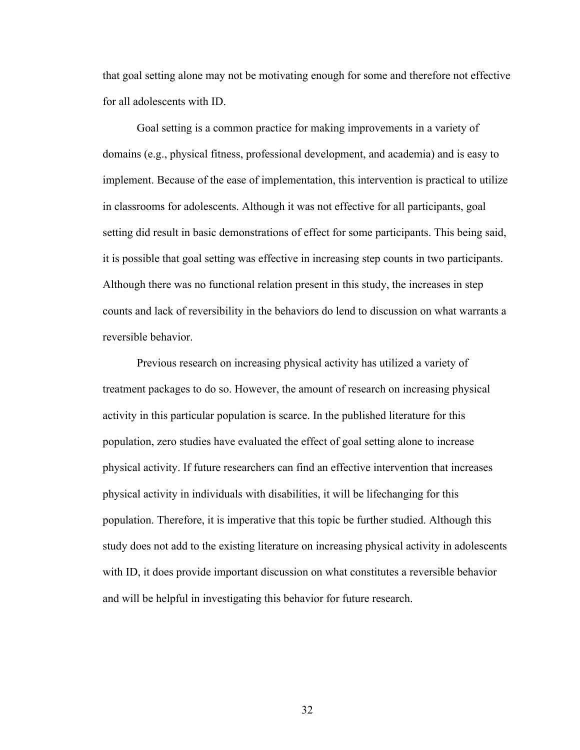that goal setting alone may not be motivating enough for some and therefore not effective for all adolescents with ID.

Goal setting is a common practice for making improvements in a variety of domains (e.g., physical fitness, professional development, and academia) and is easy to implement. Because of the ease of implementation, this intervention is practical to utilize in classrooms for adolescents. Although it was not effective for all participants, goal setting did result in basic demonstrations of effect for some participants. This being said, it is possible that goal setting was effective in increasing step counts in two participants. Although there was no functional relation present in this study, the increases in step counts and lack of reversibility in the behaviors do lend to discussion on what warrants a reversible behavior.

Previous research on increasing physical activity has utilized a variety of treatment packages to do so. However, the amount of research on increasing physical activity in this particular population is scarce. In the published literature for this population, zero studies have evaluated the effect of goal setting alone to increase physical activity. If future researchers can find an effective intervention that increases physical activity in individuals with disabilities, it will be lifechanging for this population. Therefore, it is imperative that this topic be further studied. Although this study does not add to the existing literature on increasing physical activity in adolescents with ID, it does provide important discussion on what constitutes a reversible behavior and will be helpful in investigating this behavior for future research.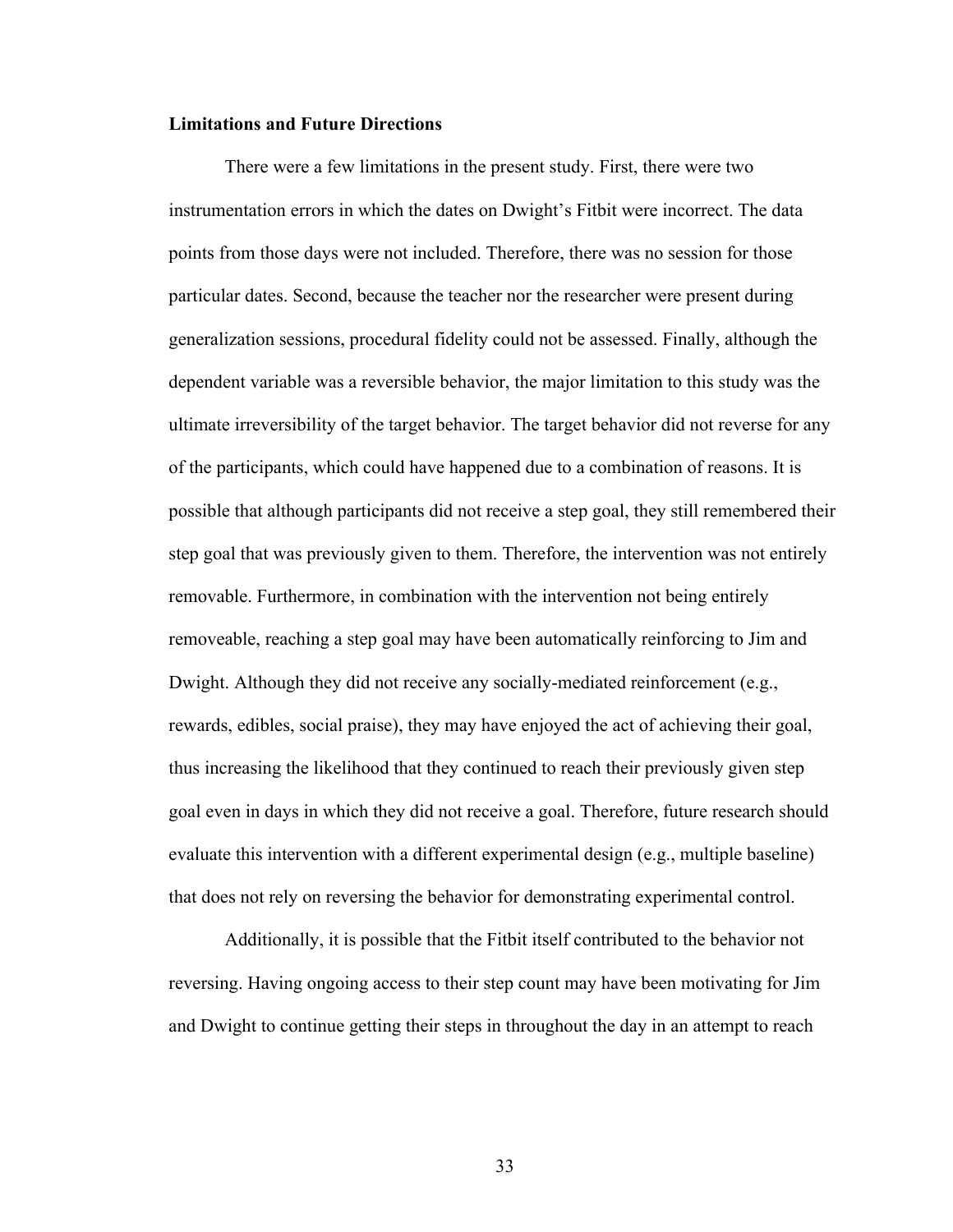**Limitations and Future Directions**

There were a few limitations in the present study. First, there were two instrumentation errors in which the dates on Dwight's Fitbit were incorrect. The data points from those days were not included. Therefore, there was no session for those particular dates. Second, because the teacher nor the researcher were present during generalization sessions, procedural fidelity could not be assessed. Finally, although the dependent variable was a reversible behavior, the major limitation to this study was the ultimate irreversibility of the target behavior. The target behavior did not reverse for any of the participants, which could have happened due to a combination of reasons. It is possible that although participants did not receive a step goal, they still remembered their step goal that was previously given to them. Therefore, the intervention was not entirely removable. Furthermore, in combination with the intervention not being entirely removeable, reaching a step goal may have been automatically reinforcing to Jim and Dwight. Although they did not receive any socially-mediated reinforcement (e.g., rewards, edibles, social praise), they may have enjoyed the act of achieving their goal, thus increasing the likelihood that they continued to reach their previously given step goal even in days in which they did not receive a goal. Therefore, future research should evaluate this intervention with a different experimental design (e.g., multiple baseline) that does not rely on reversing the behavior for demonstrating experimental control.

Additionally, it is possible that the Fitbit itself contributed to the behavior not reversing. Having ongoing access to their step count may have been motivating for Jim and Dwight to continue getting their steps in throughout the day in an attempt to reach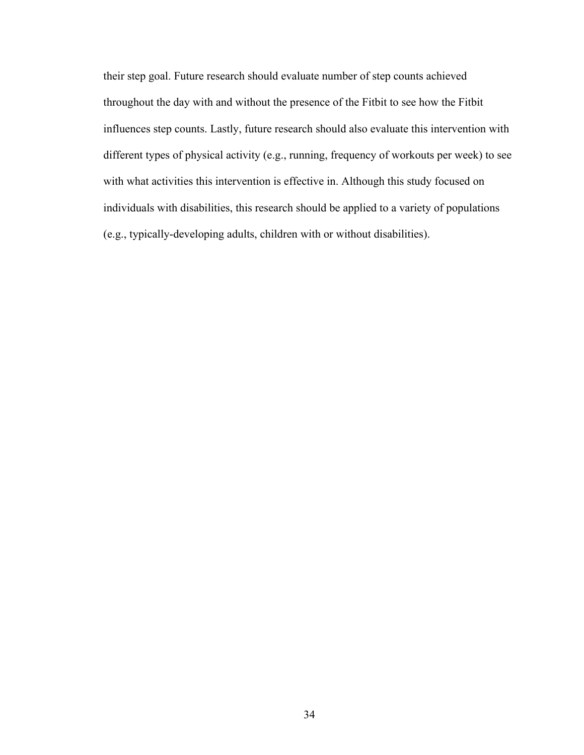their step goal. Future research should evaluate number of step counts achieved throughout the day with and without the presence of the Fitbit to see how the Fitbit influences step counts. Lastly, future research should also evaluate this intervention with different types of physical activity (e.g., running, frequency of workouts per week) to see with what activities this intervention is effective in. Although this study focused on individuals with disabilities, this research should be applied to a variety of populations (e.g., typically-developing adults, children with or without disabilities).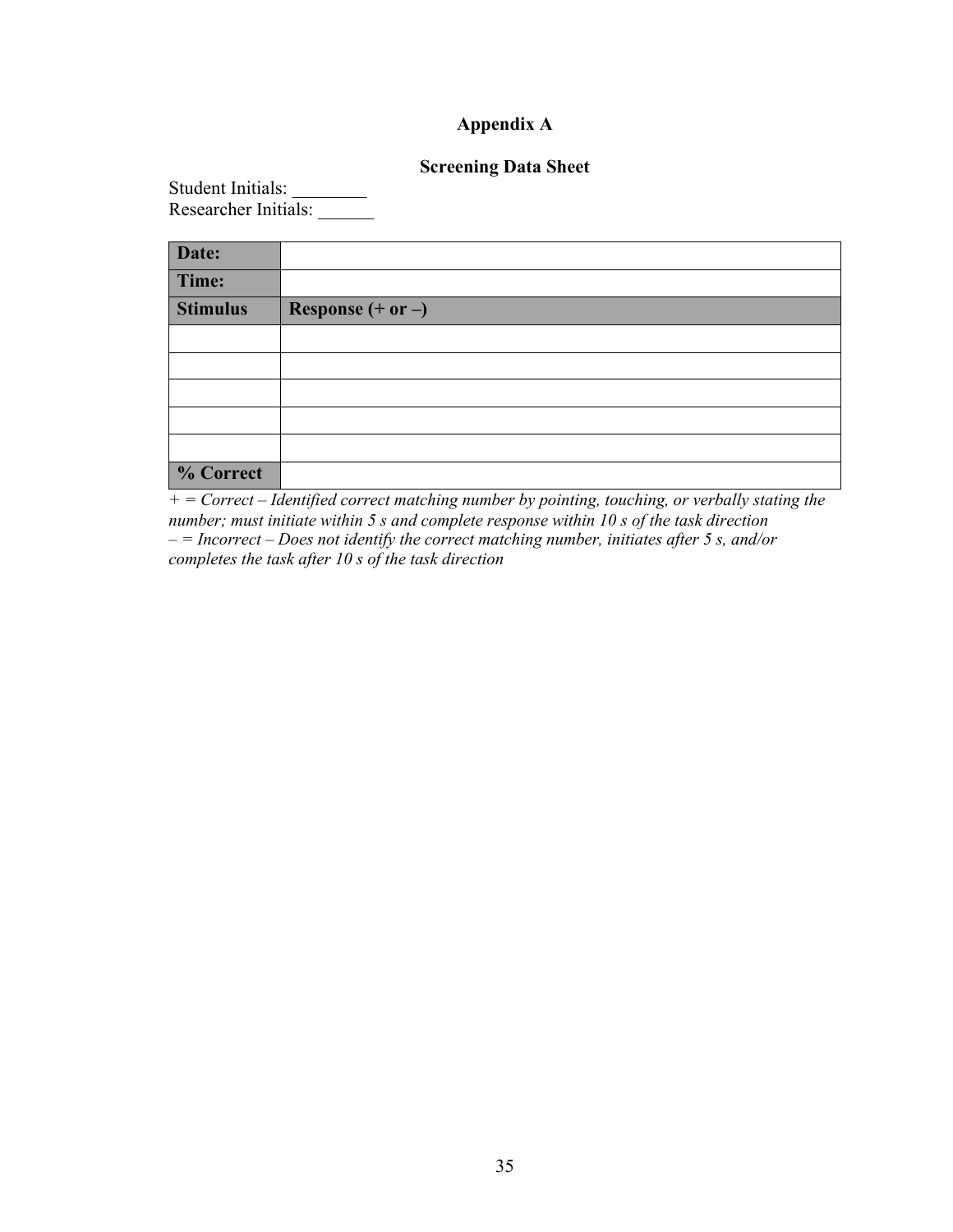## Appendix A

### Screening Data Sheet

Student Initials: ________
Researcher Initials: ______

| **Date:** | |
|---|---|
| **Time:** | |
| **Stimulus** | **Response (+ or –)** |
| | |
| | |
| | |
| | |
| | |
| **% Correct** | |

*+ = Correct – Identified correct matching number by pointing, touching, or verbally stating the number; must initiate within 5 s and complete response within 10 s of the task direction*
*– = Incorrect – Does not identify the correct matching number, initiates after 5 s, and/or completes the task after 10 s of the task direction*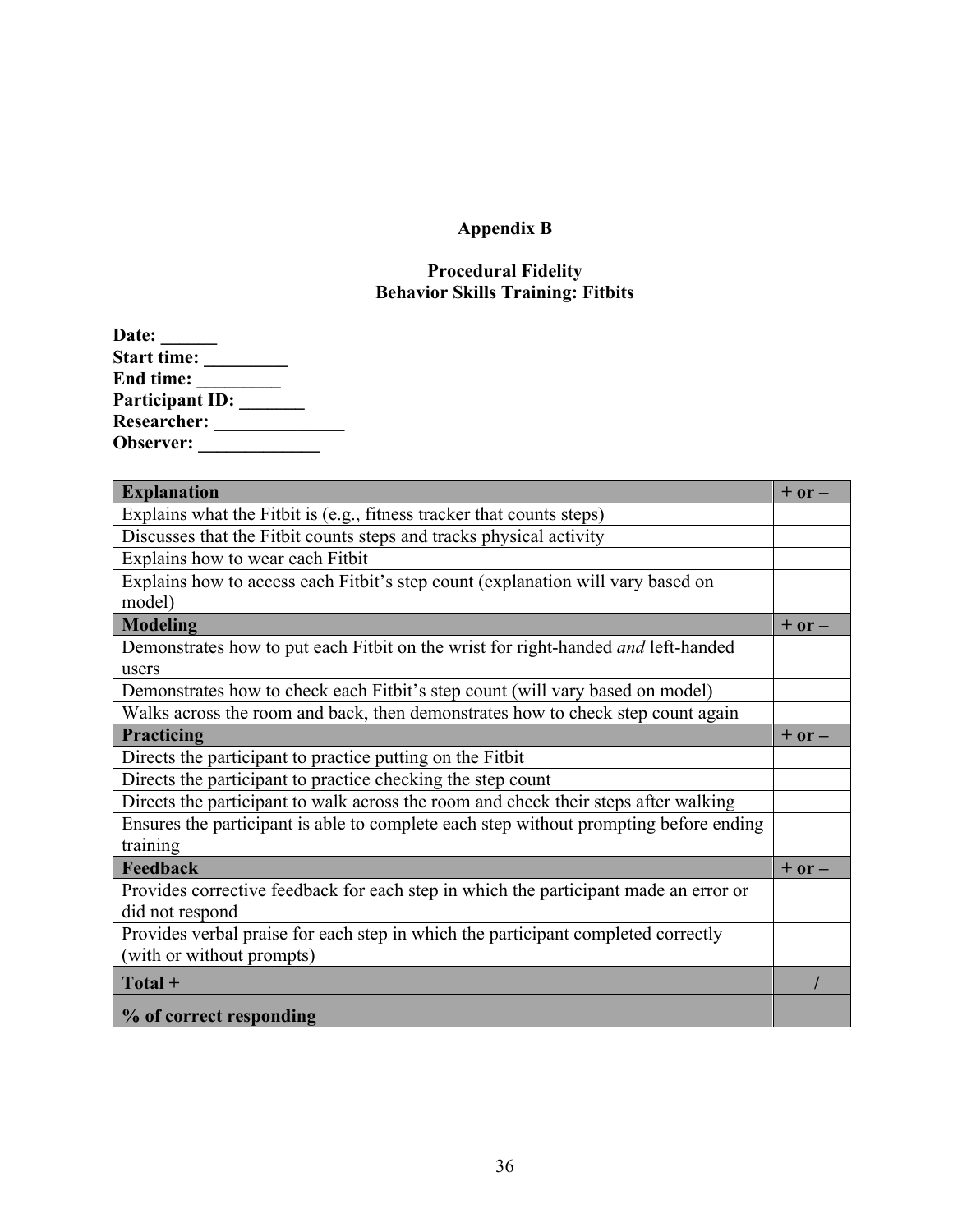# Appendix B

## Procedural Fidelity
## Behavior Skills Training: Fitbits

**Date: ______**
**Start time: _________**
**End time: _________**
**Participant ID: _______**
**Researcher: ______________**
**Observer: _____________**

| **Explanation** | **+ or –** |
|---|---|
| Explains what the Fitbit is (e.g., fitness tracker that counts steps) | |
| Discusses that the Fitbit counts steps and tracks physical activity | |
| Explains how to wear each Fitbit | |
| Explains how to access each Fitbit's step count (explanation will vary based on model) | |
| **Modeling** | **+ or –** |
| Demonstrates how to put each Fitbit on the wrist for right-handed *and* left-handed users | |
| Demonstrates how to check each Fitbit's step count (will vary based on model) | |
| Walks across the room and back, then demonstrates how to check step count again | |
| **Practicing** | **+ or –** |
| Directs the participant to practice putting on the Fitbit | |
| Directs the participant to practice checking the step count | |
| Directs the participant to walk across the room and check their steps after walking | |
| Ensures the participant is able to complete each step without prompting before ending training | |
| **Feedback** | **+ or –** |
| Provides corrective feedback for each step in which the participant made an error or did not respond | |
| Provides verbal praise for each step in which the participant completed correctly (with or without prompts) | |
| **Total +** | **/** |
| **% of correct responding** | |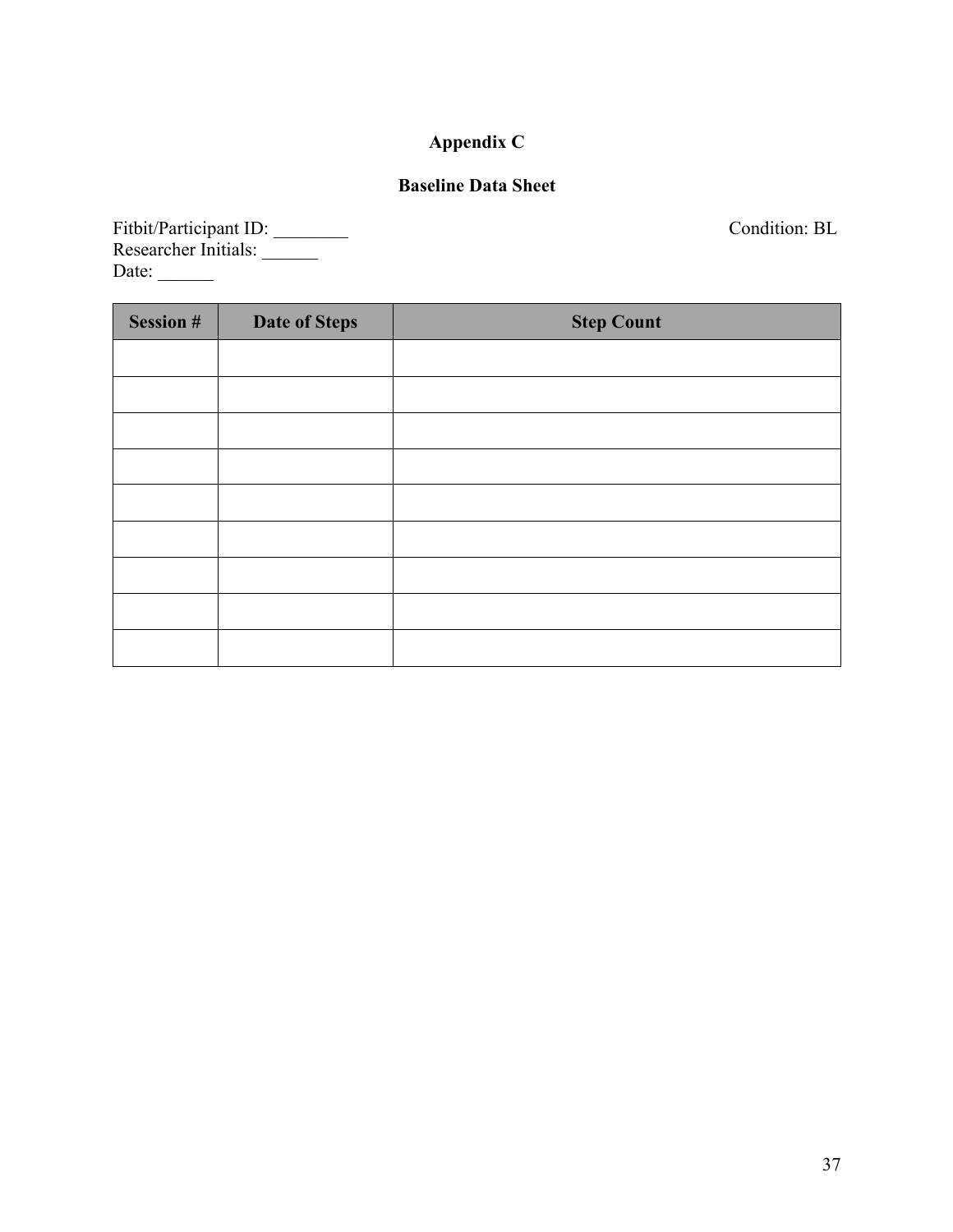# Appendix C

## Baseline Data Sheet

Fitbit/Participant ID: ________ Condition: BL
Researcher Initials: ______
Date: ______

| Session # | Date of Steps | Step Count |
|---|---|---|
| | | |
| | | |
| | | |
| | | |
| | | |
| | | |
| | | |
| | | |
| | | |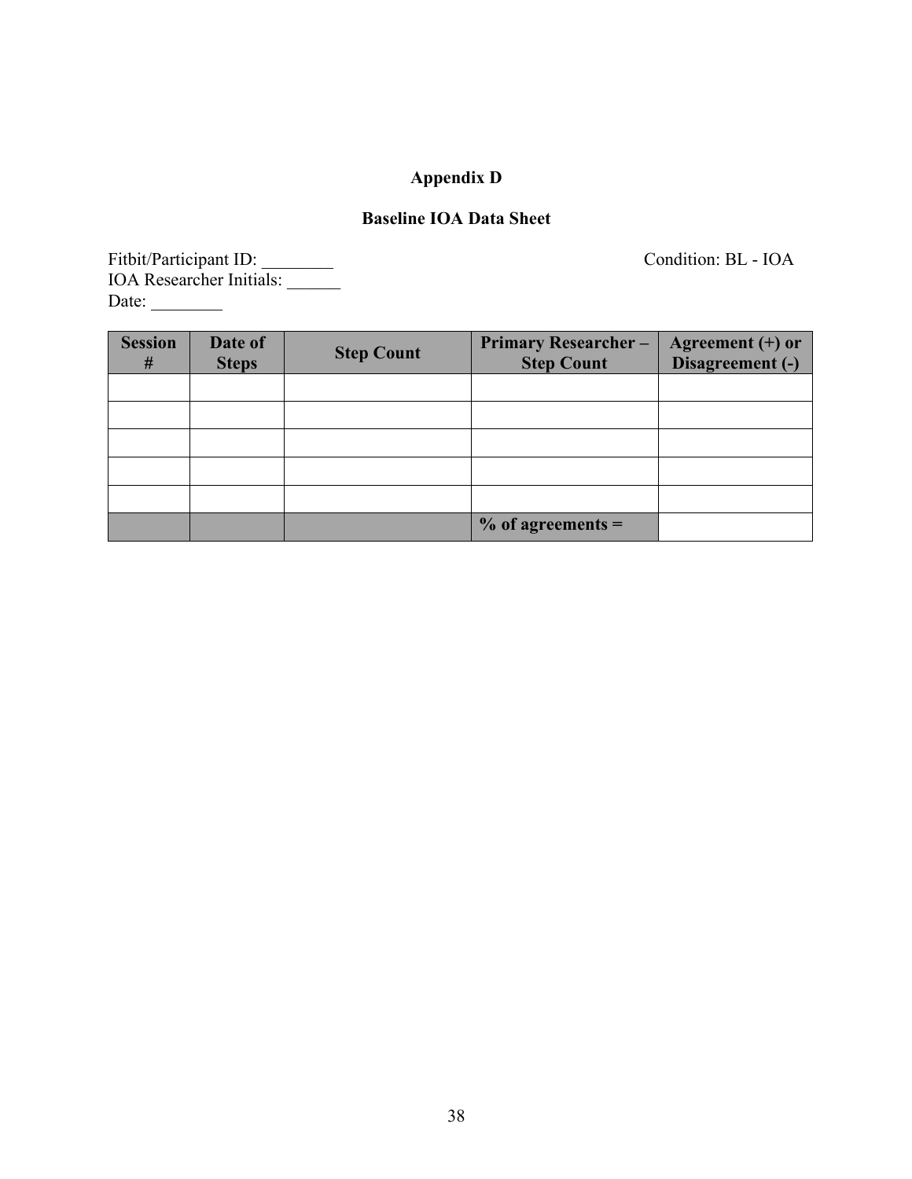## Appendix D

### Baseline IOA Data Sheet

Fitbit/Participant ID: ________ Condition: BL - IOA
IOA Researcher Initials: ______
Date: ________

| Session # | Date of Steps | Step Count | Primary Researcher – Step Count | Agreement (+) or Disagreement (-) |
|---|---|---|---|---|
| | | | | |
| | | | | |
| | | | | |
| | | | | |
| | | | | |
| | | | **% of agreements =** | |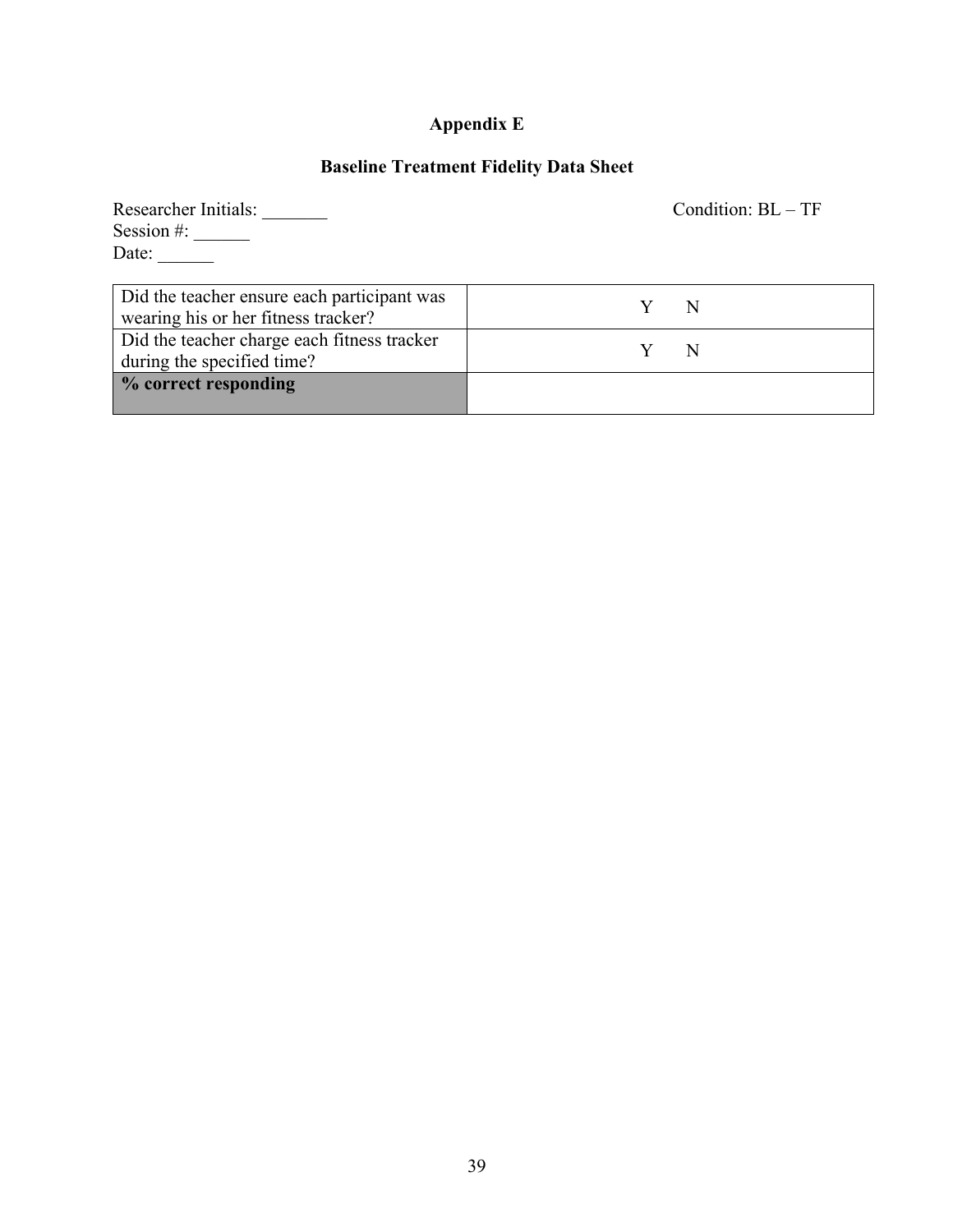## Appendix E

### Baseline Treatment Fidelity Data Sheet

Researcher Initials: _______ Condition: BL – TF
Session #: ______
Date: ______

| | |
|---|---|
| Did the teacher ensure each participant was wearing his or her fitness tracker? | Y N |
| Did the teacher charge each fitness tracker during the specified time? | Y N |
| **% correct responding** | |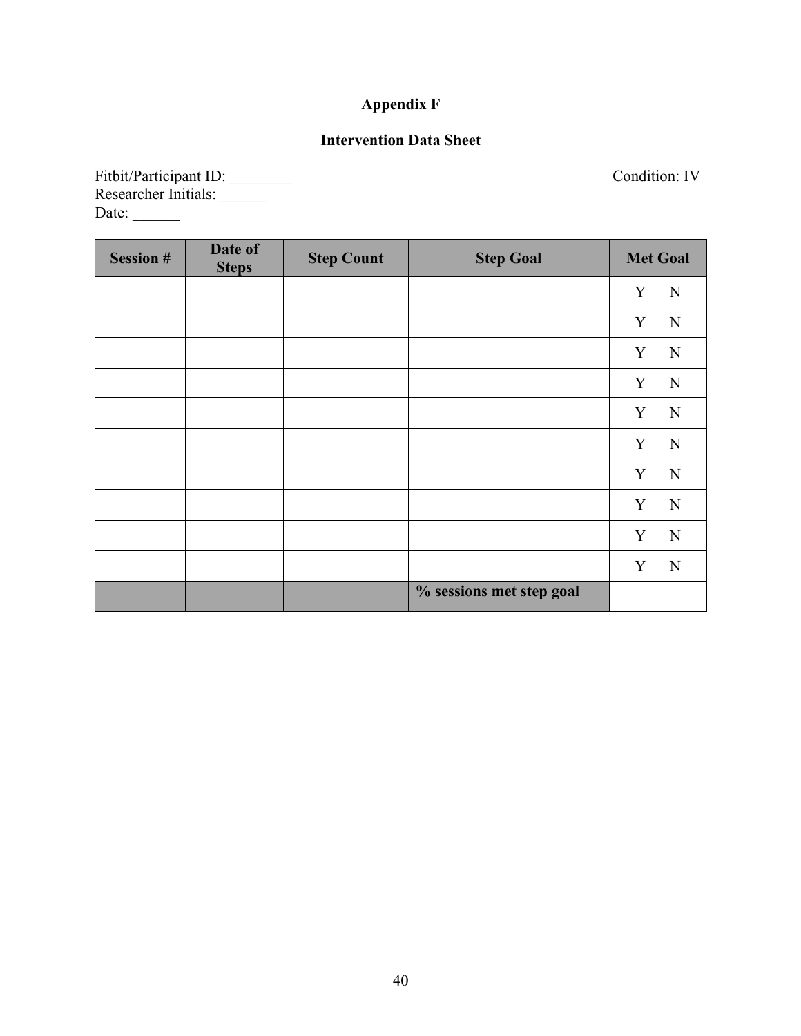## Appendix F

### Intervention Data Sheet

Fitbit/Participant ID: ________ Condition: IV
Researcher Initials: ______
Date: ______

| Session # | Date of Steps | Step Count | Step Goal | Met Goal |
|---|---|---|---|---|
| | | | | Y N |
| | | | | Y N |
| | | | | Y N |
| | | | | Y N |
| | | | | Y N |
| | | | | Y N |
| | | | | Y N |
| | | | | Y N |
| | | | | Y N |
| | | | | Y N |
| | | | **% sessions met step goal** | |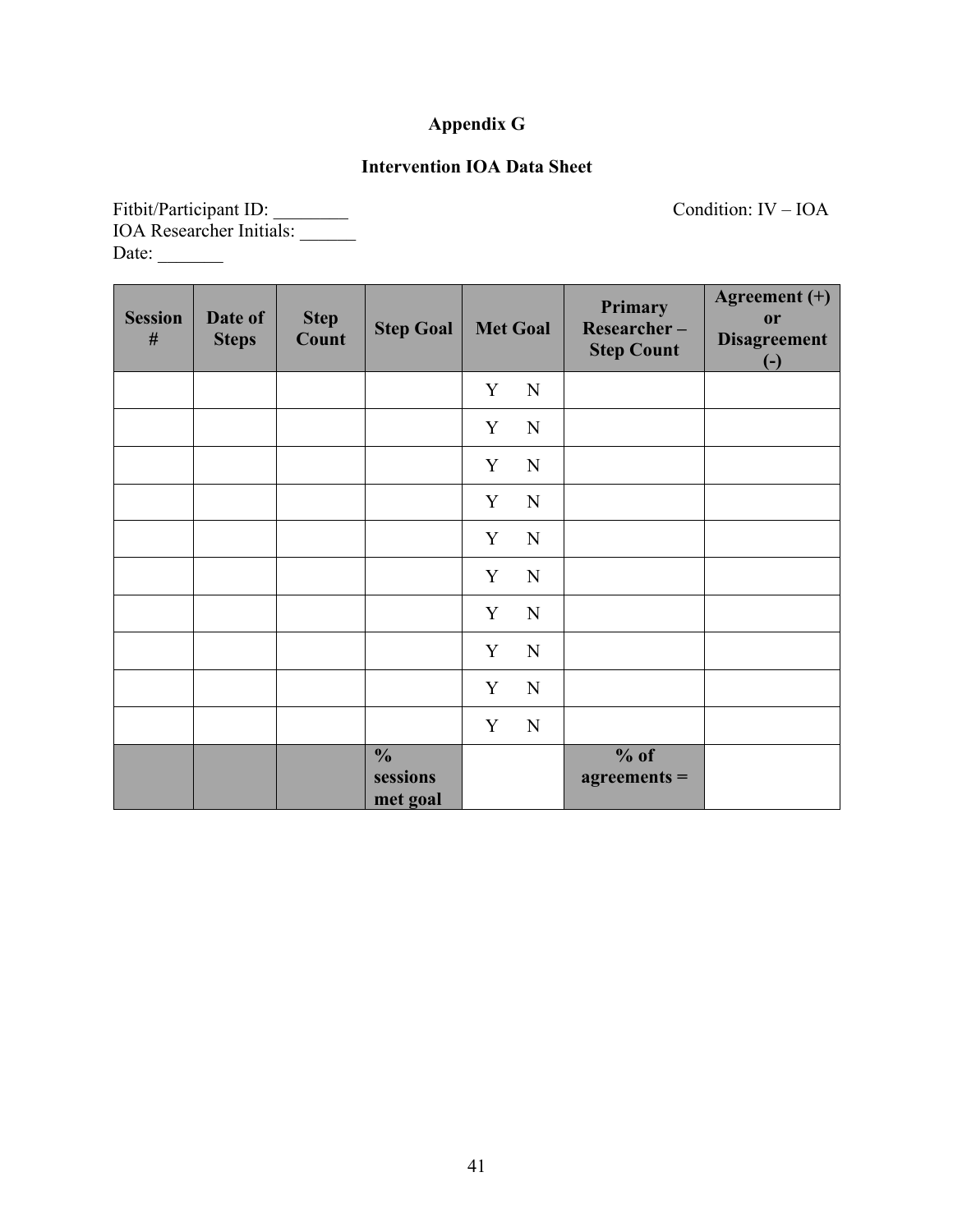# Appendix G

## Intervention IOA Data Sheet

Fitbit/Participant ID: ________  
IOA Researcher Initials: ______  
Date: _______

Condition: IV – IOA

| Session # | Date of Steps | Step Count | Step Goal | Met Goal | Primary Researcher – Step Count | Agreement (+) or Disagreement (-) |
|---|---|---|---|---|---|---|
| | | | | Y N | | |
| | | | | Y N | | |
| | | | | Y N | | |
| | | | | Y N | | |
| | | | | Y N | | |
| | | | | Y N | | |
| | | | | Y N | | |
| | | | | Y N | | |
| | | | | Y N | | |
| | | | | Y N | | |
| | | | **% sessions met goal** | | **% of agreements =** | |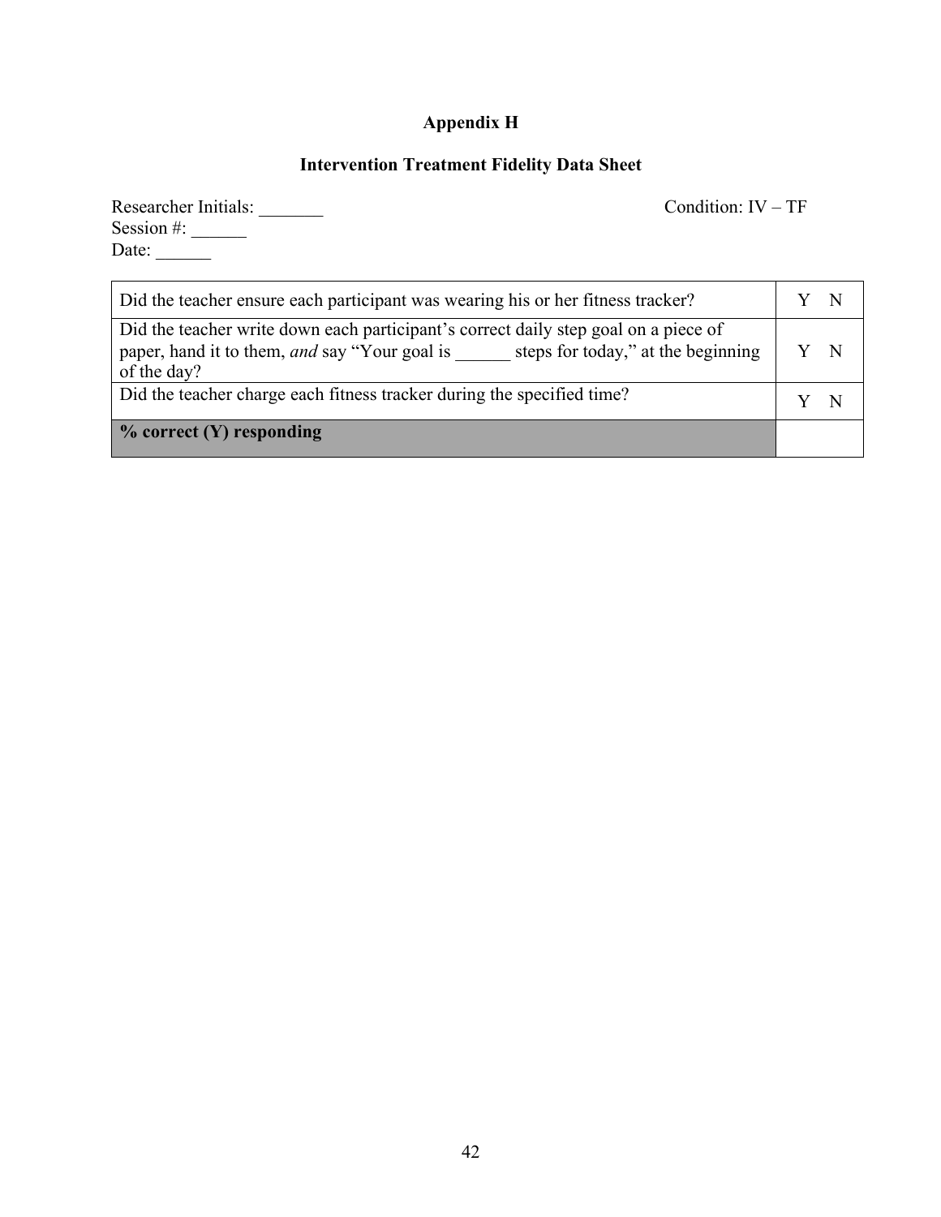## Appendix H

### Intervention Treatment Fidelity Data Sheet

Researcher Initials: _______

Session #: ______

Date: ______

Condition: IV – TF

| | |
|---|---|
| Did the teacher ensure each participant was wearing his or her fitness tracker? | Y N |
| Did the teacher write down each participant's correct daily step goal on a piece of paper, hand it to them, *and* say "Your goal is ______ steps for today," at the beginning of the day? | Y N |
| Did the teacher charge each fitness tracker during the specified time? | Y N |
| **% correct (Y) responding** | |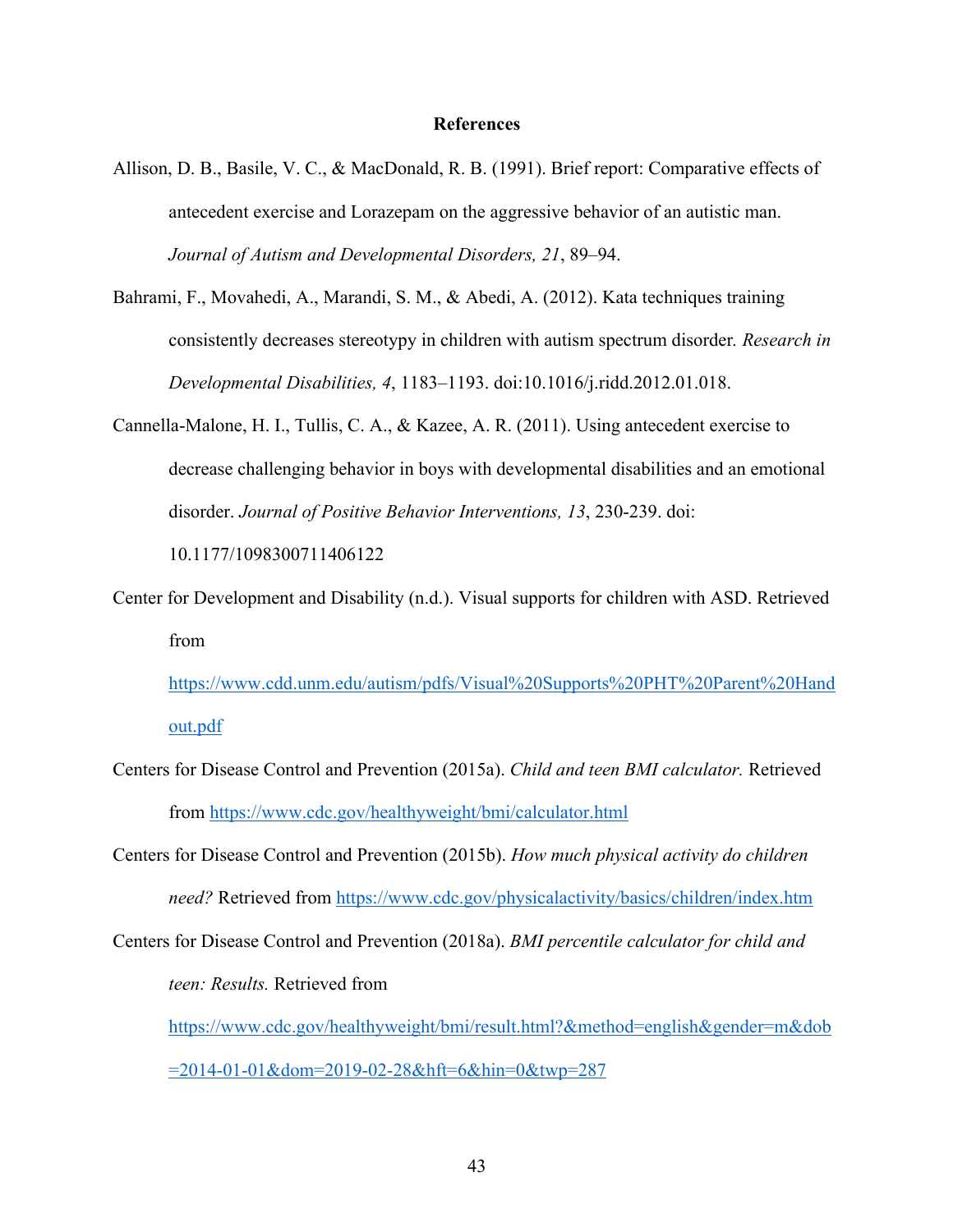# References

Allison, D. B., Basile, V. C., & MacDonald, R. B. (1991). Brief report: Comparative effects of antecedent exercise and Lorazepam on the aggressive behavior of an autistic man. *Journal of Autism and Developmental Disorders, 21*, 89–94.

Bahrami, F., Movahedi, A., Marandi, S. M., & Abedi, A. (2012). Kata techniques training consistently decreases stereotypy in children with autism spectrum disorder*. Research in Developmental Disabilities, 4*, 1183–1193. doi:10.1016/j.ridd.2012.01.018.

Cannella-Malone, H. I., Tullis, C. A., & Kazee, A. R. (2011). Using antecedent exercise to decrease challenging behavior in boys with developmental disabilities and an emotional disorder. *Journal of Positive Behavior Interventions, 13*, 230-239. doi: 10.1177/1098300711406122

Center for Development and Disability (n.d.). Visual supports for children with ASD. Retrieved from https://www.cdd.unm.edu/autism/pdfs/Visual%20Supports%20PHT%20Parent%20Handout.pdf

Centers for Disease Control and Prevention (2015a). *Child and teen BMI calculator.* Retrieved from https://www.cdc.gov/healthyweight/bmi/calculator.html

Centers for Disease Control and Prevention (2015b). *How much physical activity do children need?* Retrieved from https://www.cdc.gov/physicalactivity/basics/children/index.htm

Centers for Disease Control and Prevention (2018a). *BMI percentile calculator for child and teen: Results.* Retrieved from https://www.cdc.gov/healthyweight/bmi/result.html?&method=english&gender=m&dob=2014-01-01&dom=2019-02-28&hft=6&hin=0&twp=287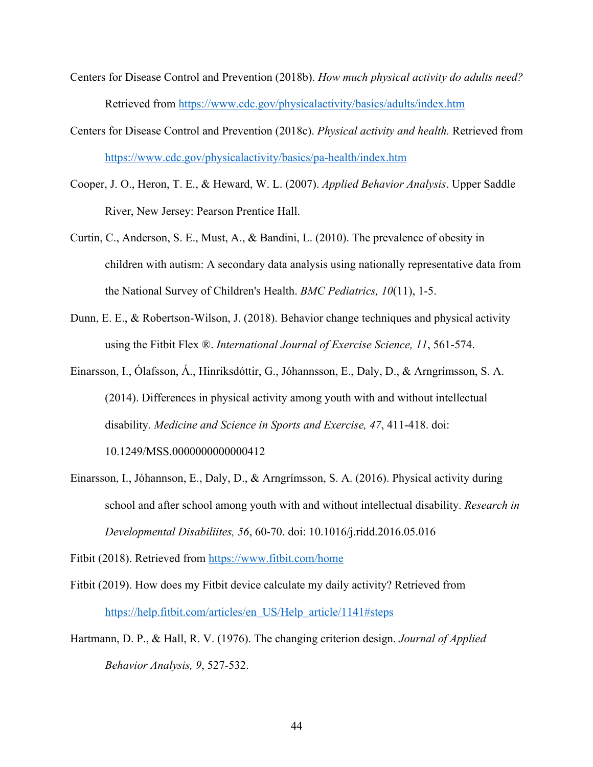Centers for Disease Control and Prevention (2018b). *How much physical activity do adults need?* Retrieved from https://www.cdc.gov/physicalactivity/basics/adults/index.htm

Centers for Disease Control and Prevention (2018c). *Physical activity and health.* Retrieved from https://www.cdc.gov/physicalactivity/basics/pa-health/index.htm

Cooper, J. O., Heron, T. E., & Heward, W. L. (2007). *Applied Behavior Analysis*. Upper Saddle River, New Jersey: Pearson Prentice Hall.

Curtin, C., Anderson, S. E., Must, A., & Bandini, L. (2010). The prevalence of obesity in children with autism: A secondary data analysis using nationally representative data from the National Survey of Children's Health. *BMC Pediatrics, 10*(11), 1-5.

Dunn, E. E., & Robertson-Wilson, J. (2018). Behavior change techniques and physical activity using the Fitbit Flex ®. *International Journal of Exercise Science, 11*, 561-574.

Einarsson, I., Ólafsson, Á., Hinriksdóttir, G., Jóhannsson, E., Daly, D., & Arngrímsson, S. A. (2014). Differences in physical activity among youth with and without intellectual disability. *Medicine and Science in Sports and Exercise, 47*, 411-418. doi: 10.1249/MSS.0000000000000412

Einarsson, I., Jóhannson, E., Daly, D., & Arngrímsson, S. A. (2016). Physical activity during school and after school among youth with and without intellectual disability. *Research in Developmental Disabiliites, 56*, 60-70. doi: 10.1016/j.ridd.2016.05.016

Fitbit (2018). Retrieved from https://www.fitbit.com/home

Fitbit (2019). How does my Fitbit device calculate my daily activity? Retrieved from https://help.fitbit.com/articles/en_US/Help_article/1141#steps

Hartmann, D. P., & Hall, R. V. (1976). The changing criterion design. *Journal of Applied Behavior Analysis, 9*, 527-532.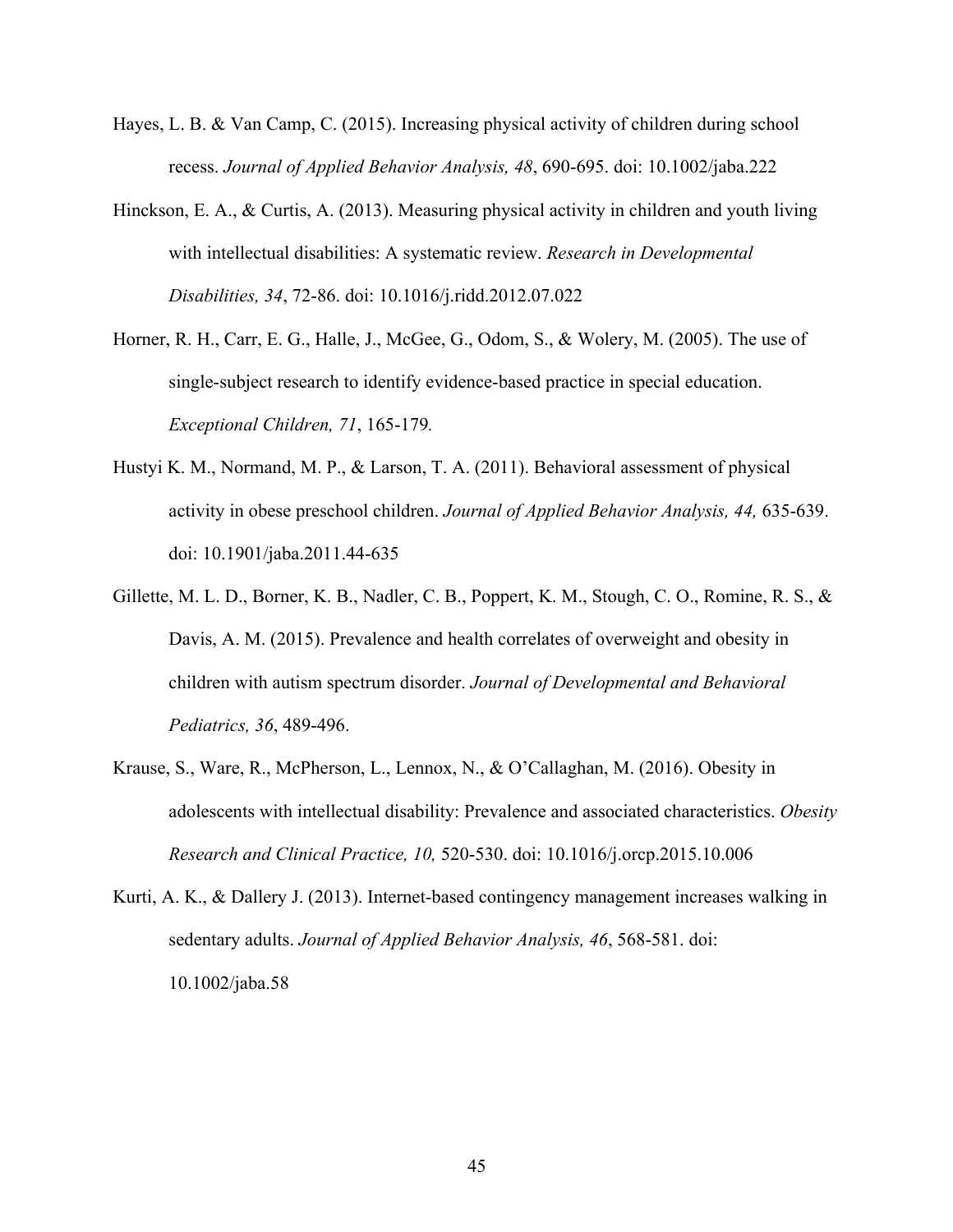Hayes, L. B. & Van Camp, C. (2015). Increasing physical activity of children during school recess. *Journal of Applied Behavior Analysis, 48*, 690-695. doi: 10.1002/jaba.222

Hinckson, E. A., & Curtis, A. (2013). Measuring physical activity in children and youth living with intellectual disabilities: A systematic review. *Research in Developmental Disabilities, 34*, 72-86. doi: 10.1016/j.ridd.2012.07.022

Horner, R. H., Carr, E. G., Halle, J., McGee, G., Odom, S., & Wolery, M. (2005). The use of single-subject research to identify evidence-based practice in special education. *Exceptional Children, 71*, 165-179*.*

Hustyi K. M., Normand, M. P., & Larson, T. A. (2011). Behavioral assessment of physical activity in obese preschool children. *Journal of Applied Behavior Analysis, 44,* 635-639. doi: 10.1901/jaba.2011.44-635

Gillette, M. L. D., Borner, K. B., Nadler, C. B., Poppert, K. M., Stough, C. O., Romine, R. S., & Davis, A. M. (2015). Prevalence and health correlates of overweight and obesity in children with autism spectrum disorder. *Journal of Developmental and Behavioral Pediatrics, 36*, 489-496.

Krause, S., Ware, R., McPherson, L., Lennox, N., & O'Callaghan, M. (2016). Obesity in adolescents with intellectual disability: Prevalence and associated characteristics. *Obesity Research and Clinical Practice, 10,* 520-530. doi: 10.1016/j.orcp.2015.10.006

Kurti, A. K., & Dallery J. (2013). Internet-based contingency management increases walking in sedentary adults. *Journal of Applied Behavior Analysis, 46*, 568-581. doi: 10.1002/jaba.58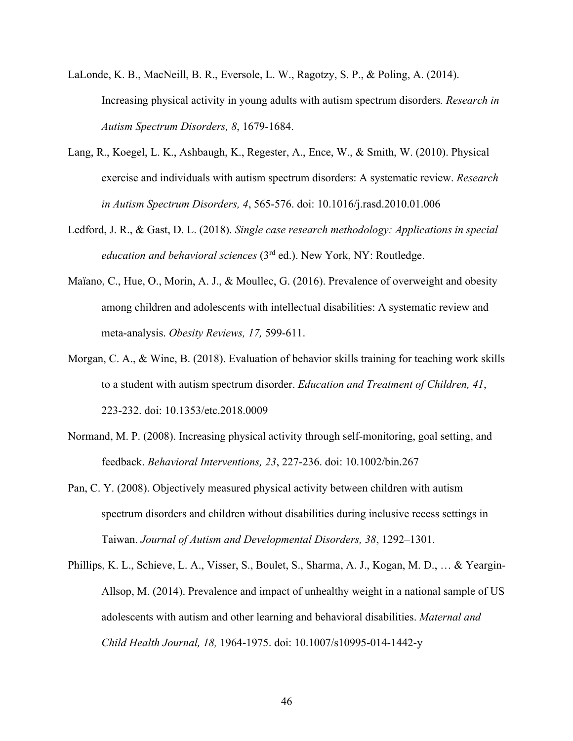LaLonde, K. B., MacNeill, B. R., Eversole, L. W., Ragotzy, S. P., & Poling, A. (2014). Increasing physical activity in young adults with autism spectrum disorders*. Research in Autism Spectrum Disorders, 8*, 1679-1684.

Lang, R., Koegel, L. K., Ashbaugh, K., Regester, A., Ence, W., & Smith, W. (2010). Physical exercise and individuals with autism spectrum disorders: A systematic review. *Research in Autism Spectrum Disorders, 4*, 565-576. doi: 10.1016/j.rasd.2010.01.006

Ledford, J. R., & Gast, D. L. (2018). *Single case research methodology: Applications in special education and behavioral sciences* (3rd ed.). New York, NY: Routledge.

Maïano, C., Hue, O., Morin, A. J., & Moullec, G. (2016). Prevalence of overweight and obesity among children and adolescents with intellectual disabilities: A systematic review and meta-analysis. *Obesity Reviews, 17,* 599-611.

Morgan, C. A., & Wine, B. (2018). Evaluation of behavior skills training for teaching work skills to a student with autism spectrum disorder. *Education and Treatment of Children, 41*, 223-232. doi: 10.1353/etc.2018.0009

Normand, M. P. (2008). Increasing physical activity through self-monitoring, goal setting, and feedback. *Behavioral Interventions, 23*, 227-236. doi: 10.1002/bin.267

Pan, C. Y. (2008). Objectively measured physical activity between children with autism spectrum disorders and children without disabilities during inclusive recess settings in Taiwan. *Journal of Autism and Developmental Disorders, 38*, 1292–1301.

Phillips, K. L., Schieve, L. A., Visser, S., Boulet, S., Sharma, A. J., Kogan, M. D., … & Yeargin-Allsop, M. (2014). Prevalence and impact of unhealthy weight in a national sample of US adolescents with autism and other learning and behavioral disabilities. *Maternal and Child Health Journal, 18,* 1964-1975. doi: 10.1007/s10995-014-1442-y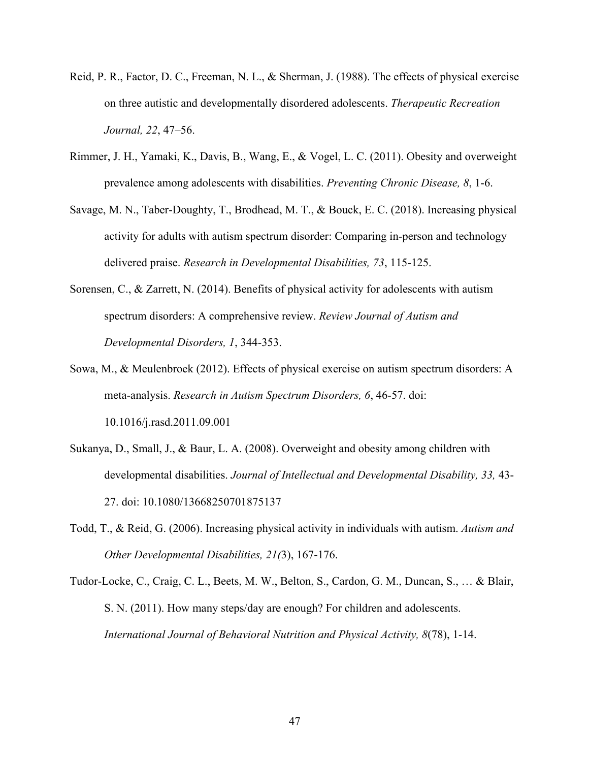Reid, P. R., Factor, D. C., Freeman, N. L., & Sherman, J. (1988). The effects of physical exercise on three autistic and developmentally disordered adolescents. *Therapeutic Recreation Journal, 22*, 47–56.

Rimmer, J. H., Yamaki, K., Davis, B., Wang, E., & Vogel, L. C. (2011). Obesity and overweight prevalence among adolescents with disabilities. *Preventing Chronic Disease, 8*, 1-6.

Savage, M. N., Taber-Doughty, T., Brodhead, M. T., & Bouck, E. C. (2018). Increasing physical activity for adults with autism spectrum disorder: Comparing in-person and technology delivered praise. *Research in Developmental Disabilities, 73*, 115-125.

Sorensen, C., & Zarrett, N. (2014). Benefits of physical activity for adolescents with autism spectrum disorders: A comprehensive review. *Review Journal of Autism and Developmental Disorders, 1*, 344-353.

Sowa, M., & Meulenbroek (2012). Effects of physical exercise on autism spectrum disorders: A meta-analysis. *Research in Autism Spectrum Disorders, 6*, 46-57. doi: 10.1016/j.rasd.2011.09.001

Sukanya, D., Small, J., & Baur, L. A. (2008). Overweight and obesity among children with developmental disabilities. *Journal of Intellectual and Developmental Disability, 33,* 43-27. doi: 10.1080/13668250701875137

Todd, T., & Reid, G. (2006). Increasing physical activity in individuals with autism. *Autism and Other Developmental Disabilities, 21(*3), 167-176.

Tudor-Locke, C., Craig, C. L., Beets, M. W., Belton, S., Cardon, G. M., Duncan, S., … & Blair, S. N. (2011). How many steps/day are enough? For children and adolescents. *International Journal of Behavioral Nutrition and Physical Activity, 8*(78), 1-14.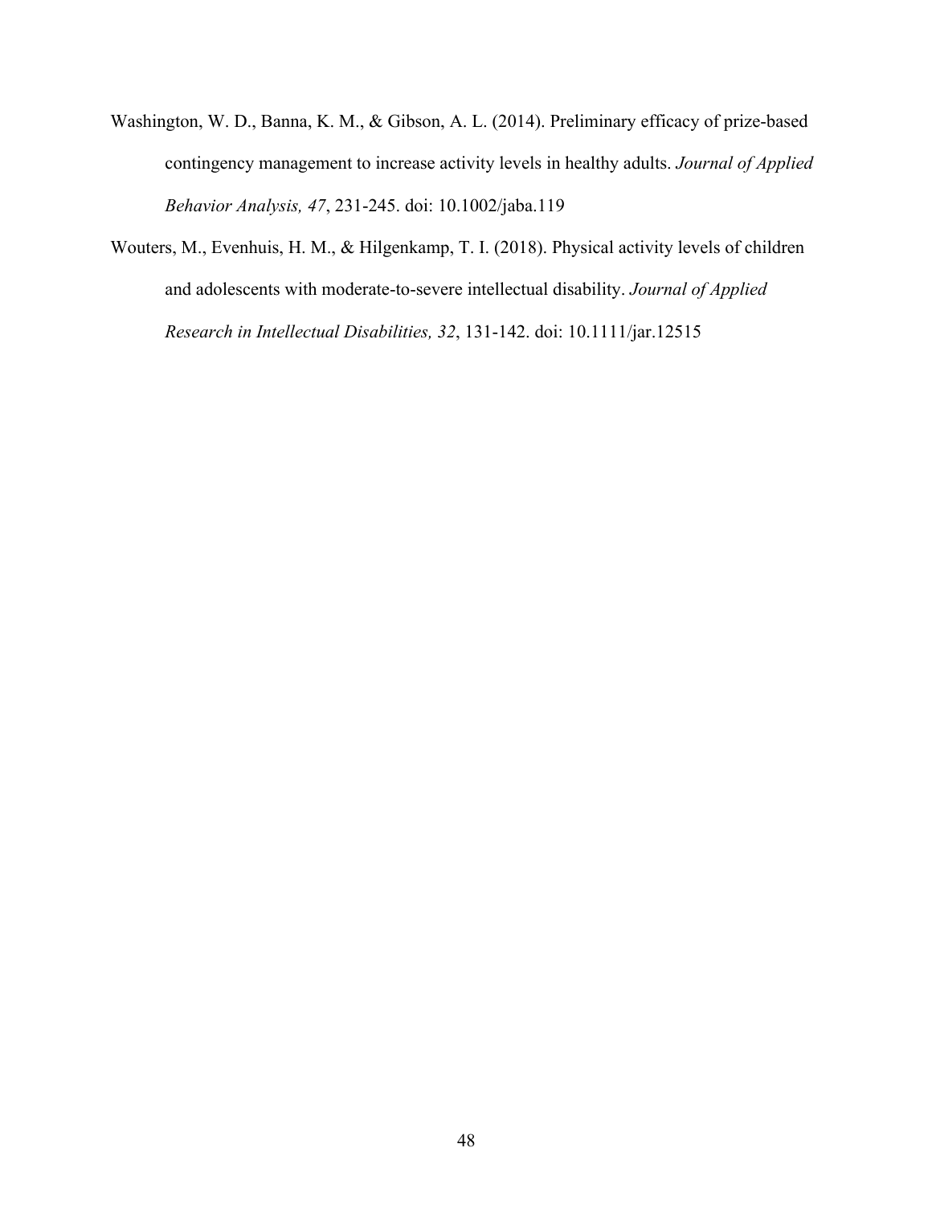Washington, W. D., Banna, K. M., & Gibson, A. L. (2014). Preliminary efficacy of prize-based contingency management to increase activity levels in healthy adults. *Journal of Applied Behavior Analysis, 47*, 231-245. doi: 10.1002/jaba.119

Wouters, M., Evenhuis, H. M., & Hilgenkamp, T. I. (2018). Physical activity levels of children and adolescents with moderate-to-severe intellectual disability. *Journal of Applied Research in Intellectual Disabilities, 32*, 131-142. doi: 10.1111/jar.12515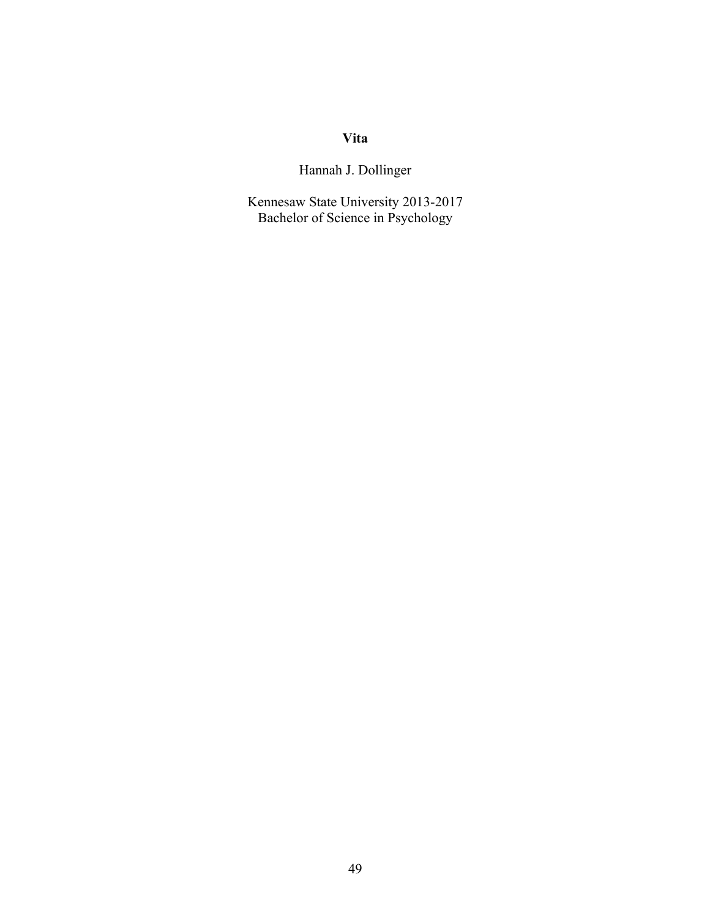# Vita

Hannah J. Dollinger

Kennesaw State University 2013-2017
Bachelor of Science in Psychology